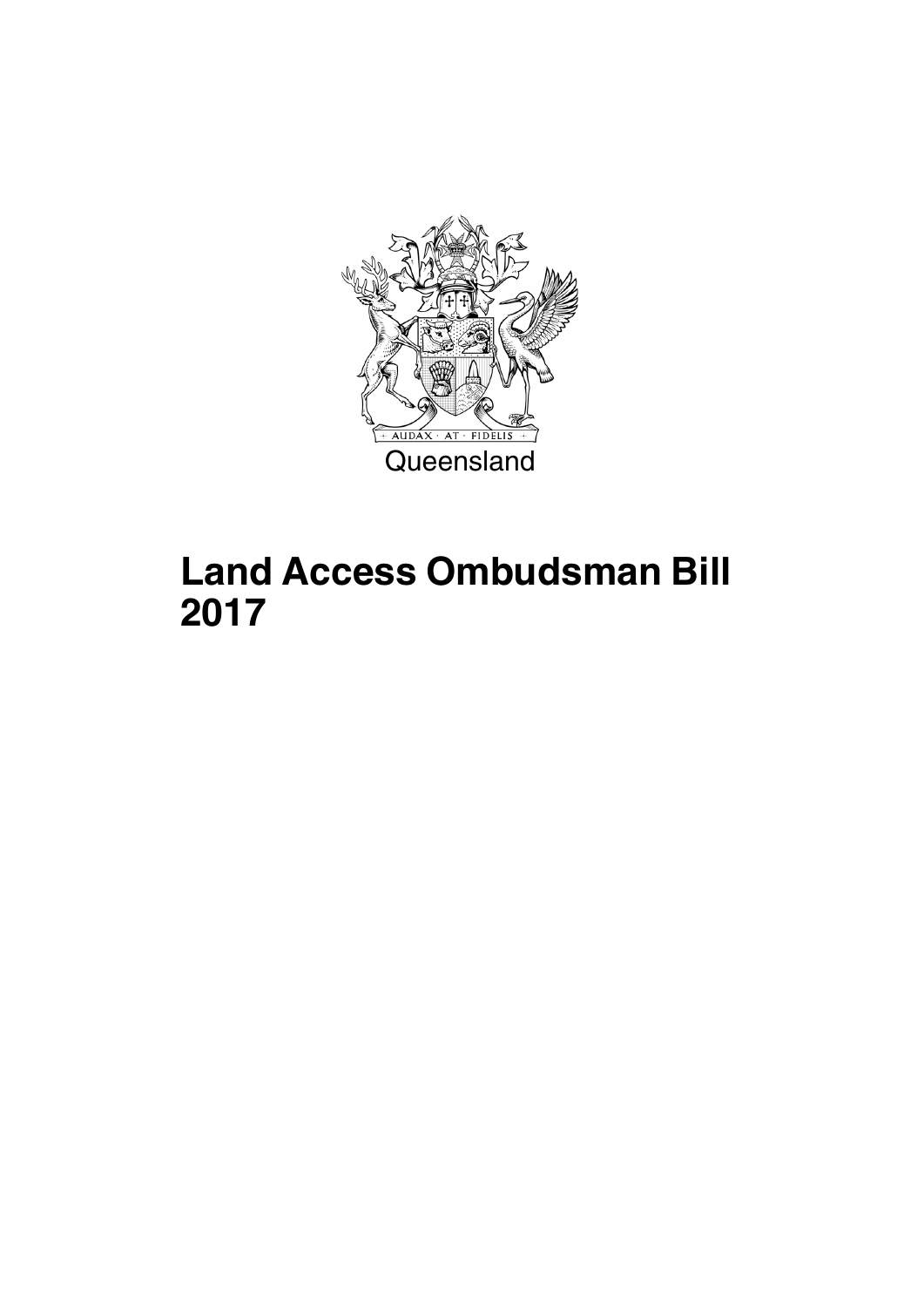Queensland

# Land Access Ombudsman Bill 2017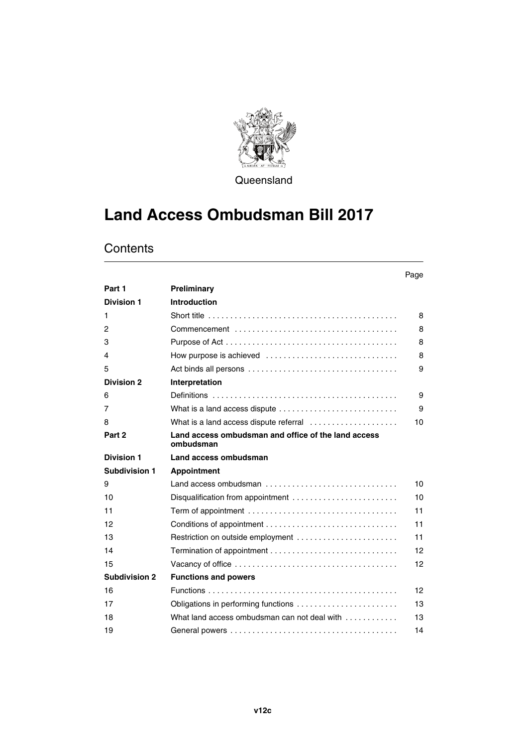Queensland

# Land Access Ombudsman Bill 2017

## Contents

| | | Page |
|---|---|---|
| **Part 1** | **Preliminary** | |
| **Division 1** | **Introduction** | |
| 1 | Short title | 8 |
| 2 | Commencement | 8 |
| 3 | Purpose of Act | 8 |
| 4 | How purpose is achieved | 8 |
| 5 | Act binds all persons | 9 |
| **Division 2** | **Interpretation** | |
| 6 | Definitions | 9 |
| 7 | What is a land access dispute | 9 |
| 8 | What is a land access dispute referral | 10 |
| **Part 2** | **Land access ombudsman and office of the land access ombudsman** | |
| **Division 1** | **Land access ombudsman** | |
| **Subdivision 1** | **Appointment** | |
| 9 | Land access ombudsman | 10 |
| 10 | Disqualification from appointment | 10 |
| 11 | Term of appointment | 11 |
| 12 | Conditions of appointment | 11 |
| 13 | Restriction on outside employment | 11 |
| 14 | Termination of appointment | 12 |
| 15 | Vacancy of office | 12 |
| **Subdivision 2** | **Functions and powers** | |
| 16 | Functions | 12 |
| 17 | Obligations in performing functions | 13 |
| 18 | What land access ombudsman can not deal with | 13 |
| 19 | General powers | 14 |

v12c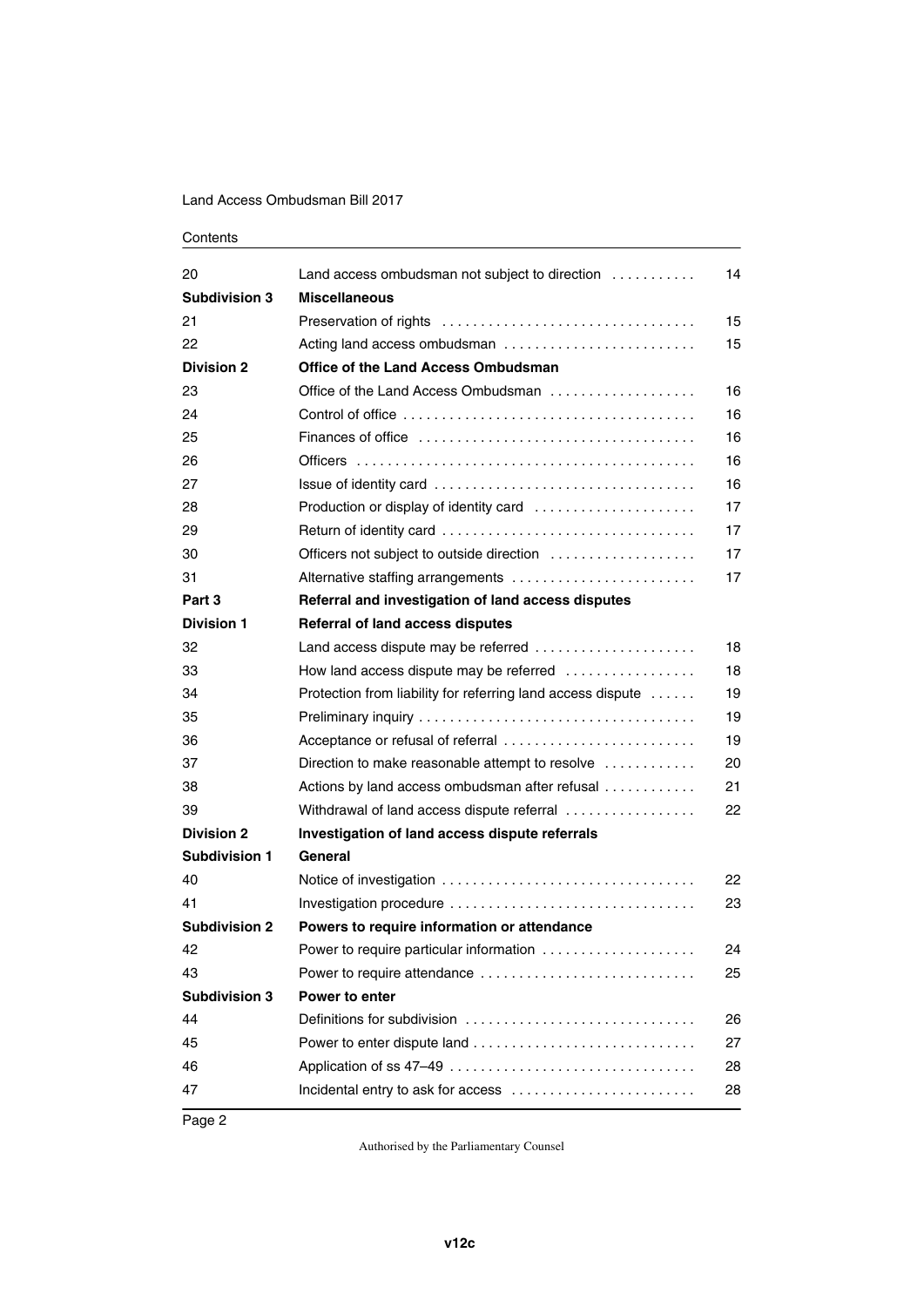| | | |
|---|---|---|
| 20 | Land access ombudsman not subject to direction | 14 |
| **Subdivision 3** | **Miscellaneous** | |
| 21 | Preservation of rights | 15 |
| 22 | Acting land access ombudsman | 15 |
| **Division 2** | **Office of the Land Access Ombudsman** | |
| 23 | Office of the Land Access Ombudsman | 16 |
| 24 | Control of office | 16 |
| 25 | Finances of office | 16 |
| 26 | Officers | 16 |
| 27 | Issue of identity card | 16 |
| 28 | Production or display of identity card | 17 |
| 29 | Return of identity card | 17 |
| 30 | Officers not subject to outside direction | 17 |
| 31 | Alternative staffing arrangements | 17 |
| **Part 3** | **Referral and investigation of land access disputes** | |
| **Division 1** | **Referral of land access disputes** | |
| 32 | Land access dispute may be referred | 18 |
| 33 | How land access dispute may be referred | 18 |
| 34 | Protection from liability for referring land access dispute | 19 |
| 35 | Preliminary inquiry | 19 |
| 36 | Acceptance or refusal of referral | 19 |
| 37 | Direction to make reasonable attempt to resolve | 20 |
| 38 | Actions by land access ombudsman after refusal | 21 |
| 39 | Withdrawal of land access dispute referral | 22 |
| **Division 2** | **Investigation of land access dispute referrals** | |
| **Subdivision 1** | **General** | |
| 40 | Notice of investigation | 22 |
| 41 | Investigation procedure | 23 |
| **Subdivision 2** | **Powers to require information or attendance** | |
| 42 | Power to require particular information | 24 |
| 43 | Power to require attendance | 25 |
| **Subdivision 3** | **Power to enter** | |
| 44 | Definitions for subdivision | 26 |
| 45 | Power to enter dispute land | 27 |
| 46 | Application of ss 47–49 | 28 |
| 47 | Incidental entry to ask for access | 28 |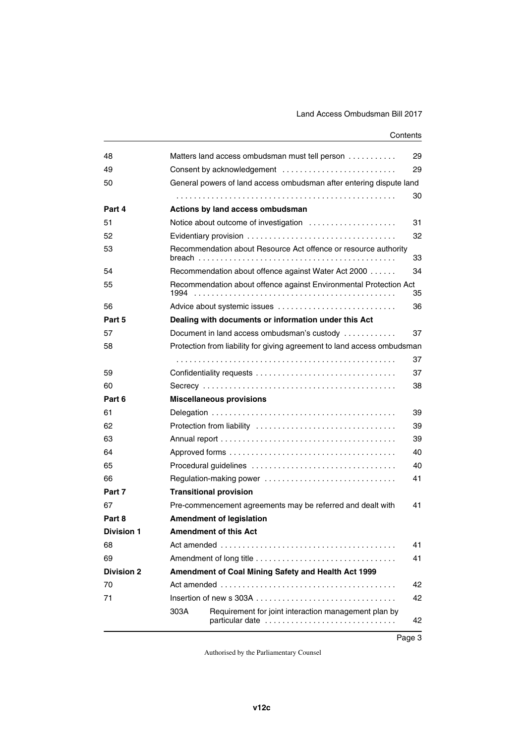| | | |
|---|---|---|
| 48 | Matters land access ombudsman must tell person | 29 |
| 49 | Consent by acknowledgement | 29 |
| 50 | General powers of land access ombudsman after entering dispute land | 30 |
| **Part 4** | **Actions by land access ombudsman** | |
| 51 | Notice about outcome of investigation | 31 |
| 52 | Evidentiary provision | 32 |
| 53 | Recommendation about Resource Act offence or resource authority breach | 33 |
| 54 | Recommendation about offence against Water Act 2000 | 34 |
| 55 | Recommendation about offence against Environmental Protection Act 1994 | 35 |
| 56 | Advice about systemic issues | 36 |
| **Part 5** | **Dealing with documents or information under this Act** | |
| 57 | Document in land access ombudsman's custody | 37 |
| 58 | Protection from liability for giving agreement to land access ombudsman | 37 |
| 59 | Confidentiality requests | 37 |
| 60 | Secrecy | 38 |
| **Part 6** | **Miscellaneous provisions** | |
| 61 | Delegation | 39 |
| 62 | Protection from liability | 39 |
| 63 | Annual report | 39 |
| 64 | Approved forms | 40 |
| 65 | Procedural guidelines | 40 |
| 66 | Regulation-making power | 41 |
| **Part 7** | **Transitional provision** | |
| 67 | Pre-commencement agreements may be referred and dealt with | 41 |
| **Part 8** | **Amendment of legislation** | |
| **Division 1** | **Amendment of this Act** | |
| 68 | Act amended | 41 |
| 69 | Amendment of long title | 41 |
| **Division 2** | **Amendment of Coal Mining Safety and Health Act 1999** | |
| 70 | Act amended | 42 |
| 71 | Insertion of new s 303A | 42 |
| | 303A Requirement for joint interaction management plan by particular date | 42 |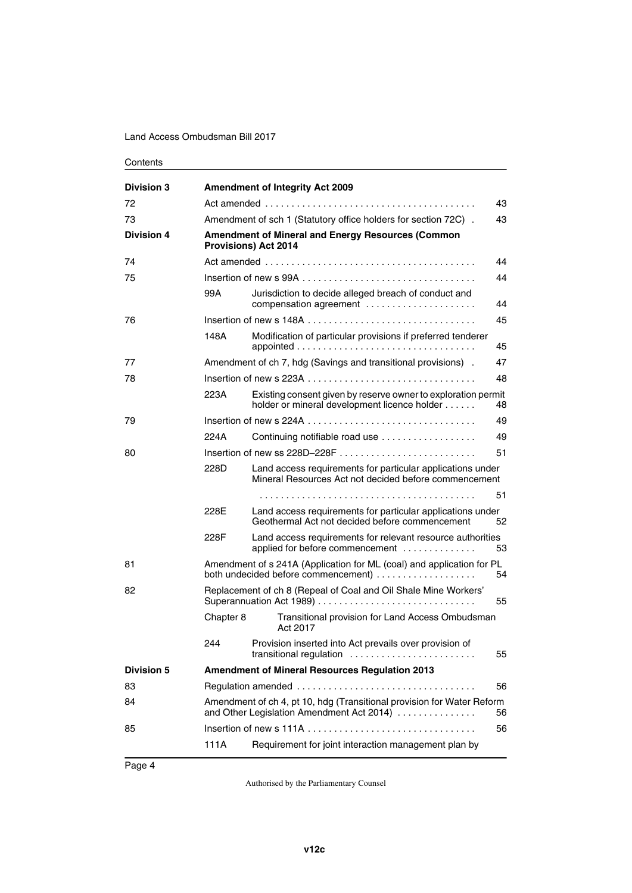| | | | |
|---|---|---|---|
| **Division 3** | **Amendment of Integrity Act 2009** | | |
| 72 | Act amended | | 43 |
| 73 | Amendment of sch 1 (Statutory office holders for section 72C) | | 43 |
| **Division 4** | **Amendment of Mineral and Energy Resources (Common Provisions) Act 2014** | | |
| 74 | Act amended | | 44 |
| 75 | Insertion of new s 99A | | 44 |
| | 99A | Jurisdiction to decide alleged breach of conduct and compensation agreement | 44 |
| 76 | Insertion of new s 148A | | 45 |
| | 148A | Modification of particular provisions if preferred tenderer appointed | 45 |
| 77 | Amendment of ch 7, hdg (Savings and transitional provisions) | | 47 |
| 78 | Insertion of new s 223A | | 48 |
| | 223A | Existing consent given by reserve owner to exploration permit holder or mineral development licence holder | 48 |
| 79 | Insertion of new s 224A | | 49 |
| | 224A | Continuing notifiable road use | 49 |
| 80 | Insertion of new ss 228D–228F | | 51 |
| | 228D | Land access requirements for particular applications under Mineral Resources Act not decided before commencement | 51 |
| | 228E | Land access requirements for particular applications under Geothermal Act not decided before commencement | 52 |
| | 228F | Land access requirements for relevant resource authorities applied for before commencement | 53 |
| 81 | Amendment of s 241A (Application for ML (coal) and application for PL both undecided before commencement) | | 54 |
| 82 | Replacement of ch 8 (Repeal of Coal and Oil Shale Mine Workers' Superannuation Act 1989) | | 55 |
| | Chapter 8 | Transitional provision for Land Access Ombudsman Act 2017 | |
| | 244 | Provision inserted into Act prevails over provision of transitional regulation | 55 |
| **Division 5** | **Amendment of Mineral Resources Regulation 2013** | | |
| 83 | Regulation amended | | 56 |
| 84 | Amendment of ch 4, pt 10, hdg (Transitional provision for Water Reform and Other Legislation Amendment Act 2014) | | 56 |
| 85 | Insertion of new s 111A | | 56 |
| | 111A | Requirement for joint interaction management plan by | |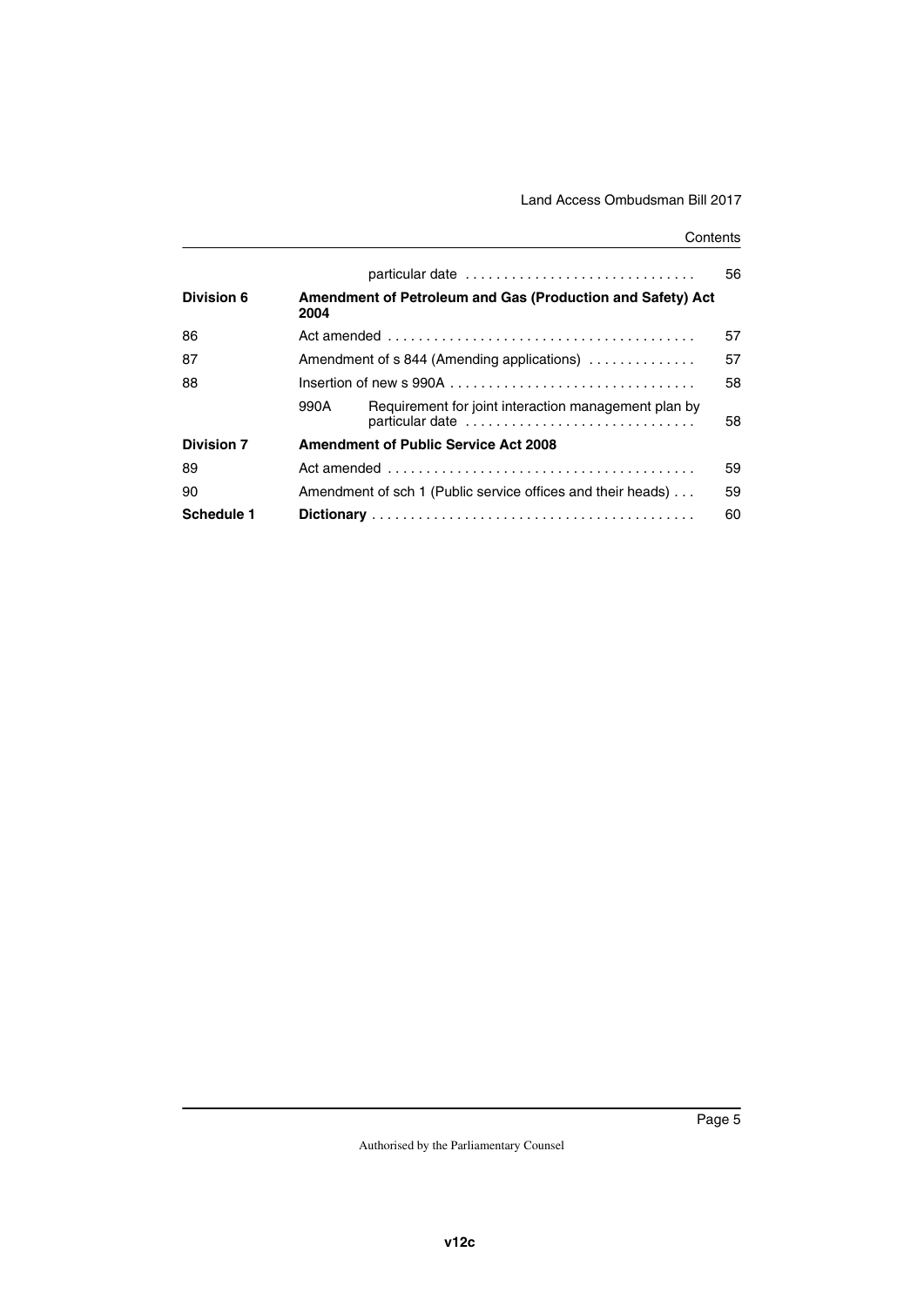| | | | |
|---|---|---|---|
| | | particular date | 56 |
| **Division 6** | **Amendment of Petroleum and Gas (Production and Safety) Act 2004** | | |
| 86 | Act amended | | 57 |
| 87 | Amendment of s 844 (Amending applications) | | 57 |
| 88 | Insertion of new s 990A | | 58 |
| | 990A | Requirement for joint interaction management plan by particular date | 58 |
| **Division 7** | **Amendment of Public Service Act 2008** | | |
| 89 | Act amended | | 59 |
| 90 | Amendment of sch 1 (Public service offices and their heads) | | 59 |
| **Schedule 1** | **Dictionary** | | 60 |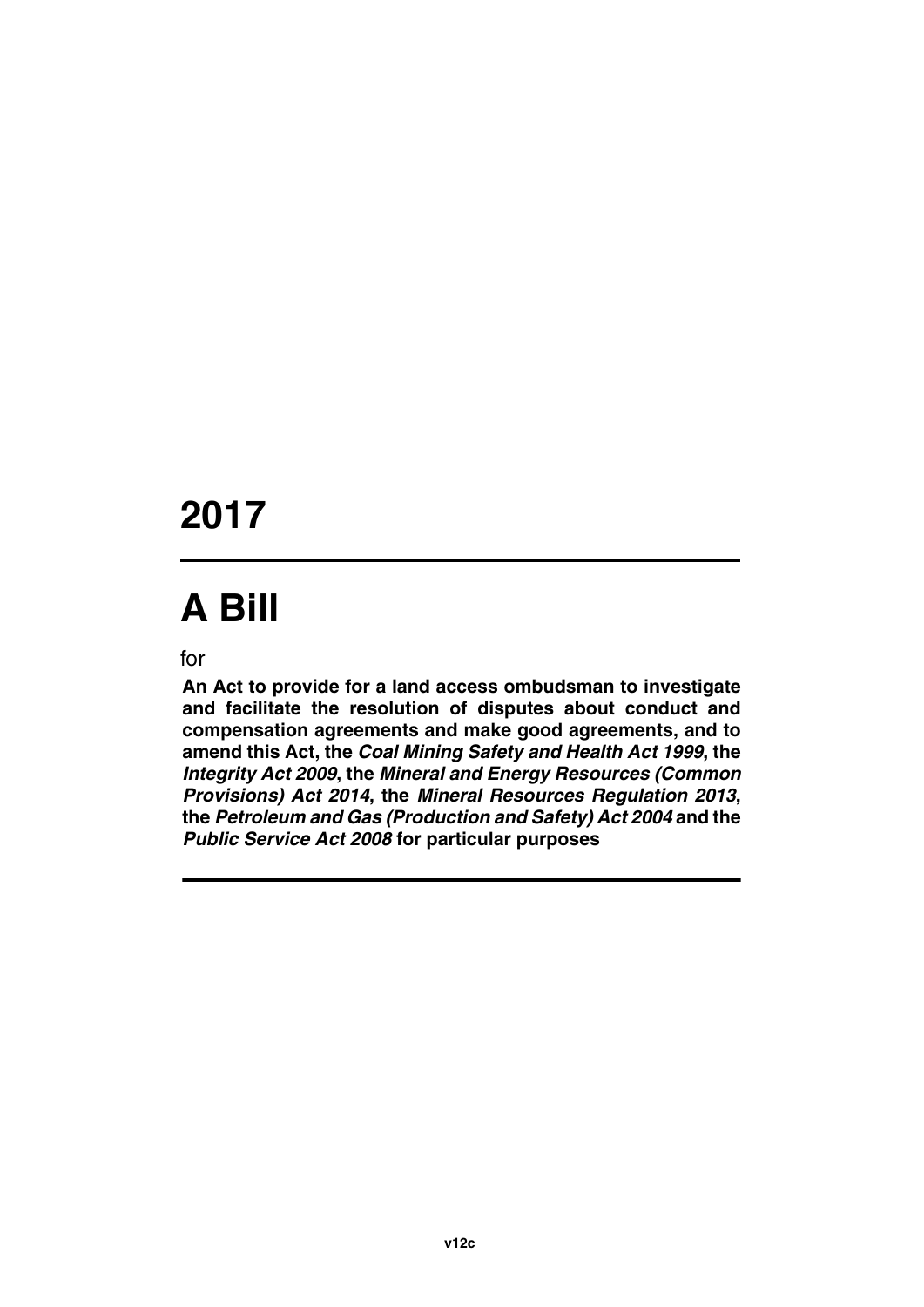# 2017

# A Bill

for

**An Act to provide for a land access ombudsman to investigate and facilitate the resolution of disputes about conduct and compensation agreements and make good agreements, and to amend this Act, the *Coal Mining Safety and Health Act 1999*, the *Integrity Act 2009*, the *Mineral and Energy Resources (Common Provisions) Act 2014*, the *Mineral Resources Regulation 2013*, the *Petroleum and Gas (Production and Safety) Act 2004* and the *Public Service Act 2008* for particular purposes**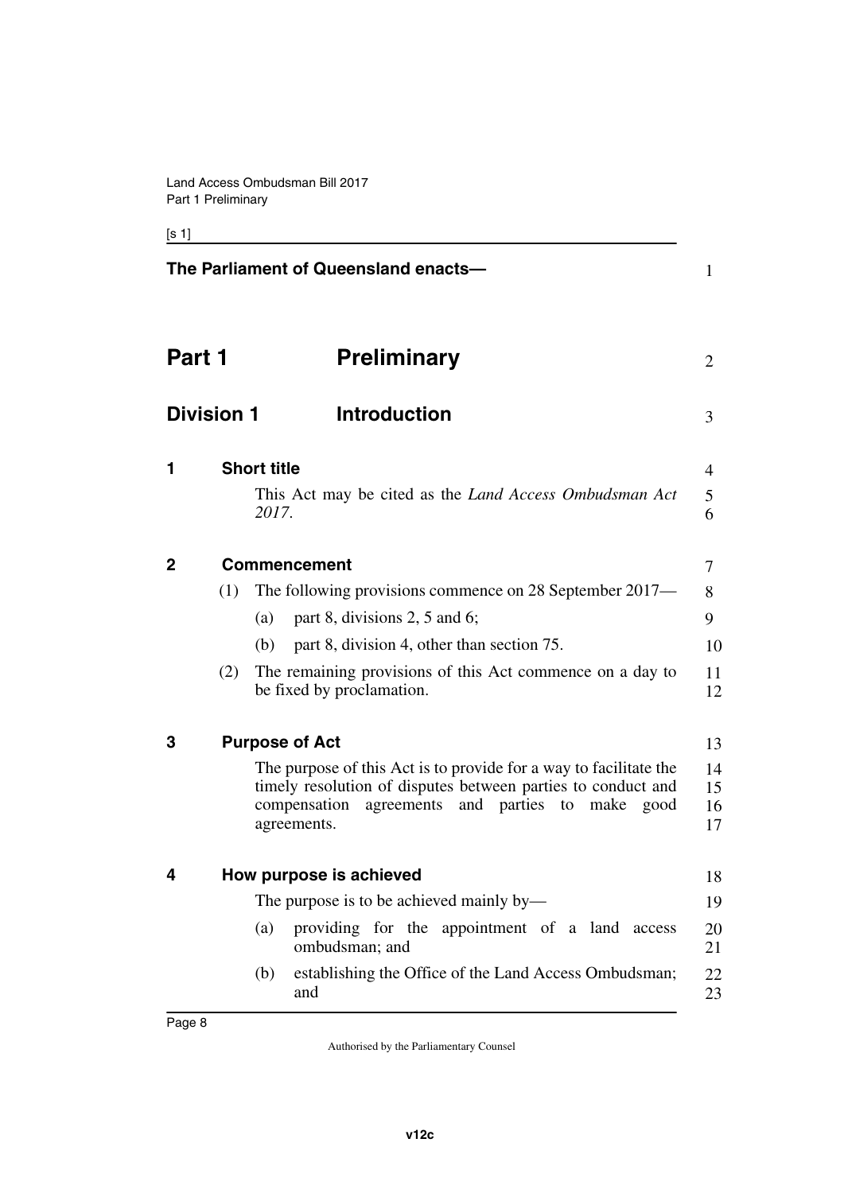**The Parliament of Queensland enacts—**

# Part 1 Preliminary

## Division 1 Introduction

### 1 Short title

This Act may be cited as the *Land Access Ombudsman Act 2017*.

### 2 Commencement

(1) The following provisions commence on 28 September 2017—

(a) part 8, divisions 2, 5 and 6;

(b) part 8, division 4, other than section 75.

(2) The remaining provisions of this Act commence on a day to be fixed by proclamation.

### 3 Purpose of Act

The purpose of this Act is to provide for a way to facilitate the timely resolution of disputes between parties to conduct and compensation agreements and parties to make good agreements.

### 4 How purpose is achieved

The purpose is to be achieved mainly by—

(a) providing for the appointment of a land access ombudsman; and

(b) establishing the Office of the Land Access Ombudsman; and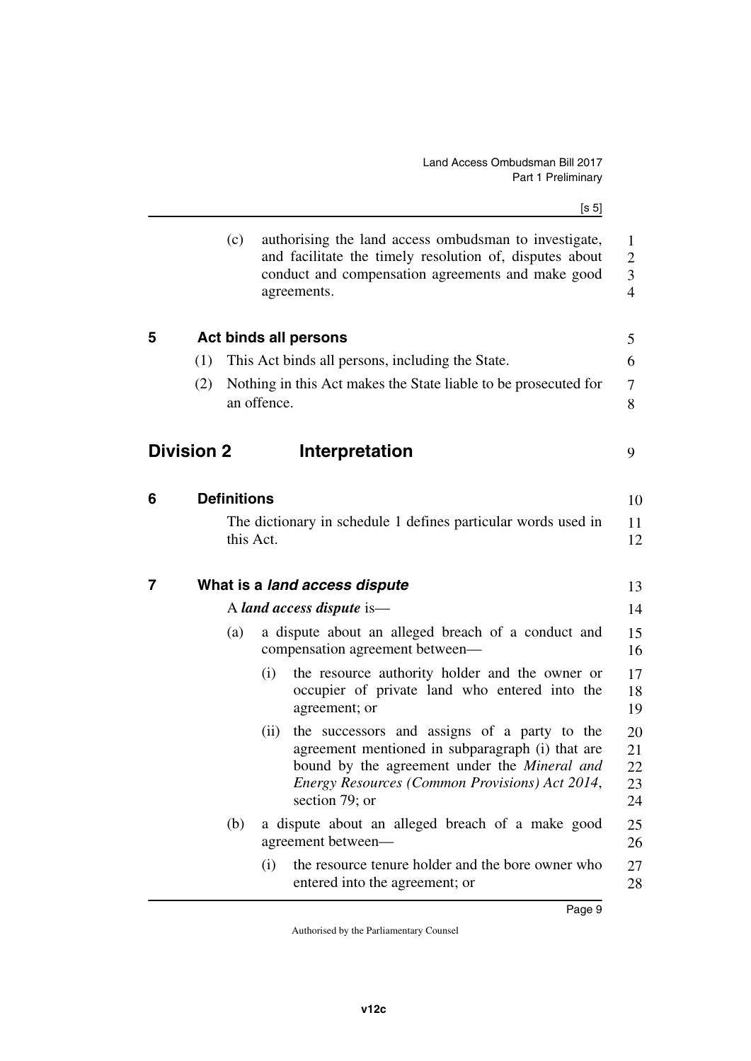(c) authorising the land access ombudsman to investigate, and facilitate the timely resolution of, disputes about conduct and compensation agreements and make good agreements.

### 5 Act binds all persons

(1) This Act binds all persons, including the State.

(2) Nothing in this Act makes the State liable to be prosecuted for an offence.

## Division 2 Interpretation

### 6 Definitions

The dictionary in schedule 1 defines particular words used in this Act.

### 7 What is a *land access dispute*

A ***land access dispute*** is—

(a) a dispute about an alleged breach of a conduct and compensation agreement between—

(i) the resource authority holder and the owner or occupier of private land who entered into the agreement; or

(ii) the successors and assigns of a party to the agreement mentioned in subparagraph (i) that are bound by the agreement under the *Mineral and Energy Resources (Common Provisions) Act 2014*, section 79; or

(b) a dispute about an alleged breach of a make good agreement between—

(i) the resource tenure holder and the bore owner who entered into the agreement; or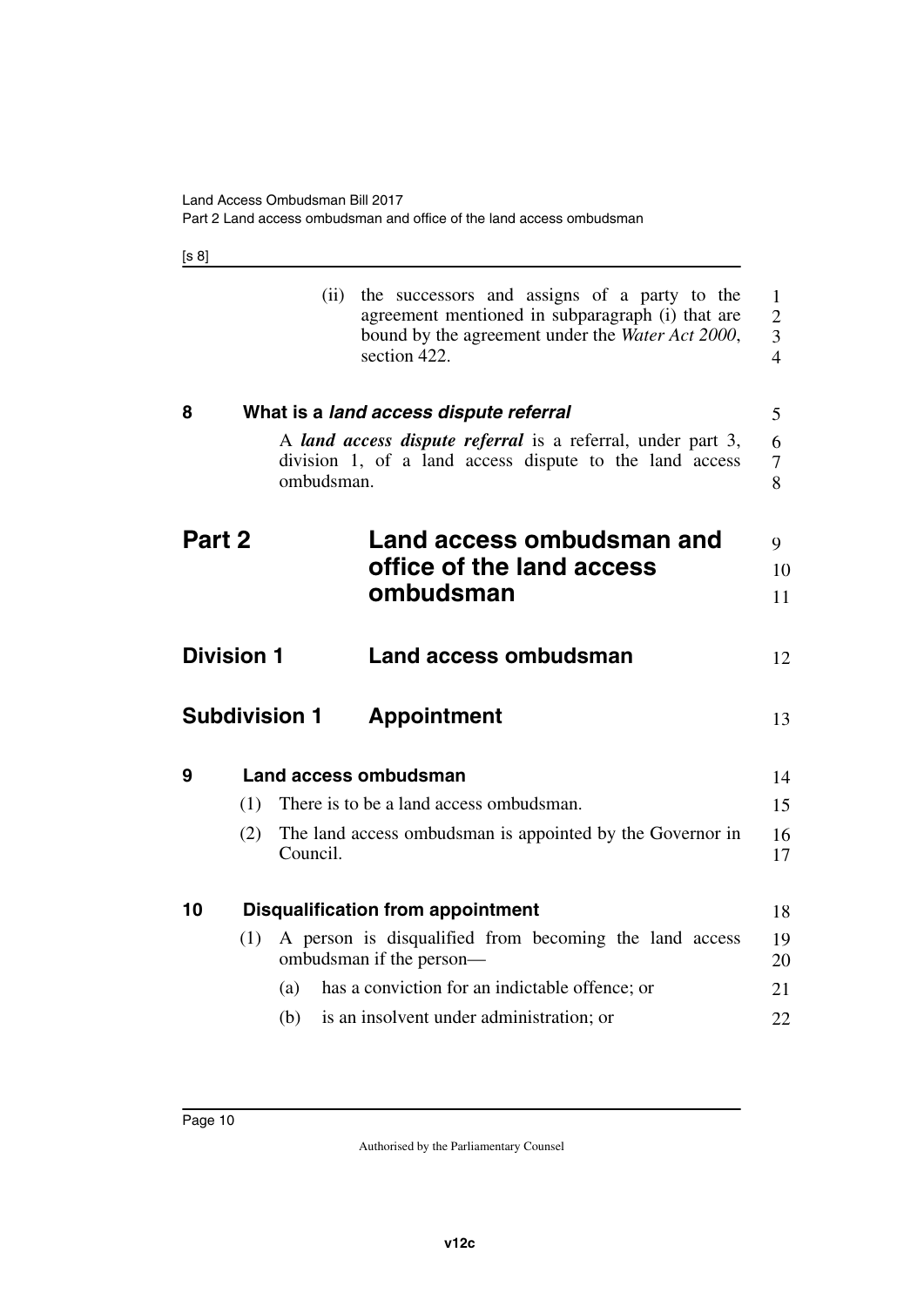(ii) the successors and assigns of a party to the agreement mentioned in subparagraph (i) that are bound by the agreement under the *Water Act 2000*, section 422.

### 8 What is a *land access dispute referral*

A ***land access dispute referral*** is a referral, under part 3, division 1, of a land access dispute to the land access ombudsman.

# Part 2 Land access ombudsman and office of the land access ombudsman

## Division 1 Land access ombudsman

## Subdivision 1 Appointment

### 9 Land access ombudsman

(1) There is to be a land access ombudsman.

(2) The land access ombudsman is appointed by the Governor in Council.

### 10 Disqualification from appointment

(1) A person is disqualified from becoming the land access ombudsman if the person—

(a) has a conviction for an indictable offence; or

(b) is an insolvent under administration; or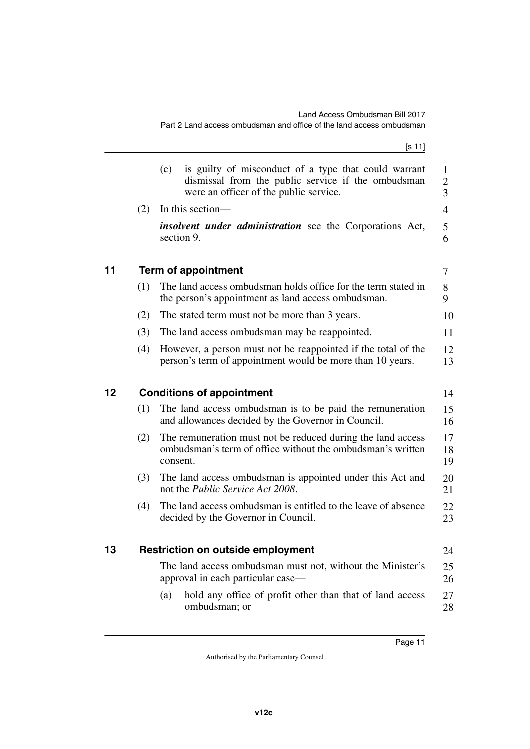(c) is guilty of misconduct of a type that could warrant dismissal from the public service if the ombudsman were an officer of the public service.

(2) In this section—

***insolvent under administration*** see the Corporations Act, section 9.

## 11 Term of appointment

(1) The land access ombudsman holds office for the term stated in the person's appointment as land access ombudsman.

(2) The stated term must not be more than 3 years.

(3) The land access ombudsman may be reappointed.

(4) However, a person must not be reappointed if the total of the person's term of appointment would be more than 10 years.

## 12 Conditions of appointment

(1) The land access ombudsman is to be paid the remuneration and allowances decided by the Governor in Council.

(2) The remuneration must not be reduced during the land access ombudsman's term of office without the ombudsman's written consent.

(3) The land access ombudsman is appointed under this Act and not the *Public Service Act 2008*.

(4) The land access ombudsman is entitled to the leave of absence decided by the Governor in Council.

## 13 Restriction on outside employment

The land access ombudsman must not, without the Minister's approval in each particular case—

(a) hold any office of profit other than that of land access ombudsman; or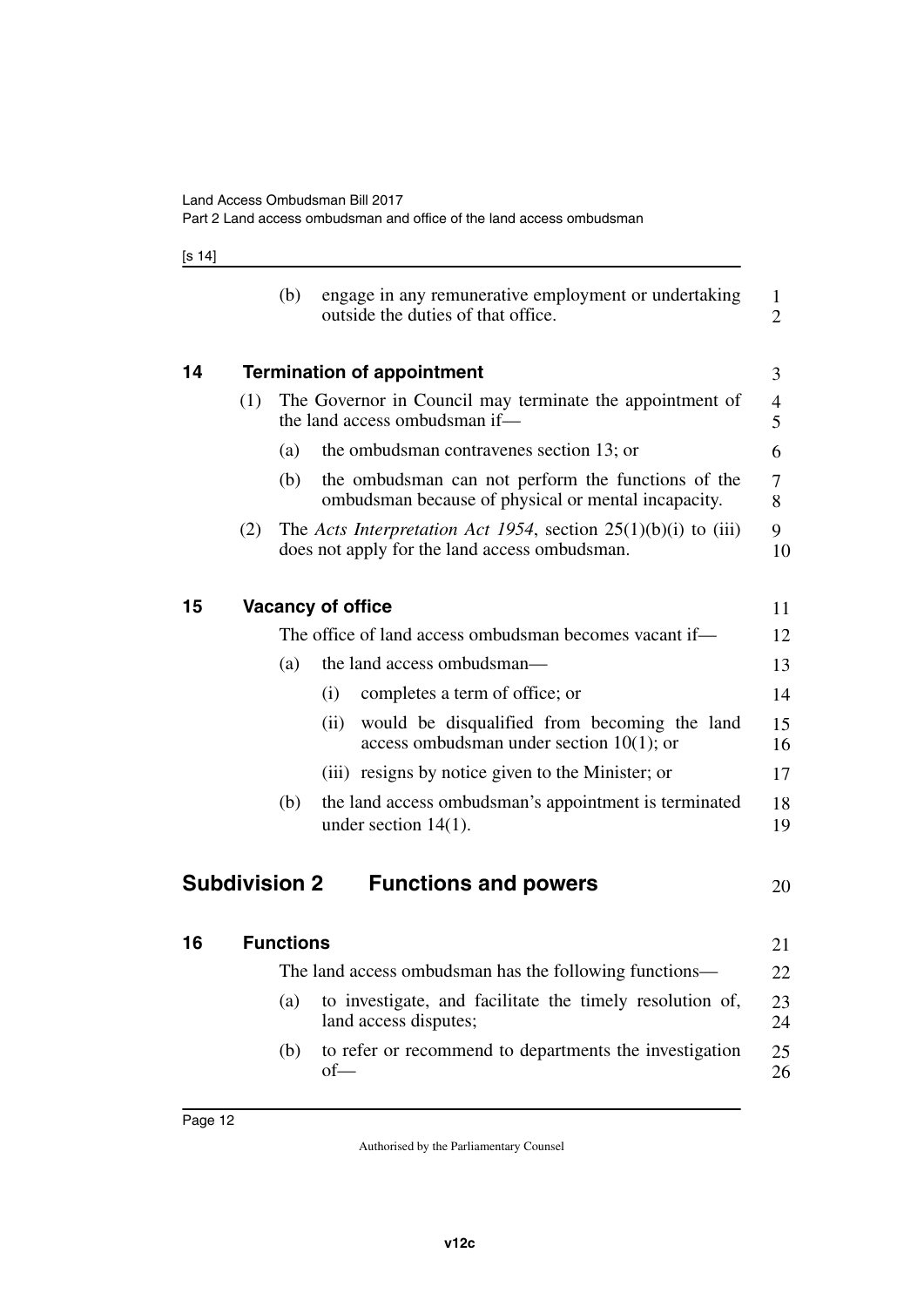(b) engage in any remunerative employment or undertaking outside the duties of that office.

### 14 Termination of appointment

(1) The Governor in Council may terminate the appointment of the land access ombudsman if—

(a) the ombudsman contravenes section 13; or

(b) the ombudsman can not perform the functions of the ombudsman because of physical or mental incapacity.

(2) The *Acts Interpretation Act 1954*, section 25(1)(b)(i) to (iii) does not apply for the land access ombudsman.

### 15 Vacancy of office

The office of land access ombudsman becomes vacant if—

(a) the land access ombudsman—

(i) completes a term of office; or

(ii) would be disqualified from becoming the land access ombudsman under section 10(1); or

(iii) resigns by notice given to the Minister; or

(b) the land access ombudsman's appointment is terminated under section 14(1).

## Subdivision 2 Functions and powers

### 16 Functions

The land access ombudsman has the following functions—

(a) to investigate, and facilitate the timely resolution of, land access disputes;

(b) to refer or recommend to departments the investigation of—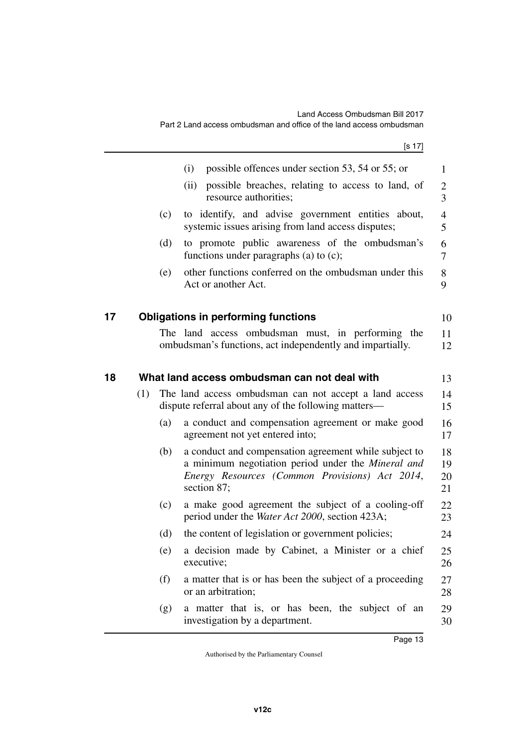(i) possible offences under section 53, 54 or 55; or

(ii) possible breaches, relating to access to land, of resource authorities;

(c) to identify, and advise government entities about, systemic issues arising from land access disputes;

(d) to promote public awareness of the ombudsman's functions under paragraphs (a) to (c);

(e) other functions conferred on the ombudsman under this Act or another Act.

## 17 Obligations in performing functions

The land access ombudsman must, in performing the ombudsman's functions, act independently and impartially.

## 18 What land access ombudsman can not deal with

(1) The land access ombudsman can not accept a land access dispute referral about any of the following matters—

(a) a conduct and compensation agreement or make good agreement not yet entered into;

(b) a conduct and compensation agreement while subject to a minimum negotiation period under the *Mineral and Energy Resources (Common Provisions) Act 2014*, section 87;

(c) a make good agreement the subject of a cooling-off period under the *Water Act 2000*, section 423A;

(d) the content of legislation or government policies;

(e) a decision made by Cabinet, a Minister or a chief executive;

(f) a matter that is or has been the subject of a proceeding or an arbitration;

(g) a matter that is, or has been, the subject of an investigation by a department.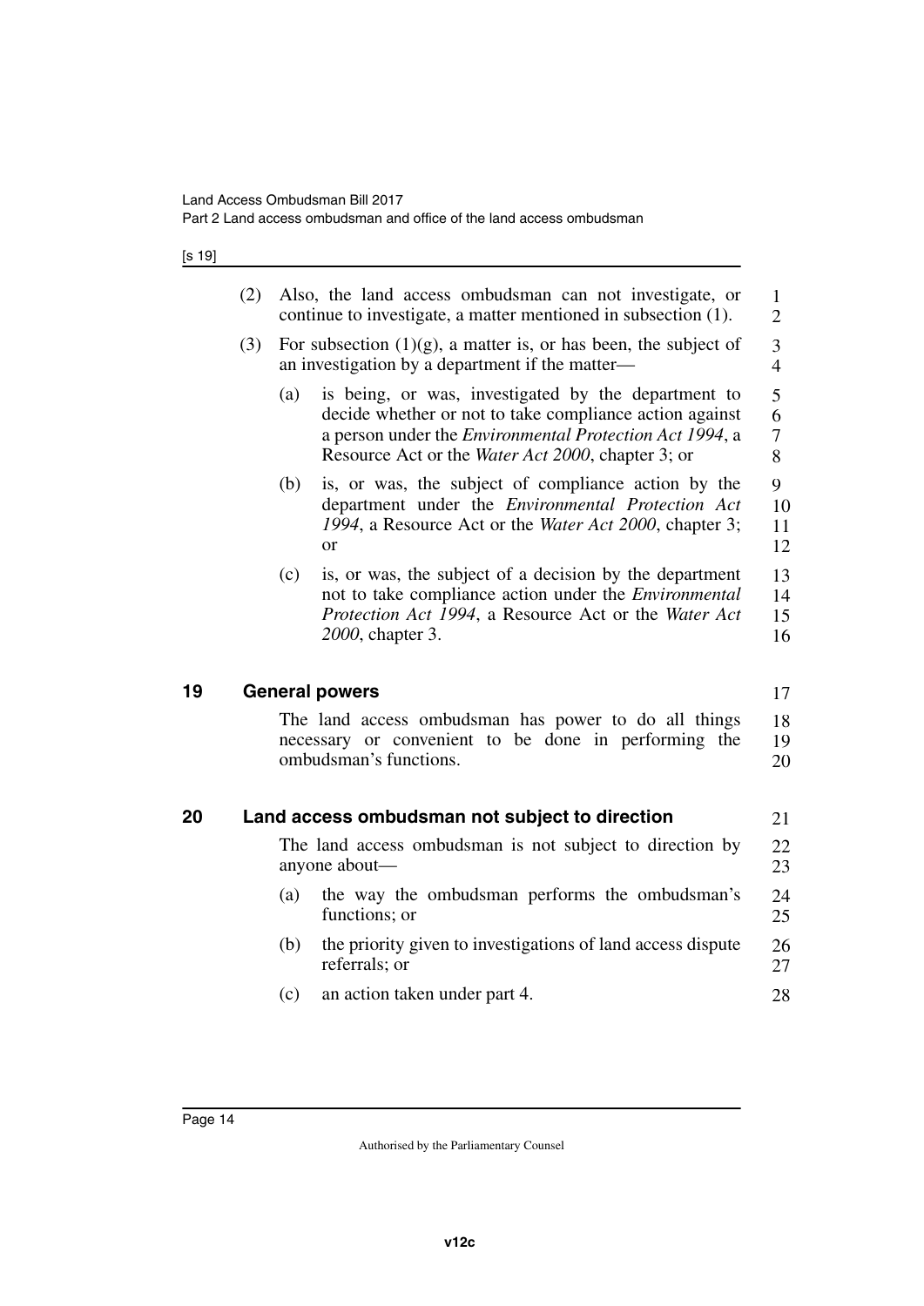(2) Also, the land access ombudsman can not investigate, or continue to investigate, a matter mentioned in subsection (1).

(3) For subsection (1)(g), a matter is, or has been, the subject of an investigation by a department if the matter—

(a) is being, or was, investigated by the department to decide whether or not to take compliance action against a person under the *Environmental Protection Act 1994*, a Resource Act or the *Water Act 2000*, chapter 3; or

(b) is, or was, the subject of compliance action by the department under the *Environmental Protection Act 1994*, a Resource Act or the *Water Act 2000*, chapter 3; or

(c) is, or was, the subject of a decision by the department not to take compliance action under the *Environmental Protection Act 1994*, a Resource Act or the *Water Act 2000*, chapter 3.

## 19 General powers

The land access ombudsman has power to do all things necessary or convenient to be done in performing the ombudsman's functions.

## 20 Land access ombudsman not subject to direction

The land access ombudsman is not subject to direction by anyone about—

(a) the way the ombudsman performs the ombudsman's functions; or

(b) the priority given to investigations of land access dispute referrals; or

(c) an action taken under part 4.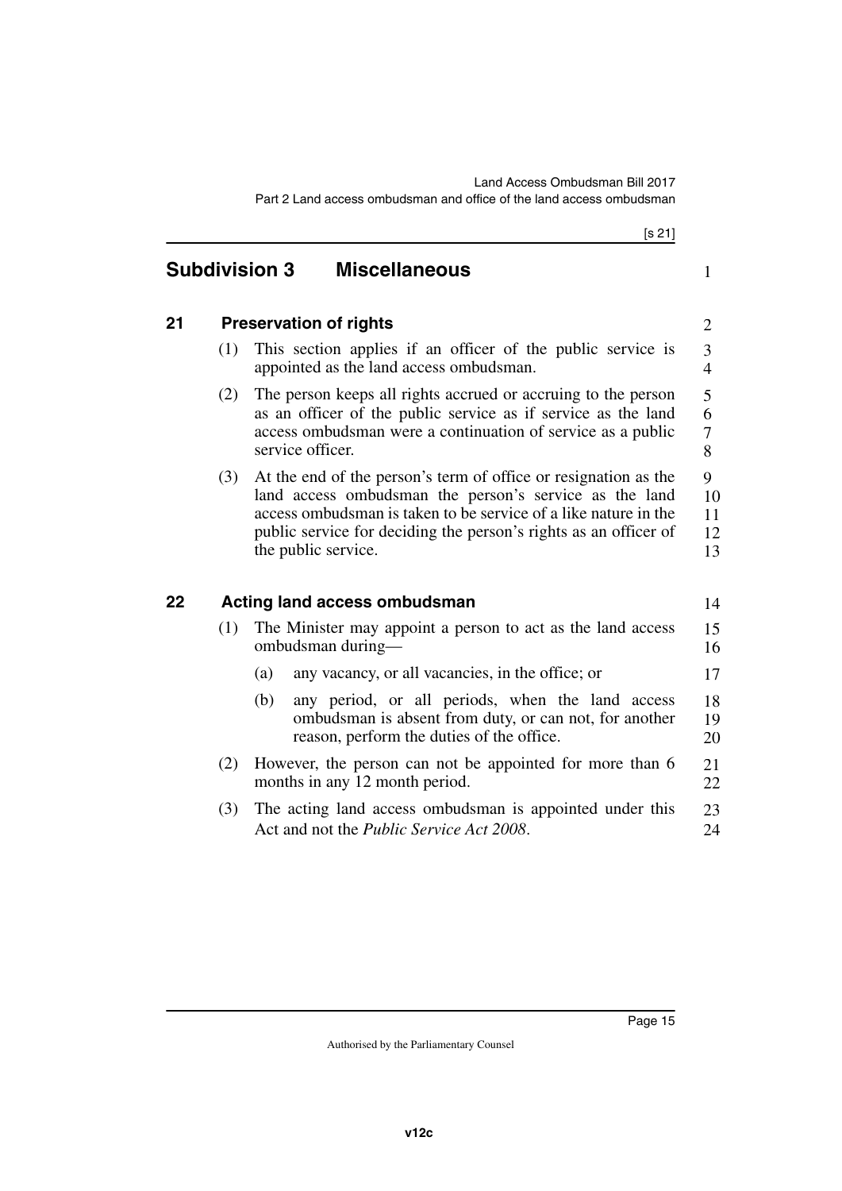## Subdivision 3 Miscellaneous

### 21 Preservation of rights

(1) This section applies if an officer of the public service is appointed as the land access ombudsman.

(2) The person keeps all rights accrued or accruing to the person as an officer of the public service as if service as the land access ombudsman were a continuation of service as a public service officer.

(3) At the end of the person's term of office or resignation as the land access ombudsman the person's service as the land access ombudsman is taken to be service of a like nature in the public service for deciding the person's rights as an officer of the public service.

### 22 Acting land access ombudsman

(1) The Minister may appoint a person to act as the land access ombudsman during—

(a) any vacancy, or all vacancies, in the office; or

(b) any period, or all periods, when the land access ombudsman is absent from duty, or can not, for another reason, perform the duties of the office.

(2) However, the person can not be appointed for more than 6 months in any 12 month period.

(3) The acting land access ombudsman is appointed under this Act and not the *Public Service Act 2008*.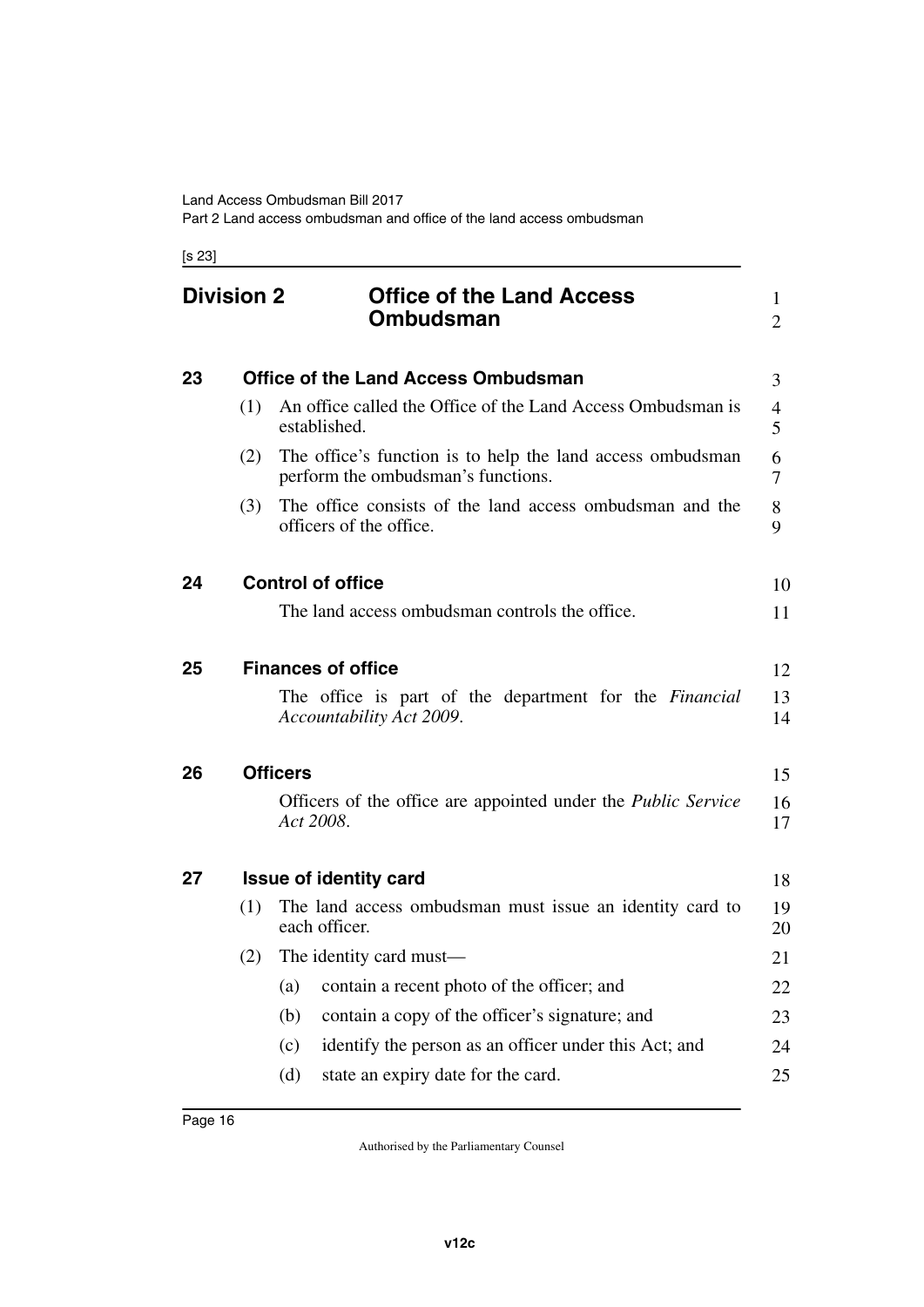## Division 2 Office of the Land Access Ombudsman

### 23 Office of the Land Access Ombudsman

(1) An office called the Office of the Land Access Ombudsman is established.

(2) The office's function is to help the land access ombudsman perform the ombudsman's functions.

(3) The office consists of the land access ombudsman and the officers of the office.

### 24 Control of office

The land access ombudsman controls the office.

### 25 Finances of office

The office is part of the department for the *Financial Accountability Act 2009*.

### 26 Officers

Officers of the office are appointed under the *Public Service Act 2008*.

### 27 Issue of identity card

(1) The land access ombudsman must issue an identity card to each officer.

(2) The identity card must—

(a) contain a recent photo of the officer; and

(b) contain a copy of the officer's signature; and

(c) identify the person as an officer under this Act; and

(d) state an expiry date for the card.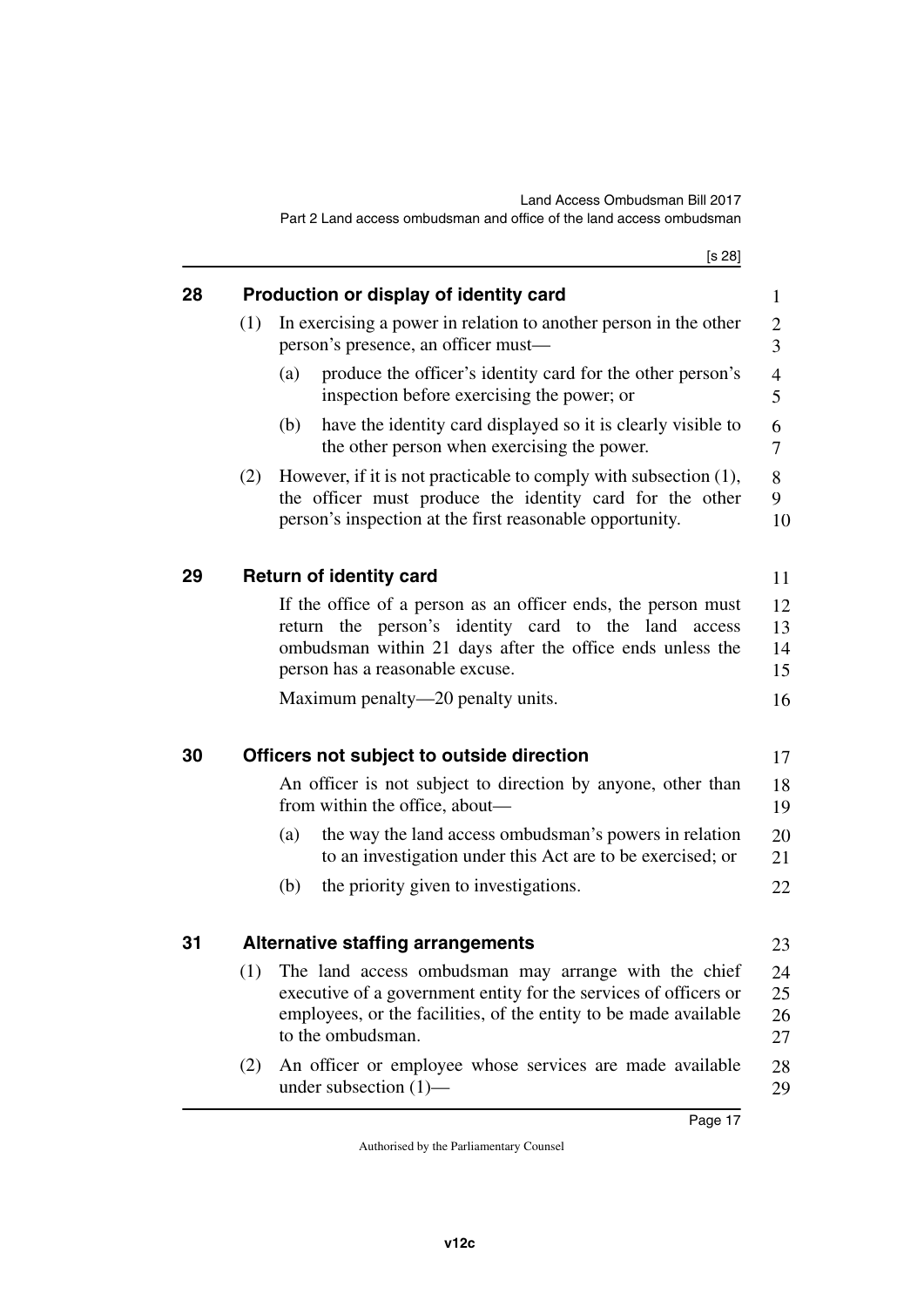## 28 Production or display of identity card

(1) In exercising a power in relation to another person in the other person's presence, an officer must—

(a) produce the officer's identity card for the other person's inspection before exercising the power; or

(b) have the identity card displayed so it is clearly visible to the other person when exercising the power.

(2) However, if it is not practicable to comply with subsection (1), the officer must produce the identity card for the other person's inspection at the first reasonable opportunity.

## 29 Return of identity card

If the office of a person as an officer ends, the person must return the person's identity card to the land access ombudsman within 21 days after the office ends unless the person has a reasonable excuse.

Maximum penalty—20 penalty units.

## 30 Officers not subject to outside direction

An officer is not subject to direction by anyone, other than from within the office, about—

(a) the way the land access ombudsman's powers in relation to an investigation under this Act are to be exercised; or

(b) the priority given to investigations.

## 31 Alternative staffing arrangements

(1) The land access ombudsman may arrange with the chief executive of a government entity for the services of officers or employees, or the facilities, of the entity to be made available to the ombudsman.

(2) An officer or employee whose services are made available under subsection (1)—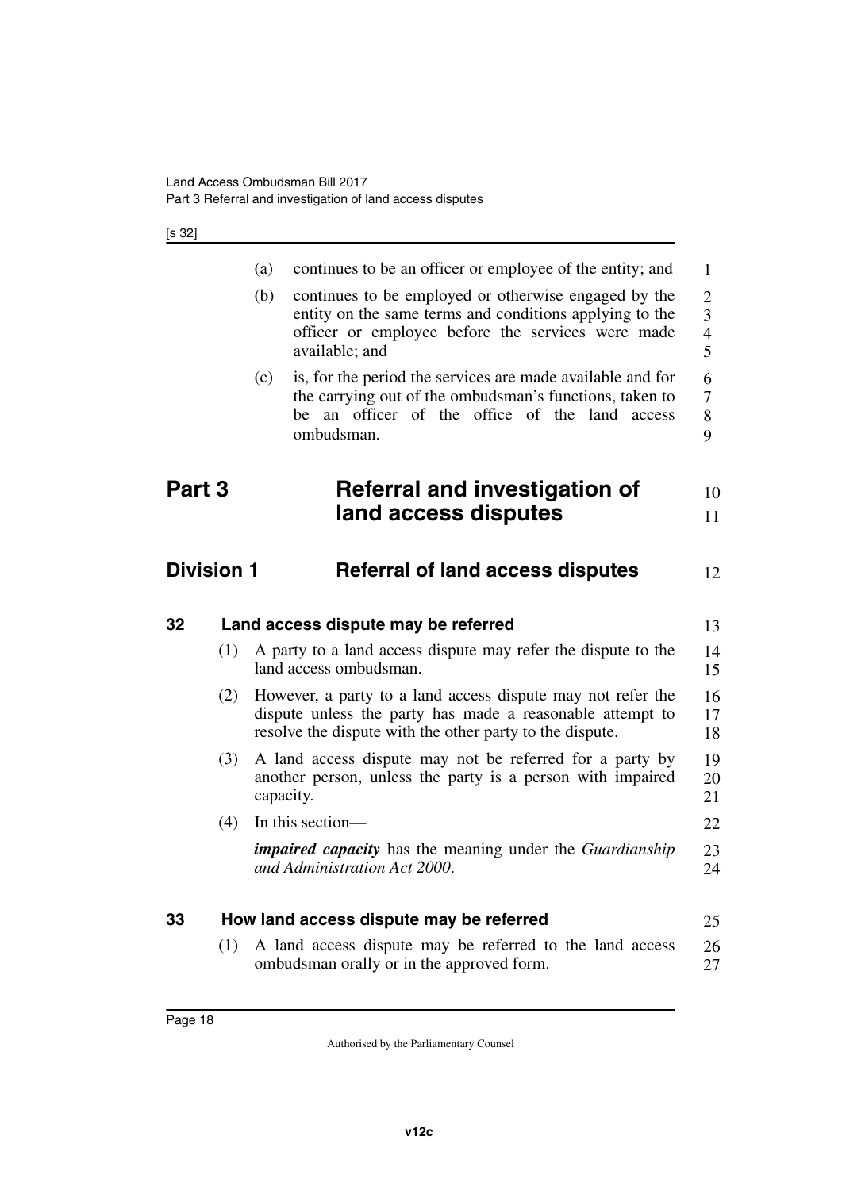(a) continues to be an officer or employee of the entity; and

(b) continues to be employed or otherwise engaged by the entity on the same terms and conditions applying to the officer or employee before the services were made available; and

(c) is, for the period the services are made available and for the carrying out of the ombudsman's functions, taken to be an officer of the office of the land access ombudsman.

# Part 3 Referral and investigation of land access disputes

## Division 1 Referral of land access disputes

### 32 Land access dispute may be referred

(1) A party to a land access dispute may refer the dispute to the land access ombudsman.

(2) However, a party to a land access dispute may not refer the dispute unless the party has made a reasonable attempt to resolve the dispute with the other party to the dispute.

(3) A land access dispute may not be referred for a party by another person, unless the party is a person with impaired capacity.

(4) In this section—

***impaired capacity*** has the meaning under the *Guardianship and Administration Act 2000*.

### 33 How land access dispute may be referred

(1) A land access dispute may be referred to the land access ombudsman orally or in the approved form.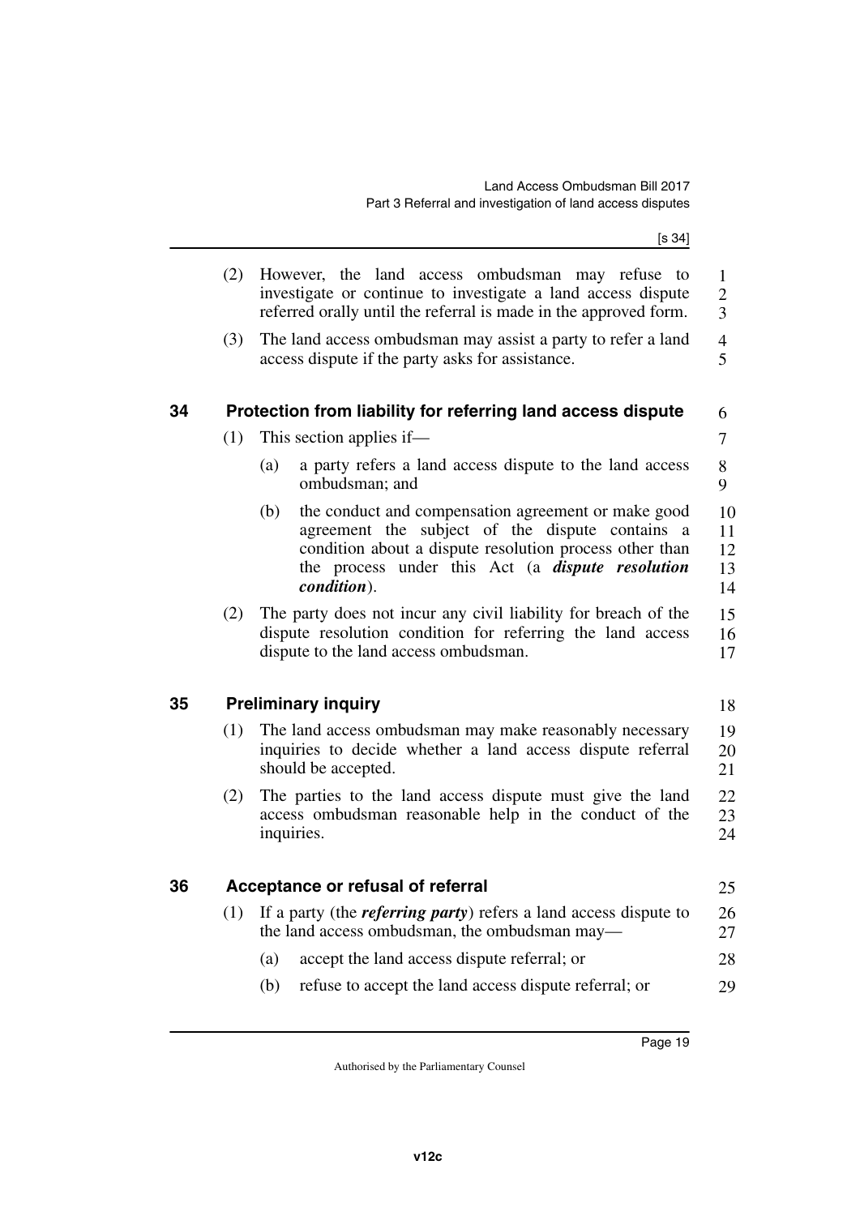(2) However, the land access ombudsman may refuse to investigate or continue to investigate a land access dispute referred orally until the referral is made in the approved form.

(3) The land access ombudsman may assist a party to refer a land access dispute if the party asks for assistance.

## 34 Protection from liability for referring land access dispute

(1) This section applies if—

(a) a party refers a land access dispute to the land access ombudsman; and

(b) the conduct and compensation agreement or make good agreement the subject of the dispute contains a condition about a dispute resolution process other than the process under this Act (a ***dispute resolution condition***).

(2) The party does not incur any civil liability for breach of the dispute resolution condition for referring the land access dispute to the land access ombudsman.

## 35 Preliminary inquiry

(1) The land access ombudsman may make reasonably necessary inquiries to decide whether a land access dispute referral should be accepted.

(2) The parties to the land access dispute must give the land access ombudsman reasonable help in the conduct of the inquiries.

## 36 Acceptance or refusal of referral

(1) If a party (the ***referring party***) refers a land access dispute to the land access ombudsman, the ombudsman may—

(a) accept the land access dispute referral; or

(b) refuse to accept the land access dispute referral; or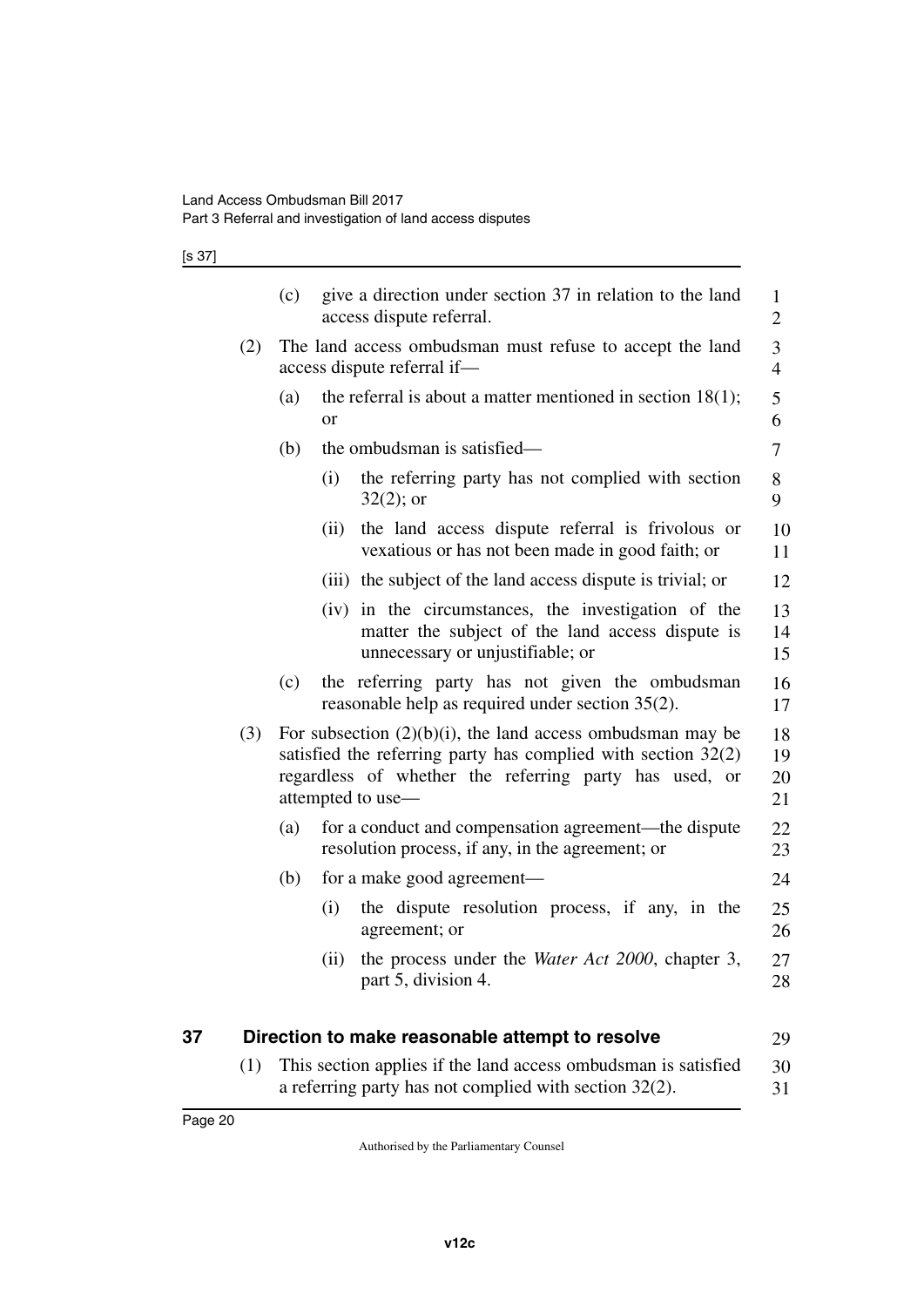(c) give a direction under section 37 in relation to the land access dispute referral.

(2) The land access ombudsman must refuse to accept the land access dispute referral if—

(a) the referral is about a matter mentioned in section 18(1); or

(b) the ombudsman is satisfied—

(i) the referring party has not complied with section 32(2); or

(ii) the land access dispute referral is frivolous or vexatious or has not been made in good faith; or

(iii) the subject of the land access dispute is trivial; or

(iv) in the circumstances, the investigation of the matter the subject of the land access dispute is unnecessary or unjustifiable; or

(c) the referring party has not given the ombudsman reasonable help as required under section 35(2).

(3) For subsection (2)(b)(i), the land access ombudsman may be satisfied the referring party has complied with section 32(2) regardless of whether the referring party has used, or attempted to use—

(a) for a conduct and compensation agreement—the dispute resolution process, if any, in the agreement; or

(b) for a make good agreement—

(i) the dispute resolution process, if any, in the agreement; or

(ii) the process under the *Water Act 2000*, chapter 3, part 5, division 4.

## 37 Direction to make reasonable attempt to resolve

(1) This section applies if the land access ombudsman is satisfied a referring party has not complied with section 32(2).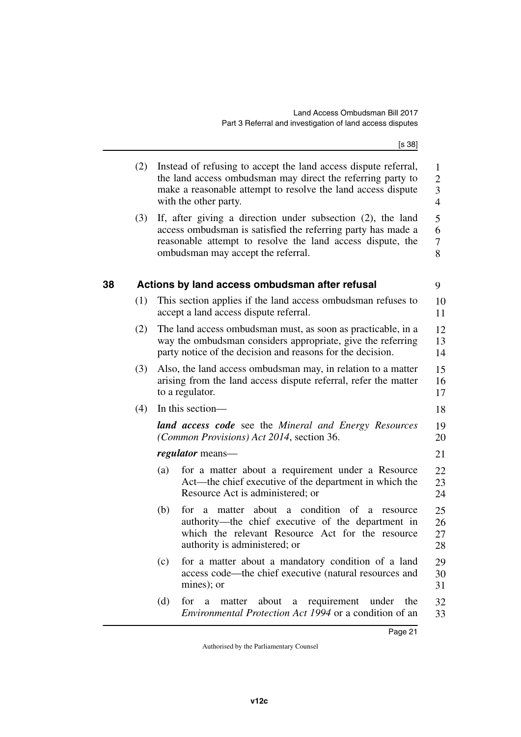(2) Instead of refusing to accept the land access dispute referral, the land access ombudsman may direct the referring party to make a reasonable attempt to resolve the land access dispute with the other party.

(3) If, after giving a direction under subsection (2), the land access ombudsman is satisfied the referring party has made a reasonable attempt to resolve the land access dispute, the ombudsman may accept the referral.

## 38 Actions by land access ombudsman after refusal

(1) This section applies if the land access ombudsman refuses to accept a land access dispute referral.

(2) The land access ombudsman must, as soon as practicable, in a way the ombudsman considers appropriate, give the referring party notice of the decision and reasons for the decision.

(3) Also, the land access ombudsman may, in relation to a matter arising from the land access dispute referral, refer the matter to a regulator.

(4) In this section—

***land access code*** see the *Mineral and Energy Resources (Common Provisions) Act 2014*, section 36.

***regulator*** means—

(a) for a matter about a requirement under a Resource Act—the chief executive of the department in which the Resource Act is administered; or

(b) for a matter about a condition of a resource authority—the chief executive of the department in which the relevant Resource Act for the resource authority is administered; or

(c) for a matter about a mandatory condition of a land access code—the chief executive (natural resources and mines); or

(d) for a matter about a requirement under the *Environmental Protection Act 1994* or a condition of an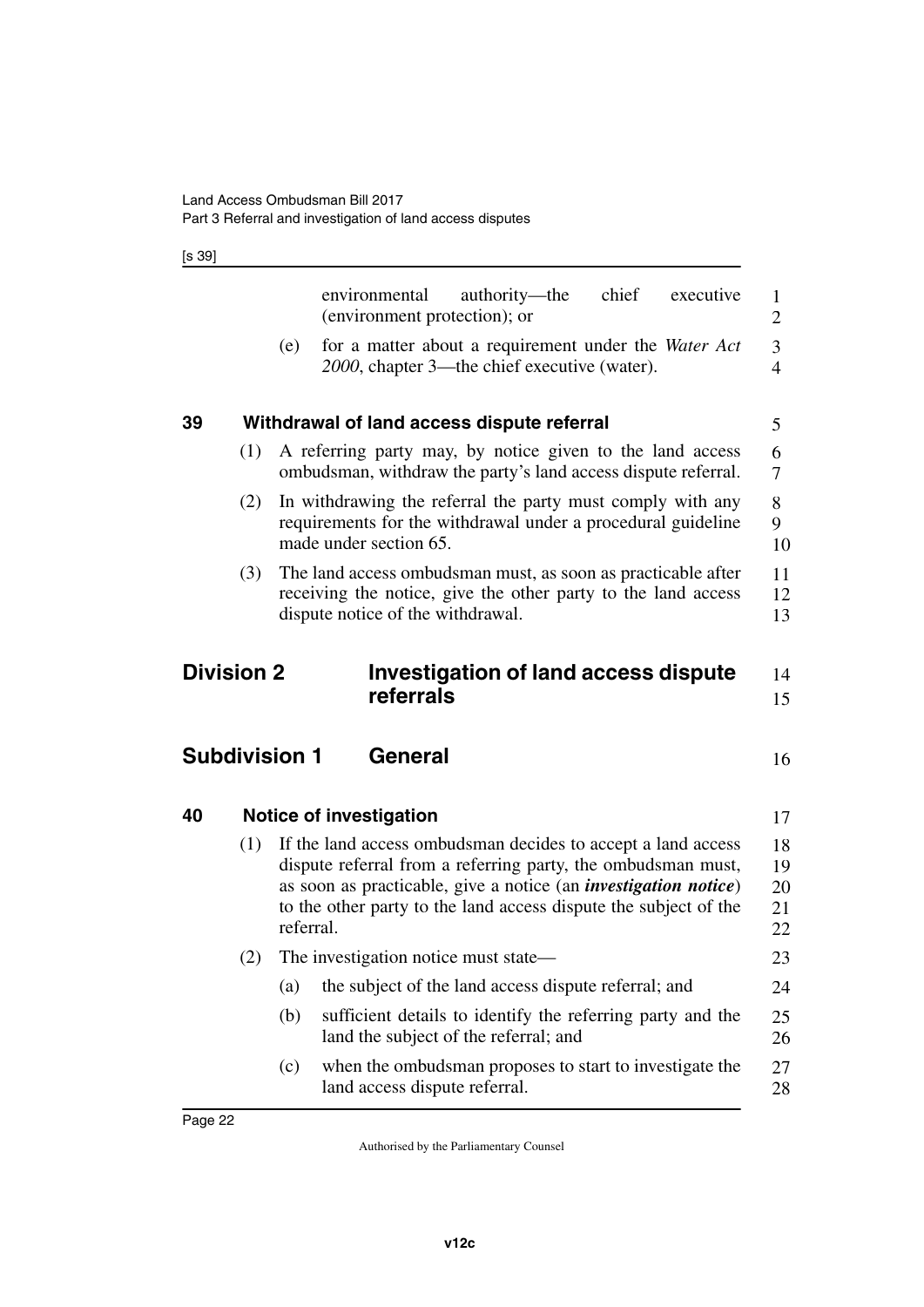environmental authority—the chief executive (environment protection); or

(e) for a matter about a requirement under the *Water Act 2000*, chapter 3—the chief executive (water).

### 39 Withdrawal of land access dispute referral

(1) A referring party may, by notice given to the land access ombudsman, withdraw the party's land access dispute referral.

(2) In withdrawing the referral the party must comply with any requirements for the withdrawal under a procedural guideline made under section 65.

(3) The land access ombudsman must, as soon as practicable after receiving the notice, give the other party to the land access dispute notice of the withdrawal.

## Division 2 Investigation of land access dispute referrals

## Subdivision 1 General

### 40 Notice of investigation

(1) If the land access ombudsman decides to accept a land access dispute referral from a referring party, the ombudsman must, as soon as practicable, give a notice (an ***investigation notice***) to the other party to the land access dispute the subject of the referral.

(2) The investigation notice must state—

(a) the subject of the land access dispute referral; and

(b) sufficient details to identify the referring party and the land the subject of the referral; and

(c) when the ombudsman proposes to start to investigate the land access dispute referral.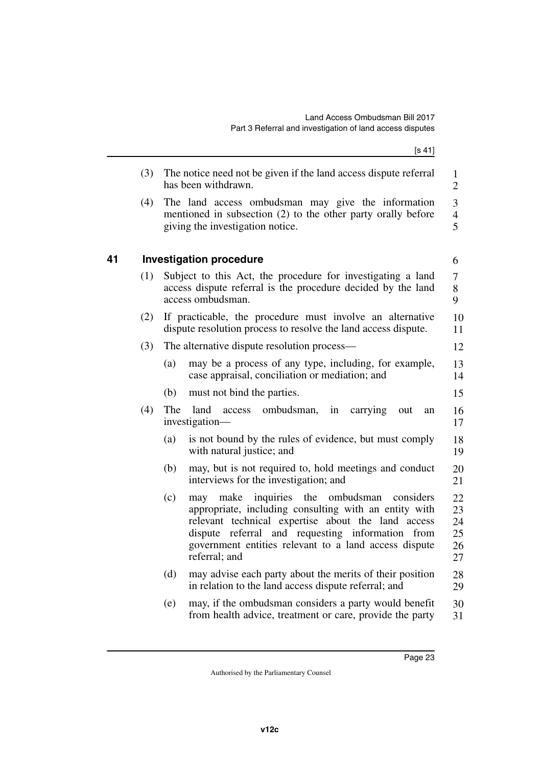(3) The notice need not be given if the land access dispute referral has been withdrawn.

(4) The land access ombudsman may give the information mentioned in subsection (2) to the other party orally before giving the investigation notice.

## 41 Investigation procedure

(1) Subject to this Act, the procedure for investigating a land access dispute referral is the procedure decided by the land access ombudsman.

(2) If practicable, the procedure must involve an alternative dispute resolution process to resolve the land access dispute.

(3) The alternative dispute resolution process—

- (a) may be a process of any type, including, for example, case appraisal, conciliation or mediation; and
- (b) must not bind the parties.

(4) The land access ombudsman, in carrying out an investigation—

- (a) is not bound by the rules of evidence, but must comply with natural justice; and
- (b) may, but is not required to, hold meetings and conduct interviews for the investigation; and
- (c) may make inquiries the ombudsman considers appropriate, including consulting with an entity with relevant technical expertise about the land access dispute referral and requesting information from government entities relevant to a land access dispute referral; and
- (d) may advise each party about the merits of their position in relation to the land access dispute referral; and
- (e) may, if the ombudsman considers a party would benefit from health advice, treatment or care, provide the party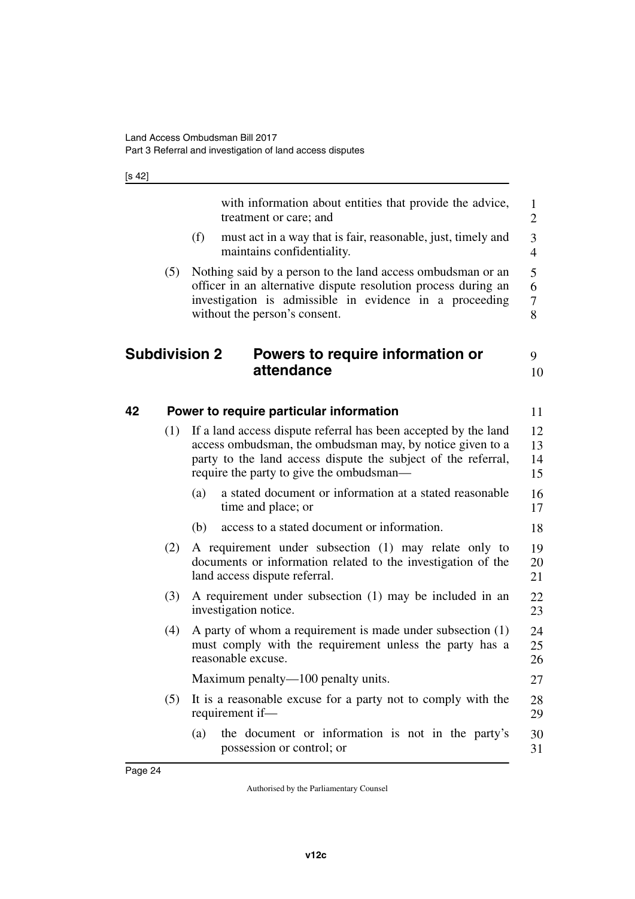with information about entities that provide the advice, treatment or care; and

(f) must act in a way that is fair, reasonable, just, timely and maintains confidentiality.

(5) Nothing said by a person to the land access ombudsman or an officer in an alternative dispute resolution process during an investigation is admissible in evidence in a proceeding without the person's consent.

## Subdivision 2 Powers to require information or attendance

### 42 Power to require particular information

(1) If a land access dispute referral has been accepted by the land access ombudsman, the ombudsman may, by notice given to a party to the land access dispute the subject of the referral, require the party to give the ombudsman—

(a) a stated document or information at a stated reasonable time and place; or

(b) access to a stated document or information.

(2) A requirement under subsection (1) may relate only to documents or information related to the investigation of the land access dispute referral.

(3) A requirement under subsection (1) may be included in an investigation notice.

(4) A party of whom a requirement is made under subsection (1) must comply with the requirement unless the party has a reasonable excuse.

Maximum penalty—100 penalty units.

(5) It is a reasonable excuse for a party not to comply with the requirement if—

(a) the document or information is not in the party's possession or control; or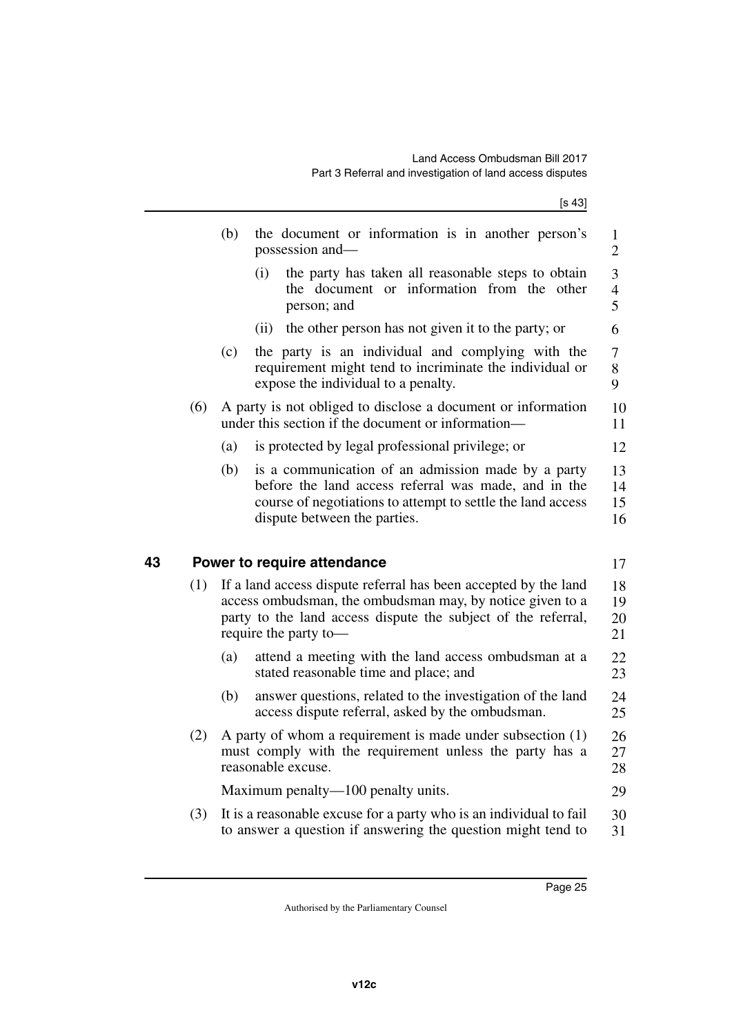(b) the document or information is in another person's possession and—

(i) the party has taken all reasonable steps to obtain the document or information from the other person; and

(ii) the other person has not given it to the party; or

(c) the party is an individual and complying with the requirement might tend to incriminate the individual or expose the individual to a penalty.

(6) A party is not obliged to disclose a document or information under this section if the document or information—

(a) is protected by legal professional privilege; or

(b) is a communication of an admission made by a party before the land access referral was made, and in the course of negotiations to attempt to settle the land access dispute between the parties.

## 43 Power to require attendance

(1) If a land access dispute referral has been accepted by the land access ombudsman, the ombudsman may, by notice given to a party to the land access dispute the subject of the referral, require the party to—

(a) attend a meeting with the land access ombudsman at a stated reasonable time and place; and

(b) answer questions, related to the investigation of the land access dispute referral, asked by the ombudsman.

(2) A party of whom a requirement is made under subsection (1) must comply with the requirement unless the party has a reasonable excuse.

Maximum penalty—100 penalty units.

(3) It is a reasonable excuse for a party who is an individual to fail to answer a question if answering the question might tend to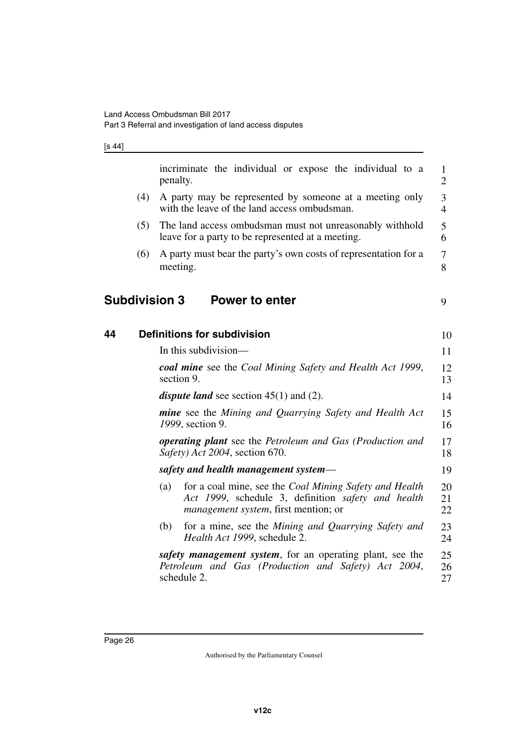incriminate the individual or expose the individual to a penalty.

(4) A party may be represented by someone at a meeting only with the leave of the land access ombudsman.

(5) The land access ombudsman must not unreasonably withhold leave for a party to be represented at a meeting.

(6) A party must bear the party's own costs of representation for a meeting.

## Subdivision 3 Power to enter

### 44 Definitions for subdivision

In this subdivision—

***coal mine*** see the *Coal Mining Safety and Health Act 1999*, section 9.

***dispute land*** see section 45(1) and (2).

***mine*** see the *Mining and Quarrying Safety and Health Act 1999*, section 9.

***operating plant*** see the *Petroleum and Gas (Production and Safety) Act 2004*, section 670.

***safety and health management system***—

(a) for a coal mine, see the *Coal Mining Safety and Health Act 1999*, schedule 3, definition *safety and health management system*, first mention; or

(b) for a mine, see the *Mining and Quarrying Safety and Health Act 1999*, schedule 2.

***safety management system***, for an operating plant, see the *Petroleum and Gas (Production and Safety) Act 2004*, schedule 2.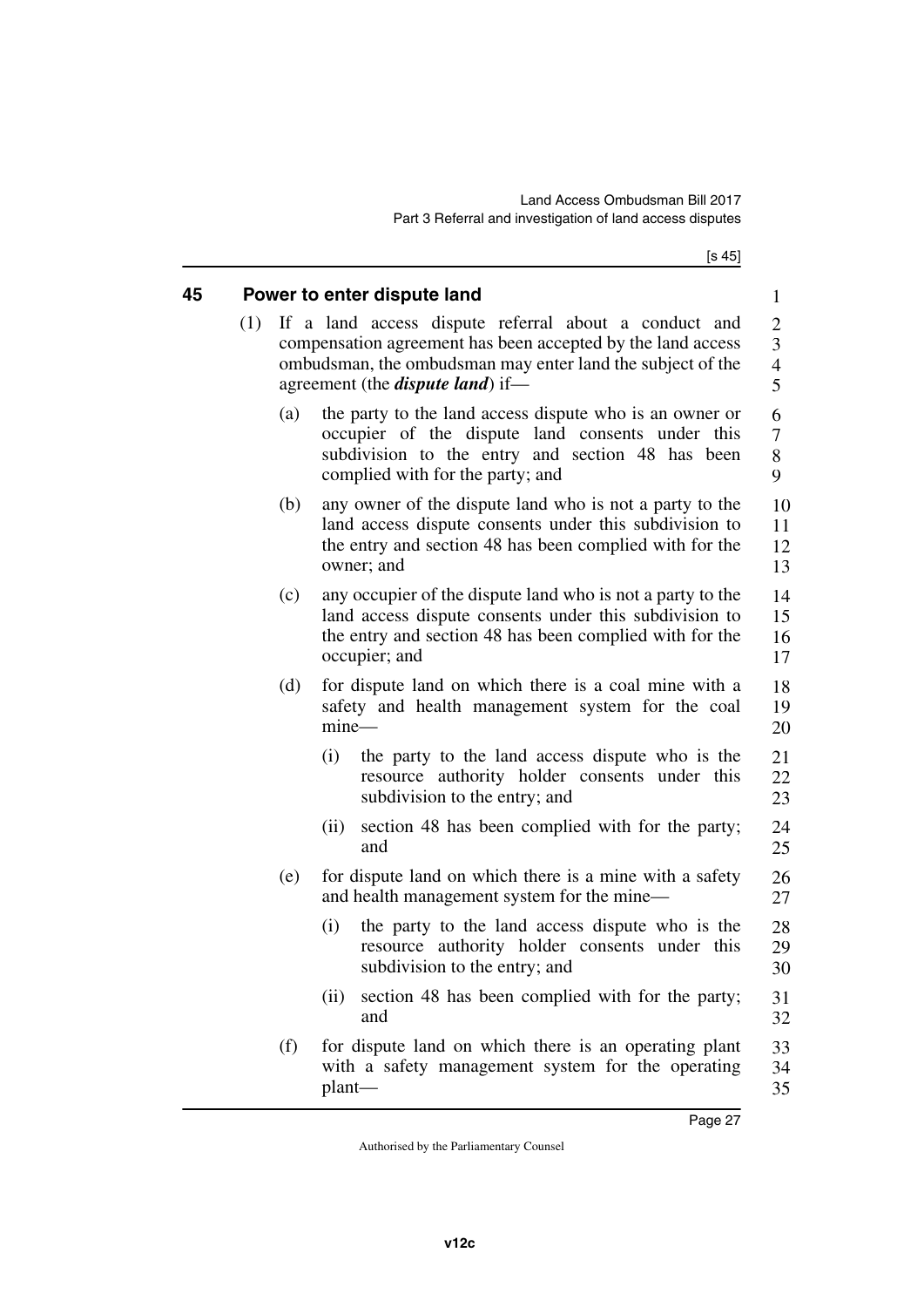## 45 Power to enter dispute land

(1) If a land access dispute referral about a conduct and compensation agreement has been accepted by the land access ombudsman, the ombudsman may enter land the subject of the agreement (the ***dispute land***) if—

(a) the party to the land access dispute who is an owner or occupier of the dispute land consents under this subdivision to the entry and section 48 has been complied with for the party; and

(b) any owner of the dispute land who is not a party to the land access dispute consents under this subdivision to the entry and section 48 has been complied with for the owner; and

(c) any occupier of the dispute land who is not a party to the land access dispute consents under this subdivision to the entry and section 48 has been complied with for the occupier; and

(d) for dispute land on which there is a coal mine with a safety and health management system for the coal mine—

(i) the party to the land access dispute who is the resource authority holder consents under this subdivision to the entry; and

(ii) section 48 has been complied with for the party; and

(e) for dispute land on which there is a mine with a safety and health management system for the mine—

(i) the party to the land access dispute who is the resource authority holder consents under this subdivision to the entry; and

(ii) section 48 has been complied with for the party; and

(f) for dispute land on which there is an operating plant with a safety management system for the operating plant—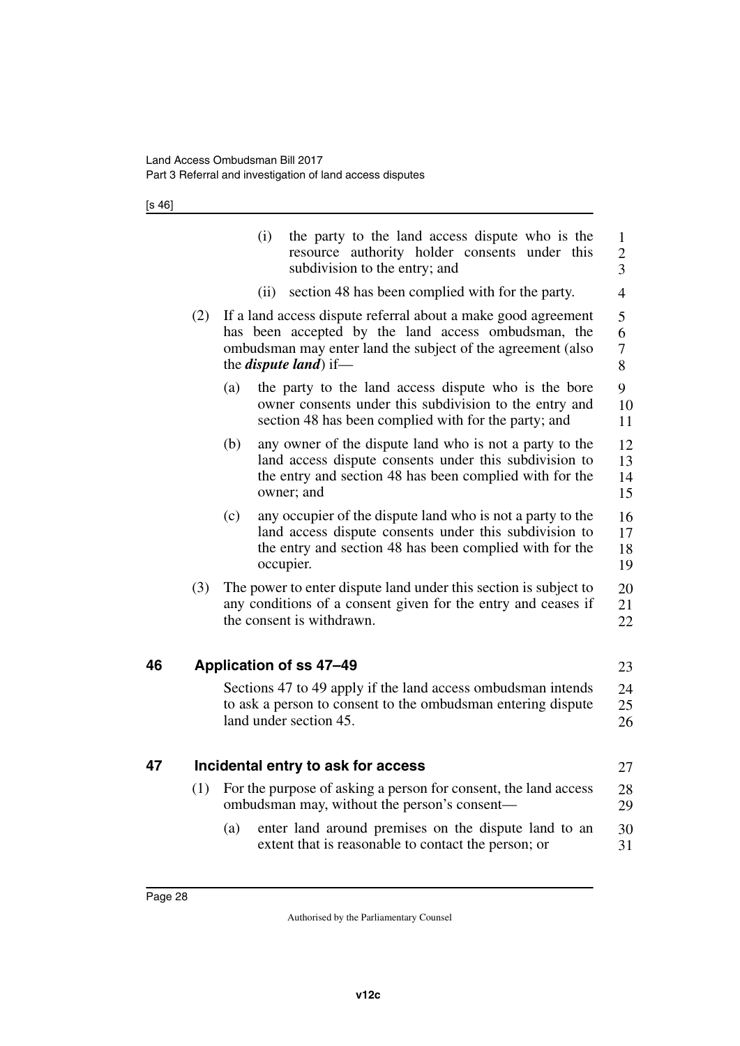(i) the party to the land access dispute who is the resource authority holder consents under this subdivision to the entry; and

(ii) section 48 has been complied with for the party.

(2) If a land access dispute referral about a make good agreement has been accepted by the land access ombudsman, the ombudsman may enter land the subject of the agreement (also the ***dispute land***) if—

(a) the party to the land access dispute who is the bore owner consents under this subdivision to the entry and section 48 has been complied with for the party; and

(b) any owner of the dispute land who is not a party to the land access dispute consents under this subdivision to the entry and section 48 has been complied with for the owner; and

(c) any occupier of the dispute land who is not a party to the land access dispute consents under this subdivision to the entry and section 48 has been complied with for the occupier.

(3) The power to enter dispute land under this section is subject to any conditions of a consent given for the entry and ceases if the consent is withdrawn.

## 46 Application of ss 47–49

Sections 47 to 49 apply if the land access ombudsman intends to ask a person to consent to the ombudsman entering dispute land under section 45.

## 47 Incidental entry to ask for access

(1) For the purpose of asking a person for consent, the land access ombudsman may, without the person's consent—

(a) enter land around premises on the dispute land to an extent that is reasonable to contact the person; or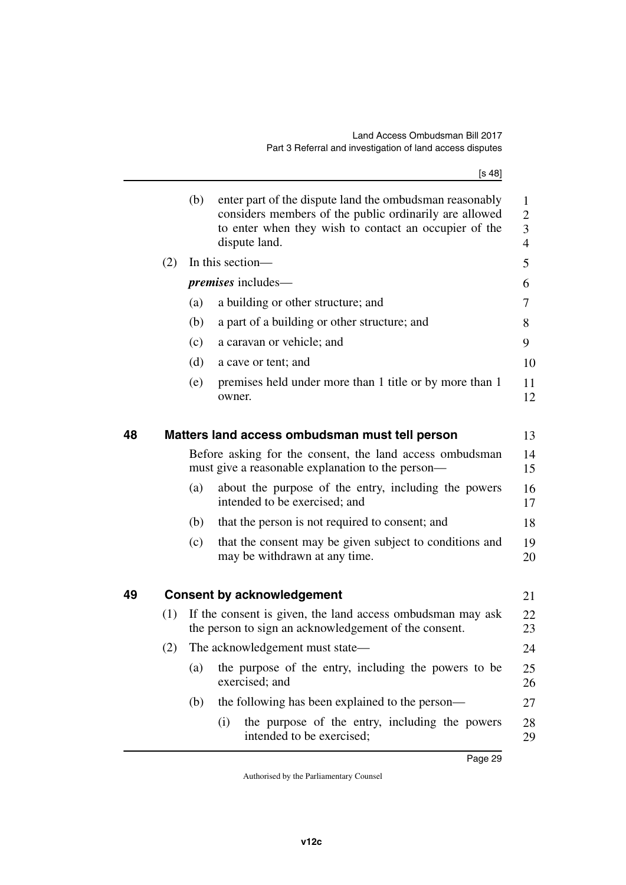(b) enter part of the dispute land the ombudsman reasonably considers members of the public ordinarily are allowed to enter when they wish to contact an occupier of the dispute land.

(2) In this section—

***premises*** includes—

(a) a building or other structure; and

(b) a part of a building or other structure; and

(c) a caravan or vehicle; and

(d) a cave or tent; and

(e) premises held under more than 1 title or by more than 1 owner.

## 48 Matters land access ombudsman must tell person

Before asking for the consent, the land access ombudsman must give a reasonable explanation to the person—

(a) about the purpose of the entry, including the powers intended to be exercised; and

(b) that the person is not required to consent; and

(c) that the consent may be given subject to conditions and may be withdrawn at any time.

## 49 Consent by acknowledgement

(1) If the consent is given, the land access ombudsman may ask the person to sign an acknowledgement of the consent.

(2) The acknowledgement must state—

(a) the purpose of the entry, including the powers to be exercised; and

(b) the following has been explained to the person—

(i) the purpose of the entry, including the powers intended to be exercised;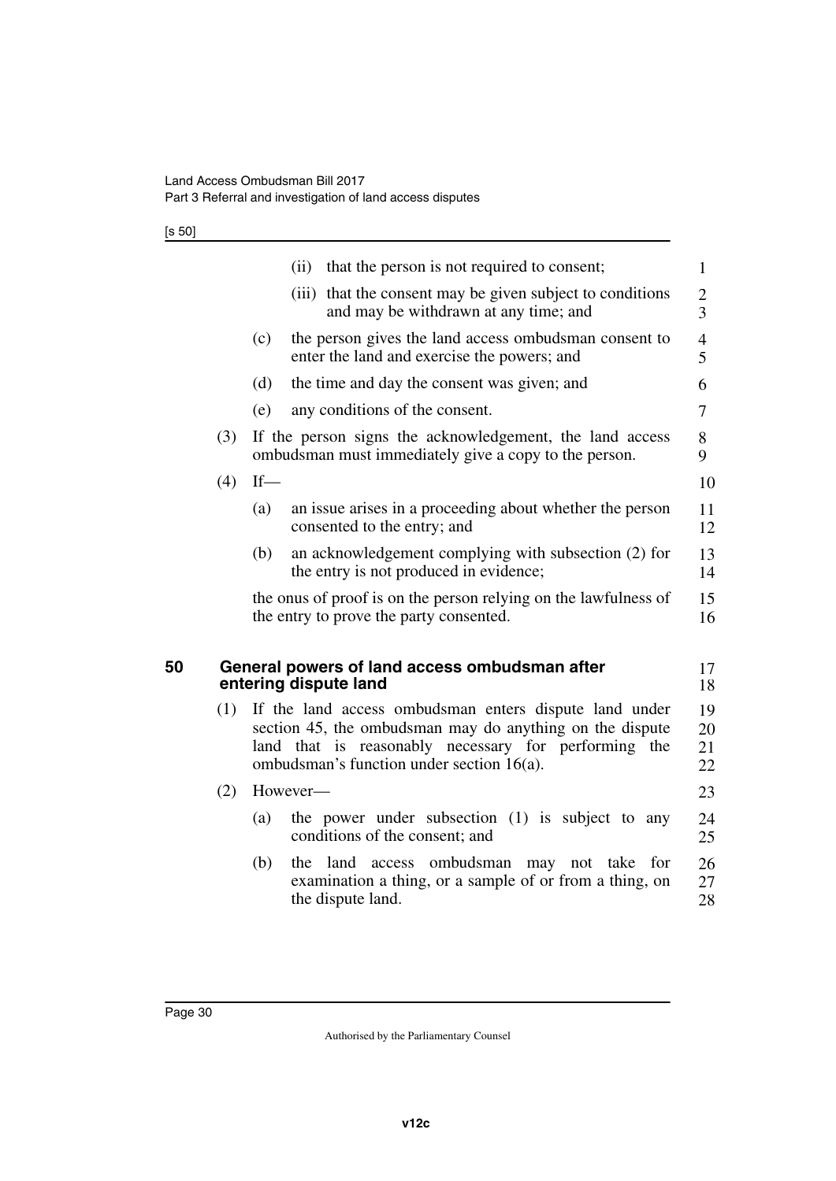(ii) that the person is not required to consent;

(iii) that the consent may be given subject to conditions and may be withdrawn at any time; and

(c) the person gives the land access ombudsman consent to enter the land and exercise the powers; and

(d) the time and day the consent was given; and

(e) any conditions of the consent.

(3) If the person signs the acknowledgement, the land access ombudsman must immediately give a copy to the person.

(4) If—

(a) an issue arises in a proceeding about whether the person consented to the entry; and

(b) an acknowledgement complying with subsection (2) for the entry is not produced in evidence;

the onus of proof is on the person relying on the lawfulness of the entry to prove the party consented.

## 50 General powers of land access ombudsman after entering dispute land

(1) If the land access ombudsman enters dispute land under section 45, the ombudsman may do anything on the dispute land that is reasonably necessary for performing the ombudsman's function under section 16(a).

(2) However—

(a) the power under subsection (1) is subject to any conditions of the consent; and

(b) the land access ombudsman may not take for examination a thing, or a sample of or from a thing, on the dispute land.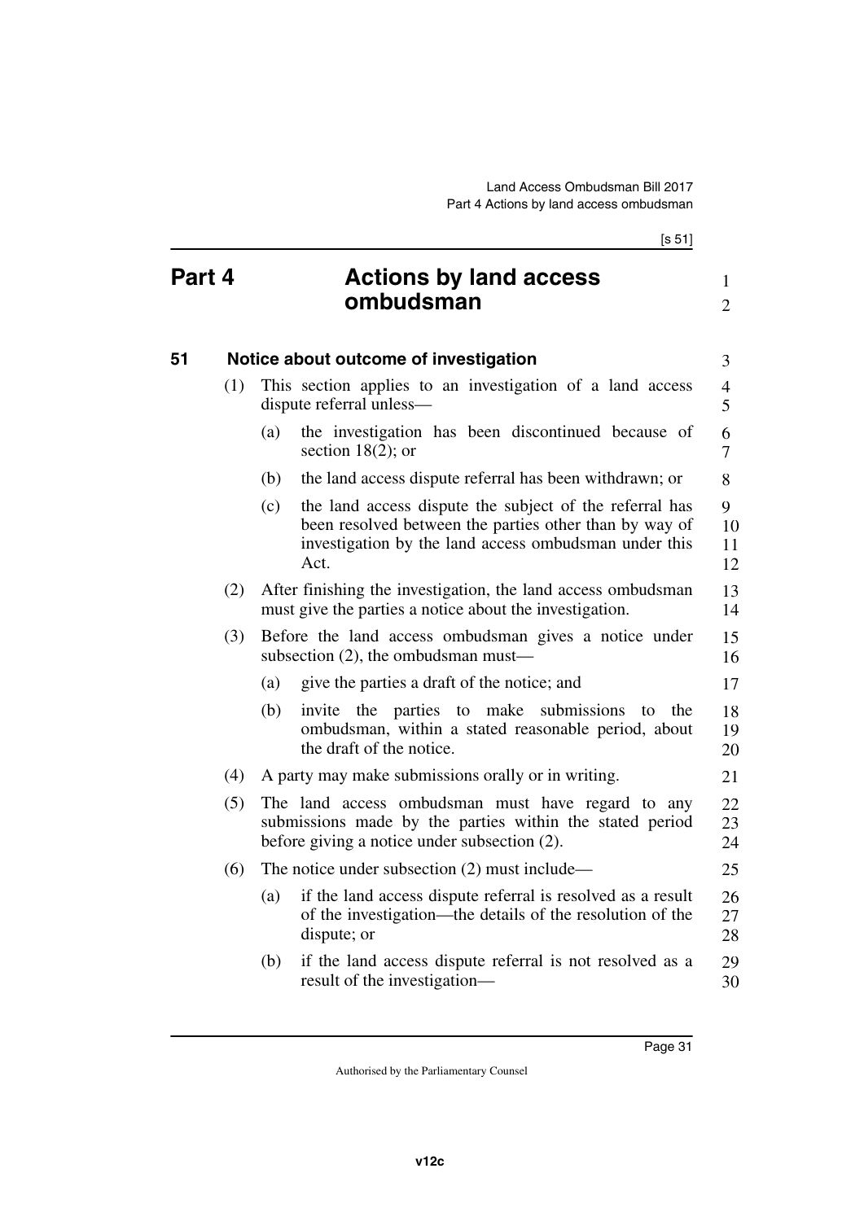# Part 4 Actions by land access ombudsman

## 51 Notice about outcome of investigation

(1) This section applies to an investigation of a land access dispute referral unless—

(a) the investigation has been discontinued because of section 18(2); or

(b) the land access dispute referral has been withdrawn; or

(c) the land access dispute the subject of the referral has been resolved between the parties other than by way of investigation by the land access ombudsman under this Act.

(2) After finishing the investigation, the land access ombudsman must give the parties a notice about the investigation.

(3) Before the land access ombudsman gives a notice under subsection (2), the ombudsman must—

(a) give the parties a draft of the notice; and

(b) invite the parties to make submissions to the ombudsman, within a stated reasonable period, about the draft of the notice.

(4) A party may make submissions orally or in writing.

(5) The land access ombudsman must have regard to any submissions made by the parties within the stated period before giving a notice under subsection (2).

(6) The notice under subsection (2) must include—

(a) if the land access dispute referral is resolved as a result of the investigation—the details of the resolution of the dispute; or

(b) if the land access dispute referral is not resolved as a result of the investigation—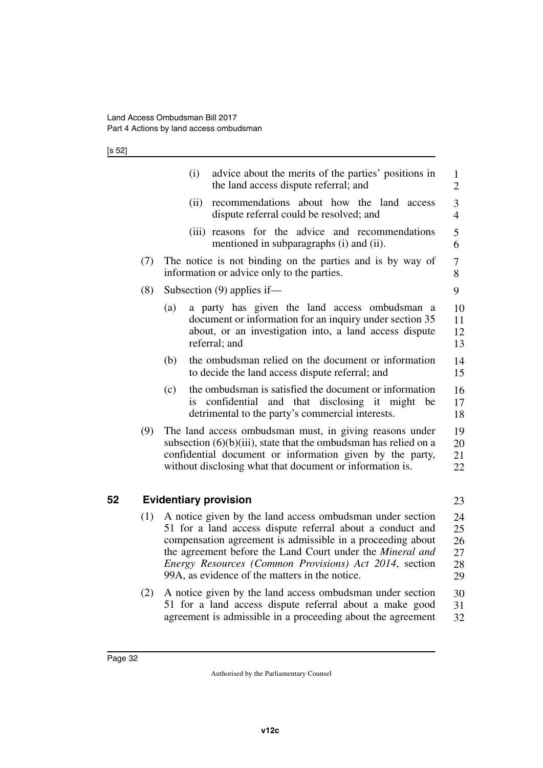(i) advice about the merits of the parties' positions in the land access dispute referral; and

(ii) recommendations about how the land access dispute referral could be resolved; and

(iii) reasons for the advice and recommendations mentioned in subparagraphs (i) and (ii).

(7) The notice is not binding on the parties and is by way of information or advice only to the parties.

(8) Subsection (9) applies if—

(a) a party has given the land access ombudsman a document or information for an inquiry under section 35 about, or an investigation into, a land access dispute referral; and

(b) the ombudsman relied on the document or information to decide the land access dispute referral; and

(c) the ombudsman is satisfied the document or information is confidential and that disclosing it might be detrimental to the party's commercial interests.

(9) The land access ombudsman must, in giving reasons under subsection (6)(b)(iii), state that the ombudsman has relied on a confidential document or information given by the party, without disclosing what that document or information is.

## 52 Evidentiary provision

(1) A notice given by the land access ombudsman under section 51 for a land access dispute referral about a conduct and compensation agreement is admissible in a proceeding about the agreement before the Land Court under the *Mineral and Energy Resources (Common Provisions) Act 2014*, section 99A, as evidence of the matters in the notice.

(2) A notice given by the land access ombudsman under section 51 for a land access dispute referral about a make good agreement is admissible in a proceeding about the agreement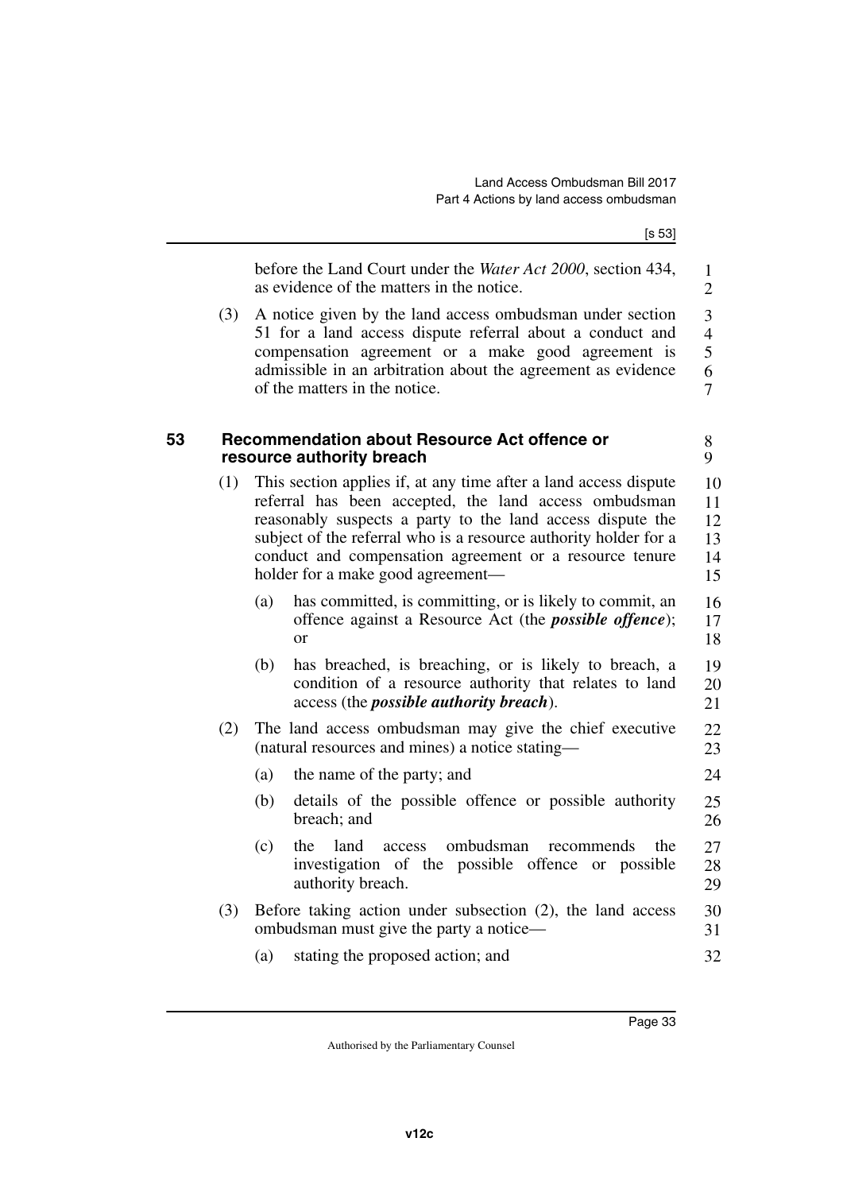before the Land Court under the *Water Act 2000*, section 434, as evidence of the matters in the notice.

(3) A notice given by the land access ombudsman under section 51 for a land access dispute referral about a conduct and compensation agreement or a make good agreement is admissible in an arbitration about the agreement as evidence of the matters in the notice.

## 53 Recommendation about Resource Act offence or resource authority breach

(1) This section applies if, at any time after a land access dispute referral has been accepted, the land access ombudsman reasonably suspects a party to the land access dispute the subject of the referral who is a resource authority holder for a conduct and compensation agreement or a resource tenure holder for a make good agreement—

(a) has committed, is committing, or is likely to commit, an offence against a Resource Act (the ***possible offence***); or

(b) has breached, is breaching, or is likely to breach, a condition of a resource authority that relates to land access (the ***possible authority breach***).

(2) The land access ombudsman may give the chief executive (natural resources and mines) a notice stating—

(a) the name of the party; and

(b) details of the possible offence or possible authority breach; and

(c) the land access ombudsman recommends the investigation of the possible offence or possible authority breach.

(3) Before taking action under subsection (2), the land access ombudsman must give the party a notice—

(a) stating the proposed action; and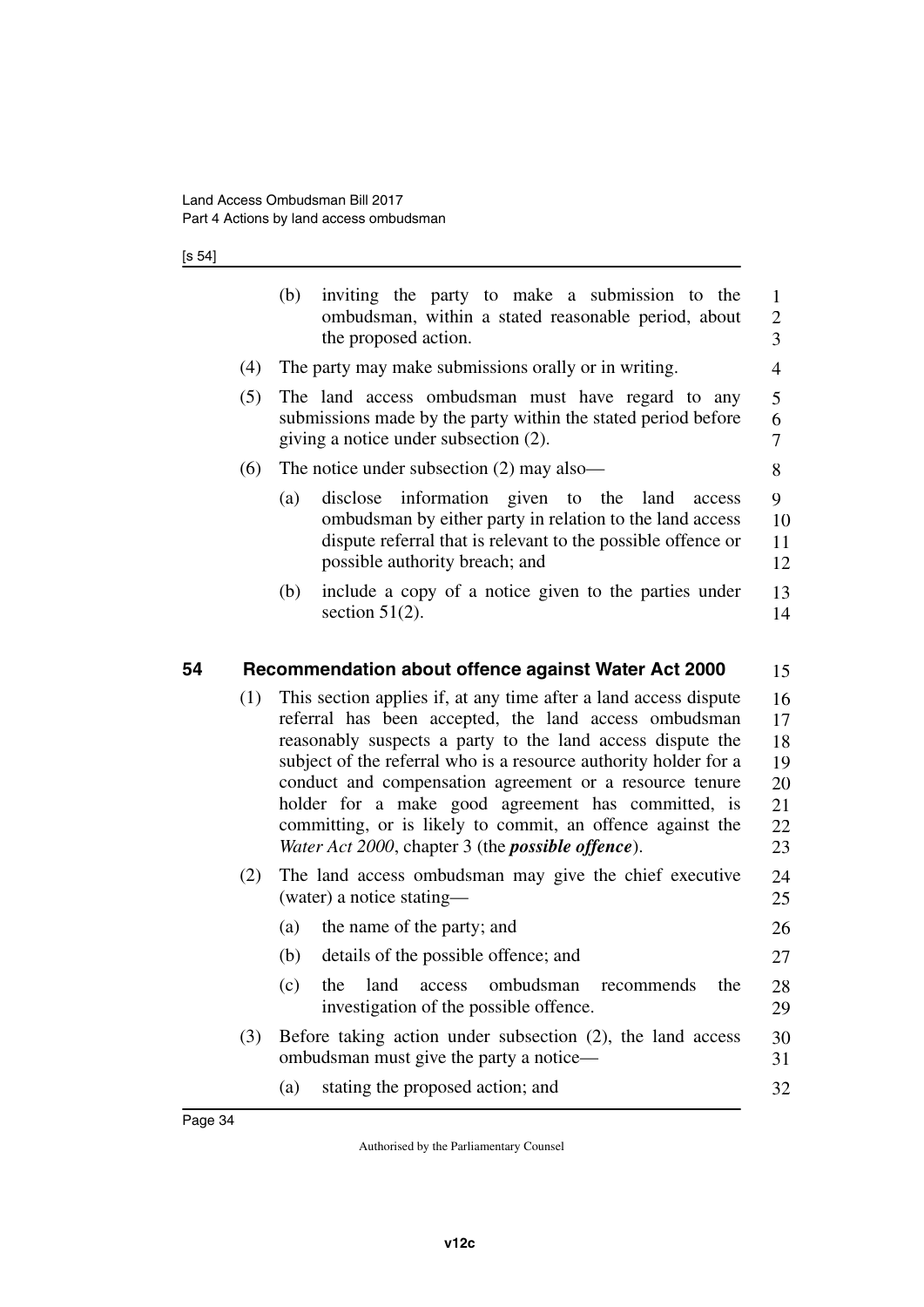(b) inviting the party to make a submission to the ombudsman, within a stated reasonable period, about the proposed action.

(4) The party may make submissions orally or in writing.

(5) The land access ombudsman must have regard to any submissions made by the party within the stated period before giving a notice under subsection (2).

(6) The notice under subsection (2) may also—

(a) disclose information given to the land access ombudsman by either party in relation to the land access dispute referral that is relevant to the possible offence or possible authority breach; and

(b) include a copy of a notice given to the parties under section 51(2).

## 54 Recommendation about offence against Water Act 2000

(1) This section applies if, at any time after a land access dispute referral has been accepted, the land access ombudsman reasonably suspects a party to the land access dispute the subject of the referral who is a resource authority holder for a conduct and compensation agreement or a resource tenure holder for a make good agreement has committed, is committing, or is likely to commit, an offence against the *Water Act 2000*, chapter 3 (the ***possible offence***).

(2) The land access ombudsman may give the chief executive (water) a notice stating—

(a) the name of the party; and

(b) details of the possible offence; and

(c) the land access ombudsman recommends the investigation of the possible offence.

(3) Before taking action under subsection (2), the land access ombudsman must give the party a notice—

(a) stating the proposed action; and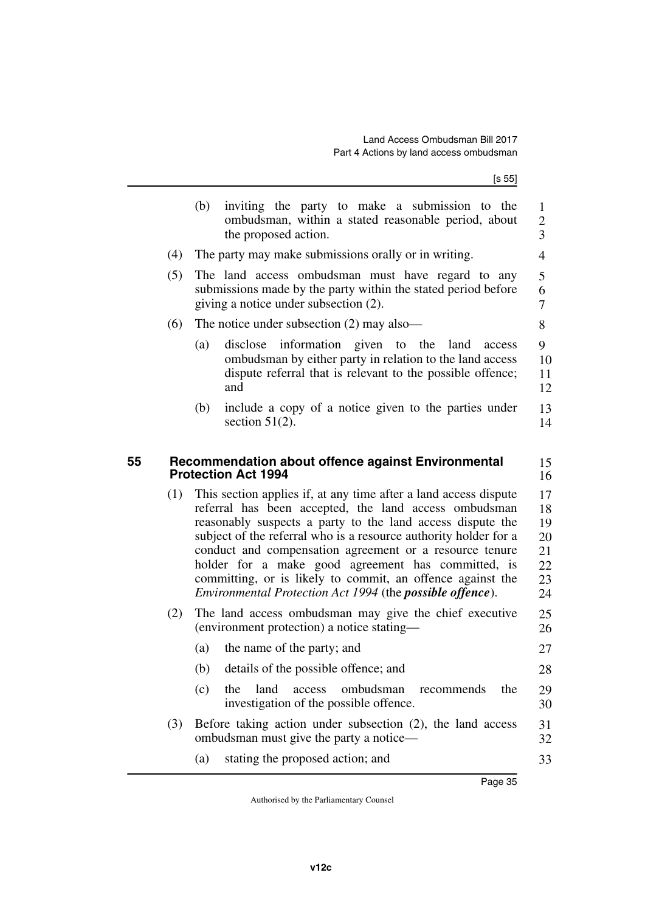(b) inviting the party to make a submission to the ombudsman, within a stated reasonable period, about the proposed action.

(4) The party may make submissions orally or in writing.

(5) The land access ombudsman must have regard to any submissions made by the party within the stated period before giving a notice under subsection (2).

(6) The notice under subsection (2) may also—

(a) disclose information given to the land access ombudsman by either party in relation to the land access dispute referral that is relevant to the possible offence; and

(b) include a copy of a notice given to the parties under section 51(2).

## 55 Recommendation about offence against Environmental Protection Act 1994

(1) This section applies if, at any time after a land access dispute referral has been accepted, the land access ombudsman reasonably suspects a party to the land access dispute the subject of the referral who is a resource authority holder for a conduct and compensation agreement or a resource tenure holder for a make good agreement has committed, is committing, or is likely to commit, an offence against the *Environmental Protection Act 1994* (the ***possible offence***).

(2) The land access ombudsman may give the chief executive (environment protection) a notice stating—

(a) the name of the party; and

(b) details of the possible offence; and

(c) the land access ombudsman recommends the investigation of the possible offence.

(3) Before taking action under subsection (2), the land access ombudsman must give the party a notice—

(a) stating the proposed action; and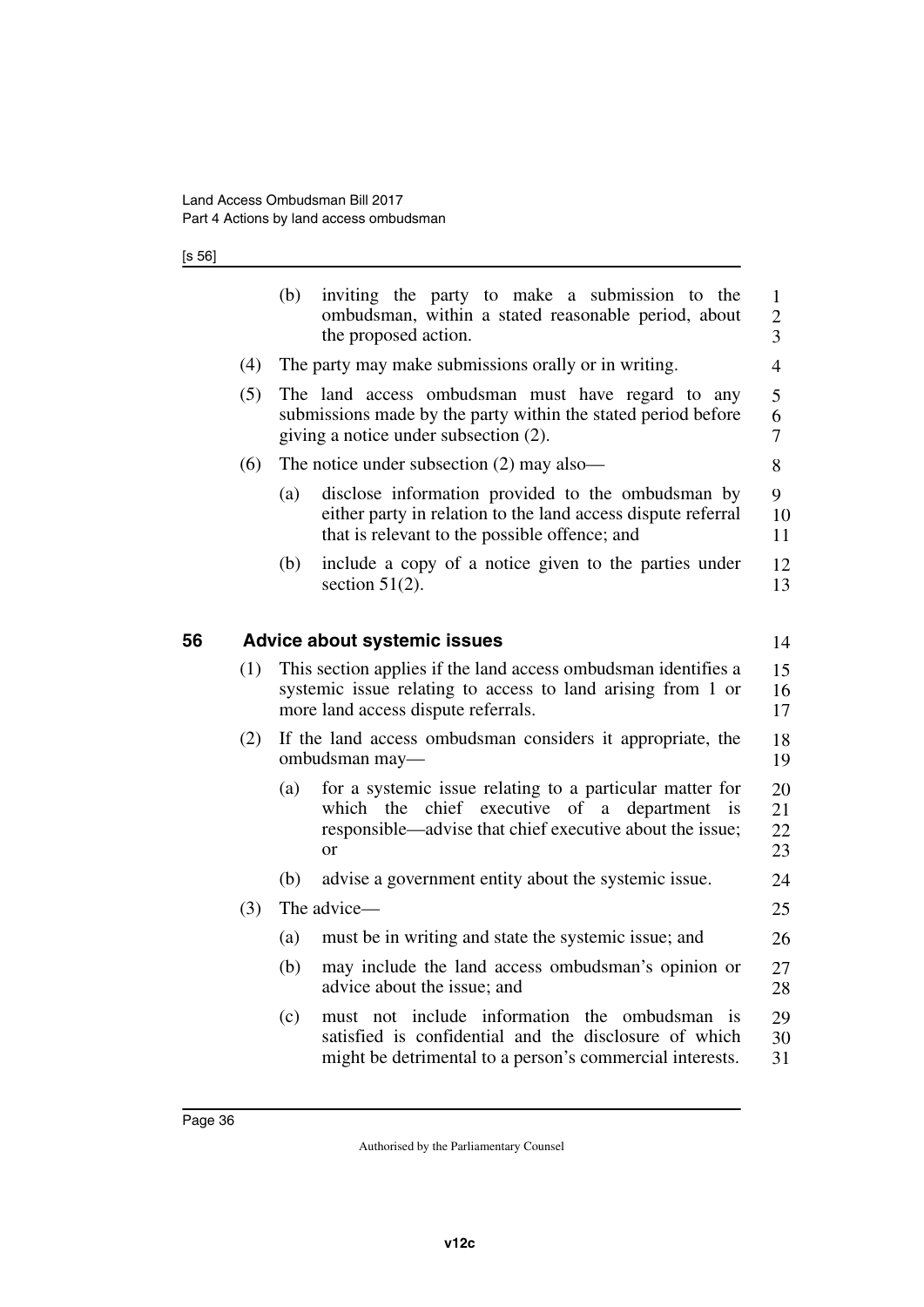(b) inviting the party to make a submission to the ombudsman, within a stated reasonable period, about the proposed action.

(4) The party may make submissions orally or in writing.

(5) The land access ombudsman must have regard to any submissions made by the party within the stated period before giving a notice under subsection (2).

(6) The notice under subsection (2) may also—

(a) disclose information provided to the ombudsman by either party in relation to the land access dispute referral that is relevant to the possible offence; and

(b) include a copy of a notice given to the parties under section 51(2).

## 56 Advice about systemic issues

(1) This section applies if the land access ombudsman identifies a systemic issue relating to access to land arising from 1 or more land access dispute referrals.

(2) If the land access ombudsman considers it appropriate, the ombudsman may—

(a) for a systemic issue relating to a particular matter for which the chief executive of a department is responsible—advise that chief executive about the issue; or

(b) advise a government entity about the systemic issue.

(3) The advice—

(a) must be in writing and state the systemic issue; and

(b) may include the land access ombudsman's opinion or advice about the issue; and

(c) must not include information the ombudsman is satisfied is confidential and the disclosure of which might be detrimental to a person's commercial interests.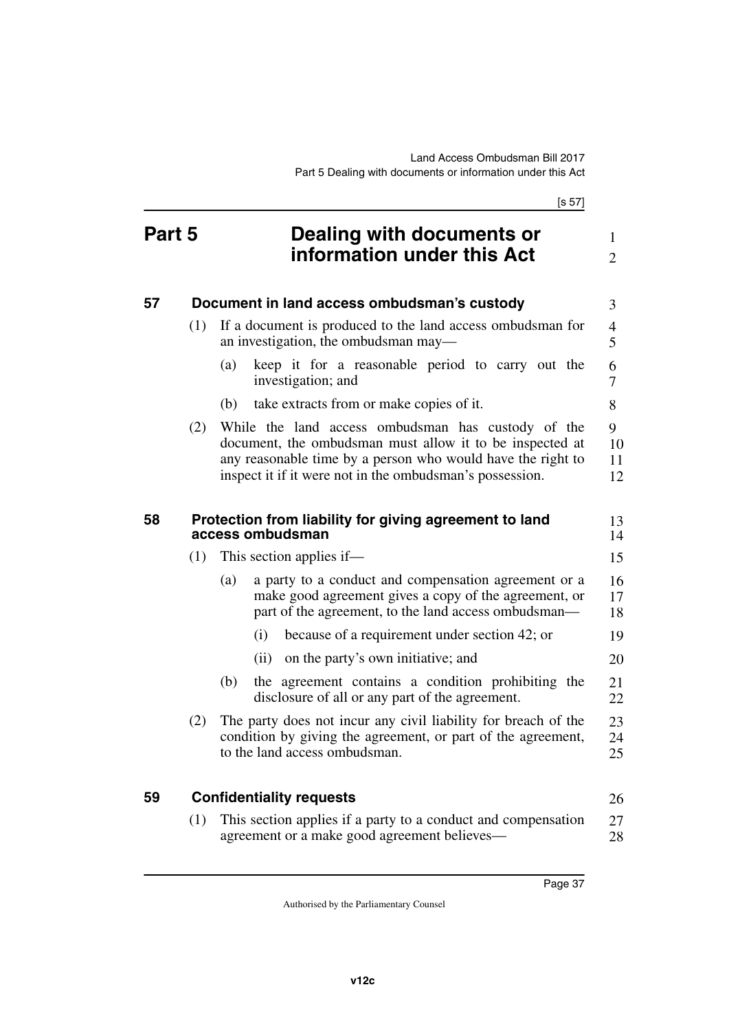# Part 5 Dealing with documents or information under this Act

## 57 Document in land access ombudsman's custody

(1) If a document is produced to the land access ombudsman for an investigation, the ombudsman may—

(a) keep it for a reasonable period to carry out the investigation; and

(b) take extracts from or make copies of it.

(2) While the land access ombudsman has custody of the document, the ombudsman must allow it to be inspected at any reasonable time by a person who would have the right to inspect it if it were not in the ombudsman's possession.

## 58 Protection from liability for giving agreement to land access ombudsman

(1) This section applies if—

(a) a party to a conduct and compensation agreement or a make good agreement gives a copy of the agreement, or part of the agreement, to the land access ombudsman—

(i) because of a requirement under section 42; or

(ii) on the party's own initiative; and

(b) the agreement contains a condition prohibiting the disclosure of all or any part of the agreement.

(2) The party does not incur any civil liability for breach of the condition by giving the agreement, or part of the agreement, to the land access ombudsman.

## 59 Confidentiality requests

(1) This section applies if a party to a conduct and compensation agreement or a make good agreement believes—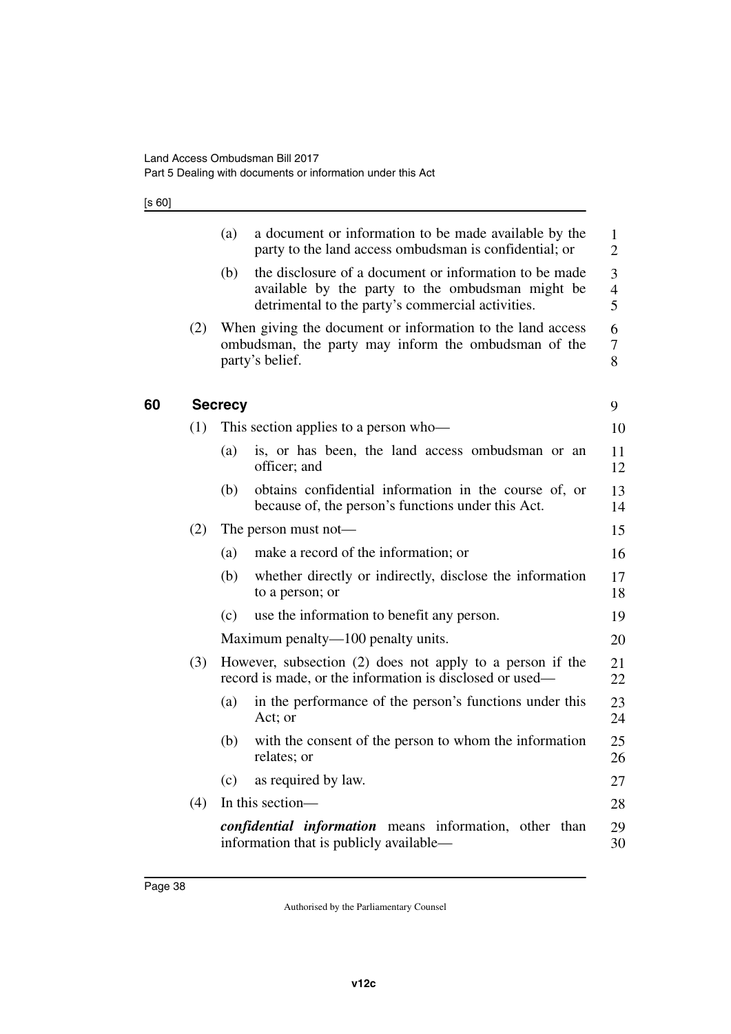(a) a document or information to be made available by the party to the land access ombudsman is confidential; or

(b) the disclosure of a document or information to be made available by the party to the ombudsman might be detrimental to the party's commercial activities.

(2) When giving the document or information to the land access ombudsman, the party may inform the ombudsman of the party's belief.

## 60 Secrecy

(1) This section applies to a person who—

(a) is, or has been, the land access ombudsman or an officer; and

(b) obtains confidential information in the course of, or because of, the person's functions under this Act.

(2) The person must not—

(a) make a record of the information; or

(b) whether directly or indirectly, disclose the information to a person; or

(c) use the information to benefit any person.

Maximum penalty—100 penalty units.

(3) However, subsection (2) does not apply to a person if the record is made, or the information is disclosed or used—

(a) in the performance of the person's functions under this Act; or

(b) with the consent of the person to whom the information relates; or

(c) as required by law.

(4) In this section—

***confidential information*** means information, other than information that is publicly available—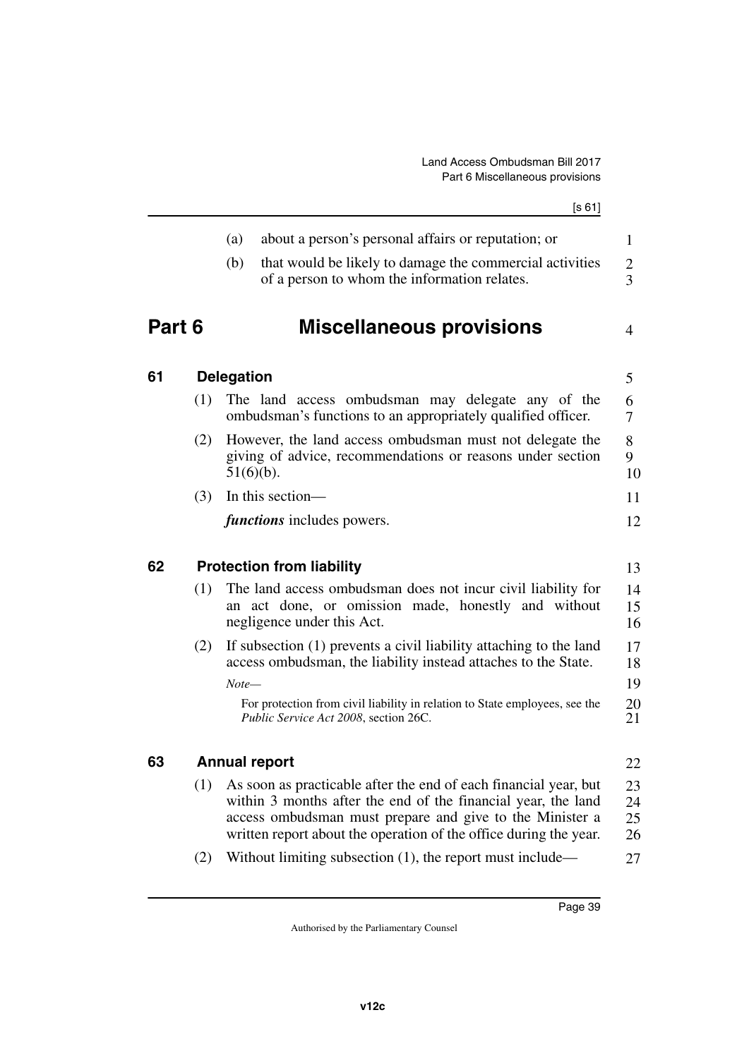(a) about a person's personal affairs or reputation; or

(b) that would be likely to damage the commercial activities of a person to whom the information relates.

# Part 6 Miscellaneous provisions

## 61 Delegation

(1) The land access ombudsman may delegate any of the ombudsman's functions to an appropriately qualified officer.

(2) However, the land access ombudsman must not delegate the giving of advice, recommendations or reasons under section 51(6)(b).

(3) In this section—

***functions*** includes powers.

## 62 Protection from liability

(1) The land access ombudsman does not incur civil liability for an act done, or omission made, honestly and without negligence under this Act.

(2) If subsection (1) prevents a civil liability attaching to the land access ombudsman, the liability instead attaches to the State.

*Note—*

For protection from civil liability in relation to State employees, see the *Public Service Act 2008*, section 26C.

## 63 Annual report

(1) As soon as practicable after the end of each financial year, but within 3 months after the end of the financial year, the land access ombudsman must prepare and give to the Minister a written report about the operation of the office during the year.

(2) Without limiting subsection (1), the report must include—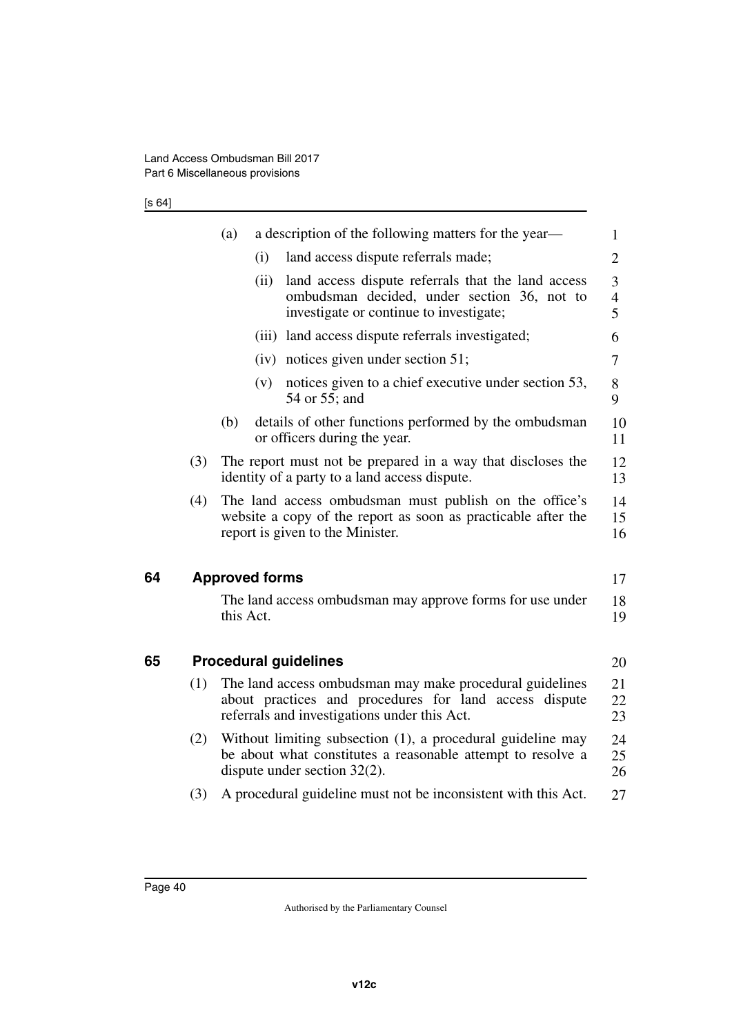(a) a description of the following matters for the year—

   (i) land access dispute referrals made;

   (ii) land access dispute referrals that the land access ombudsman decided, under section 36, not to investigate or continue to investigate;

   (iii) land access dispute referrals investigated;

   (iv) notices given under section 51;

   (v) notices given to a chief executive under section 53, 54 or 55; and

(b) details of other functions performed by the ombudsman or officers during the year.

(3) The report must not be prepared in a way that discloses the identity of a party to a land access dispute.

(4) The land access ombudsman must publish on the office's website a copy of the report as soon as practicable after the report is given to the Minister.

## 64 Approved forms

The land access ombudsman may approve forms for use under this Act.

## 65 Procedural guidelines

(1) The land access ombudsman may make procedural guidelines about practices and procedures for land access dispute referrals and investigations under this Act.

(2) Without limiting subsection (1), a procedural guideline may be about what constitutes a reasonable attempt to resolve a dispute under section 32(2).

(3) A procedural guideline must not be inconsistent with this Act.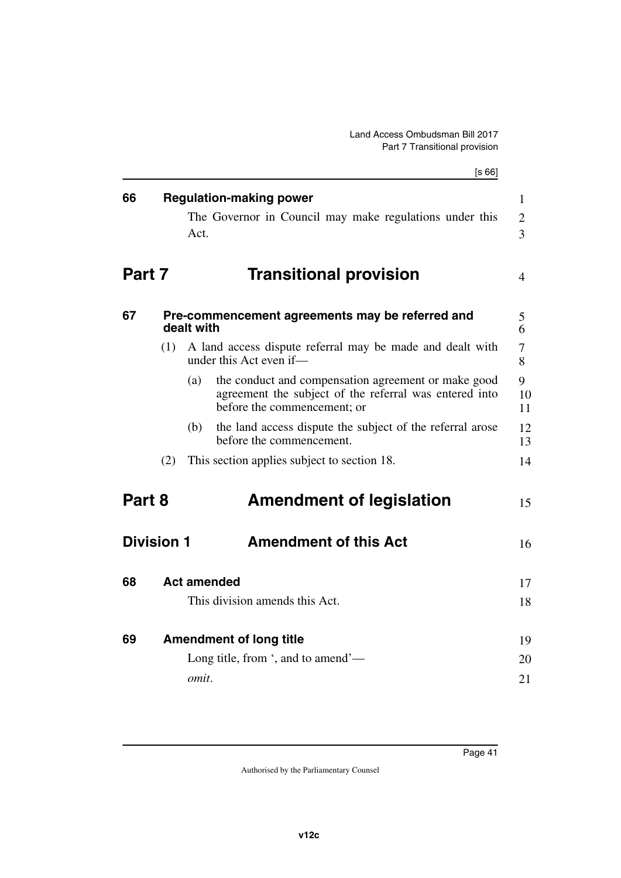### 66 Regulation-making power

The Governor in Council may make regulations under this Act.

# Part 7 Transitional provision

### 67 Pre-commencement agreements may be referred and dealt with

(1) A land access dispute referral may be made and dealt with under this Act even if—

(a) the conduct and compensation agreement or make good agreement the subject of the referral was entered into before the commencement; or

(b) the land access dispute the subject of the referral arose before the commencement.

(2) This section applies subject to section 18.

# Part 8 Amendment of legislation

## Division 1 Amendment of this Act

### 68 Act amended

This division amends this Act.

### 69 Amendment of long title

Long title, from ', and to amend'—

*omit*.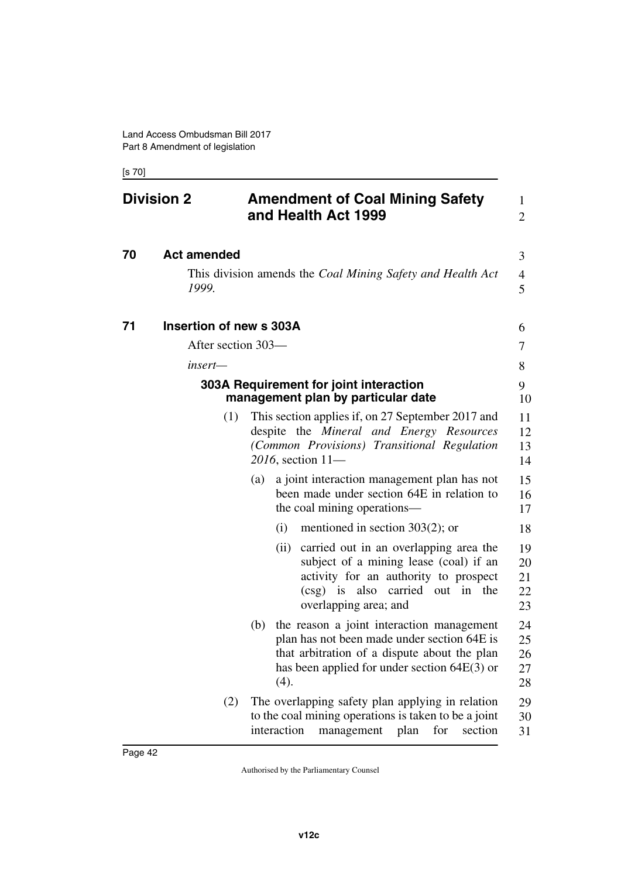## Division 2 Amendment of Coal Mining Safety and Health Act 1999

### 70 Act amended

This division amends the *Coal Mining Safety and Health Act 1999.*

### 71 Insertion of new s 303A

After section 303—

*insert—*

**303A Requirement for joint interaction management plan by particular date**

(1) This section applies if, on 27 September 2017 and despite the *Mineral and Energy Resources (Common Provisions) Transitional Regulation 2016*, section 11—

(a) a joint interaction management plan has not been made under section 64E in relation to the coal mining operations—

(i) mentioned in section 303(2); or

(ii) carried out in an overlapping area the subject of a mining lease (coal) if an activity for an authority to prospect (csg) is also carried out in the overlapping area; and

(b) the reason a joint interaction management plan has not been made under section 64E is that arbitration of a dispute about the plan has been applied for under section 64E(3) or (4).

(2) The overlapping safety plan applying in relation to the coal mining operations is taken to be a joint interaction management plan for section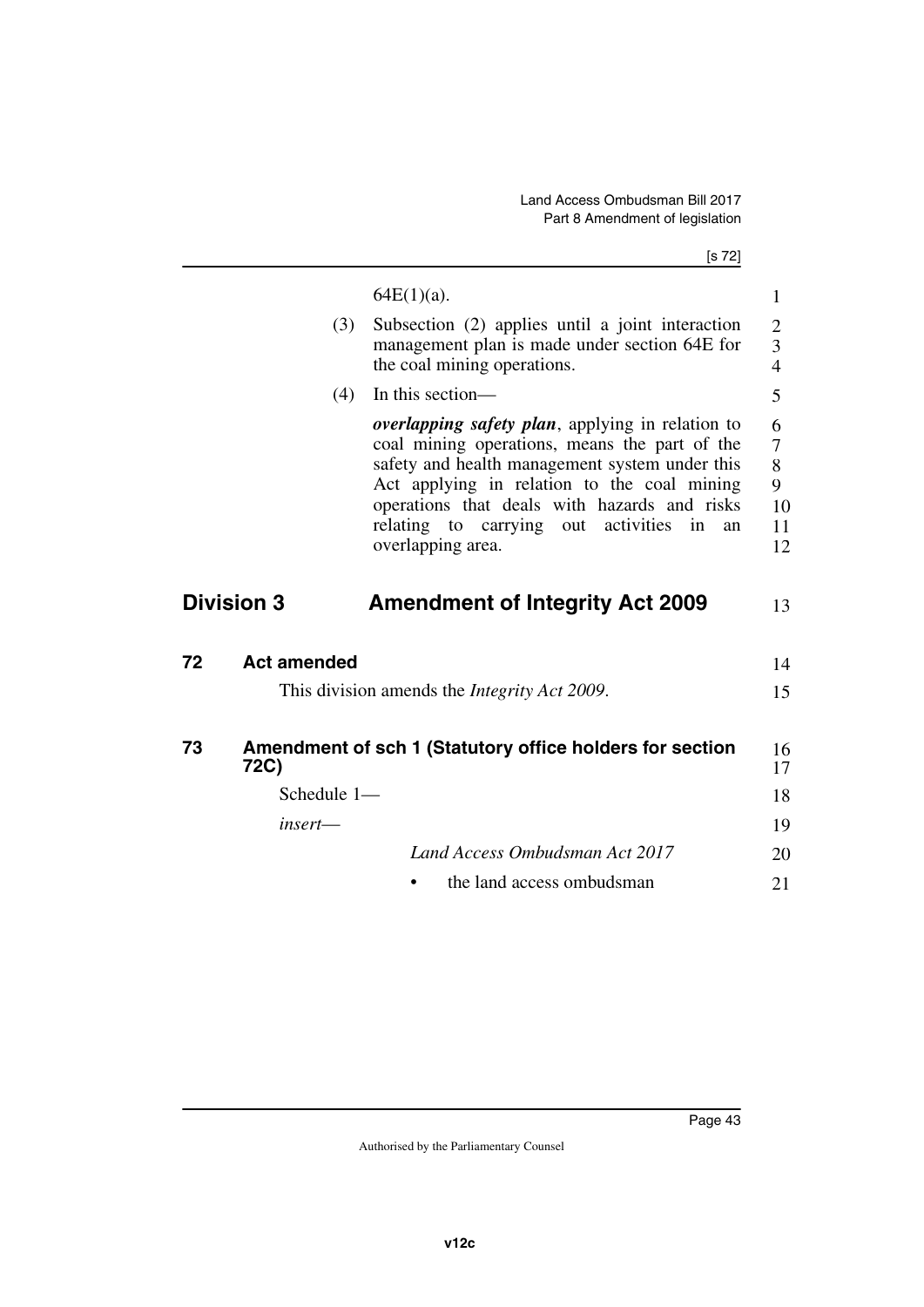64E(1)(a).

(3) Subsection (2) applies until a joint interaction management plan is made under section 64E for the coal mining operations.

(4) In this section—

***overlapping safety plan***, applying in relation to coal mining operations, means the part of the safety and health management system under this Act applying in relation to the coal mining operations that deals with hazards and risks relating to carrying out activities in an overlapping area.

## Division 3 Amendment of Integrity Act 2009

### 72 Act amended

This division amends the *Integrity Act 2009*.

### 73 Amendment of sch 1 (Statutory office holders for section 72C)

Schedule 1—

*insert*—

*Land Access Ombudsman Act 2017*

- the land access ombudsman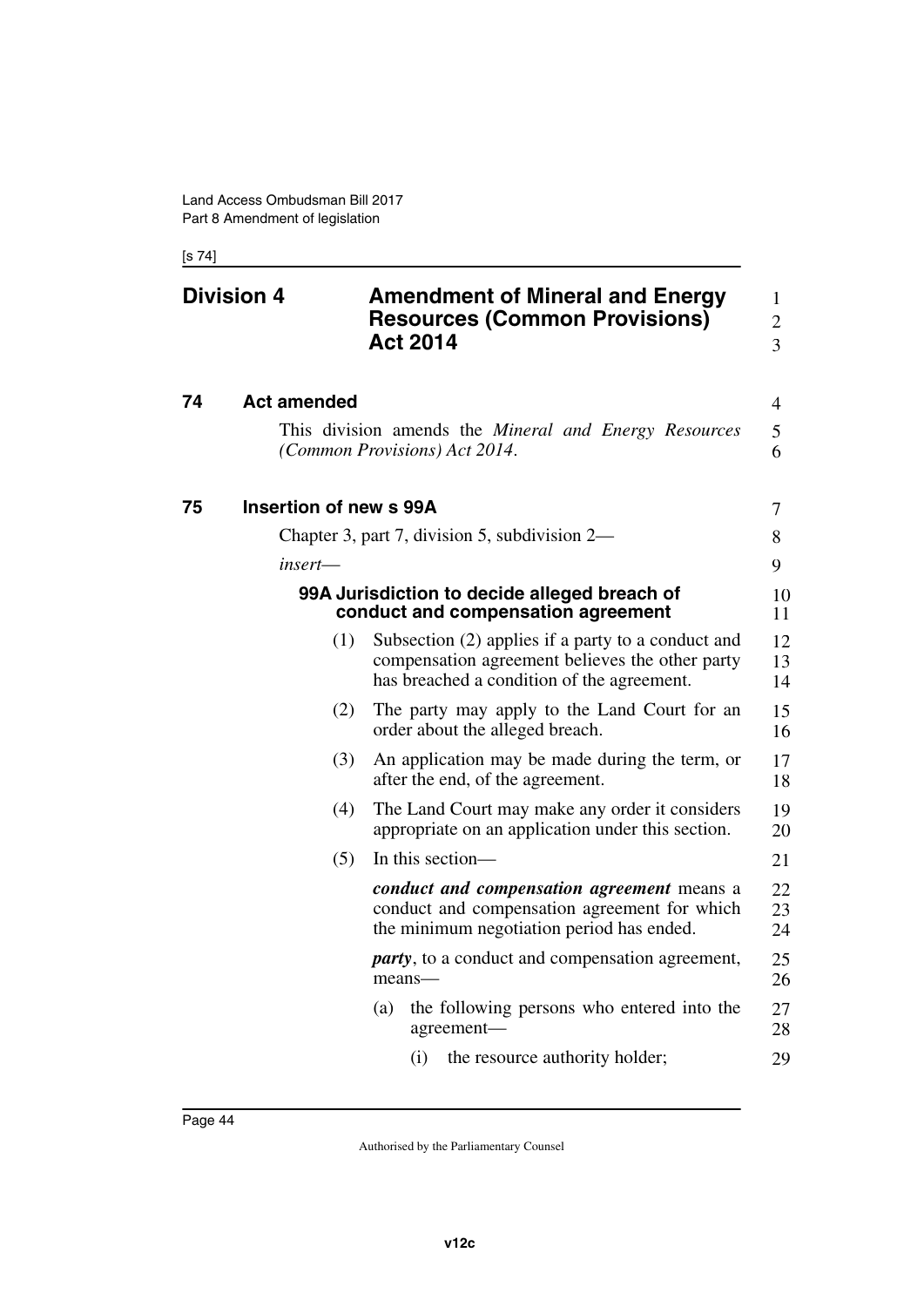## Division 4 Amendment of Mineral and Energy Resources (Common Provisions) Act 2014

### 74 Act amended

This division amends the *Mineral and Energy Resources (Common Provisions) Act 2014*.

### 75 Insertion of new s 99A

Chapter 3, part 7, division 5, subdivision 2—

*insert*—

#### 99A Jurisdiction to decide alleged breach of conduct and compensation agreement

(1) Subsection (2) applies if a party to a conduct and compensation agreement believes the other party has breached a condition of the agreement.

(2) The party may apply to the Land Court for an order about the alleged breach.

(3) An application may be made during the term, or after the end, of the agreement.

(4) The Land Court may make any order it considers appropriate on an application under this section.

(5) In this section—

***conduct and compensation agreement*** means a conduct and compensation agreement for which the minimum negotiation period has ended.

***party***, to a conduct and compensation agreement, means—

(a) the following persons who entered into the agreement—

(i) the resource authority holder;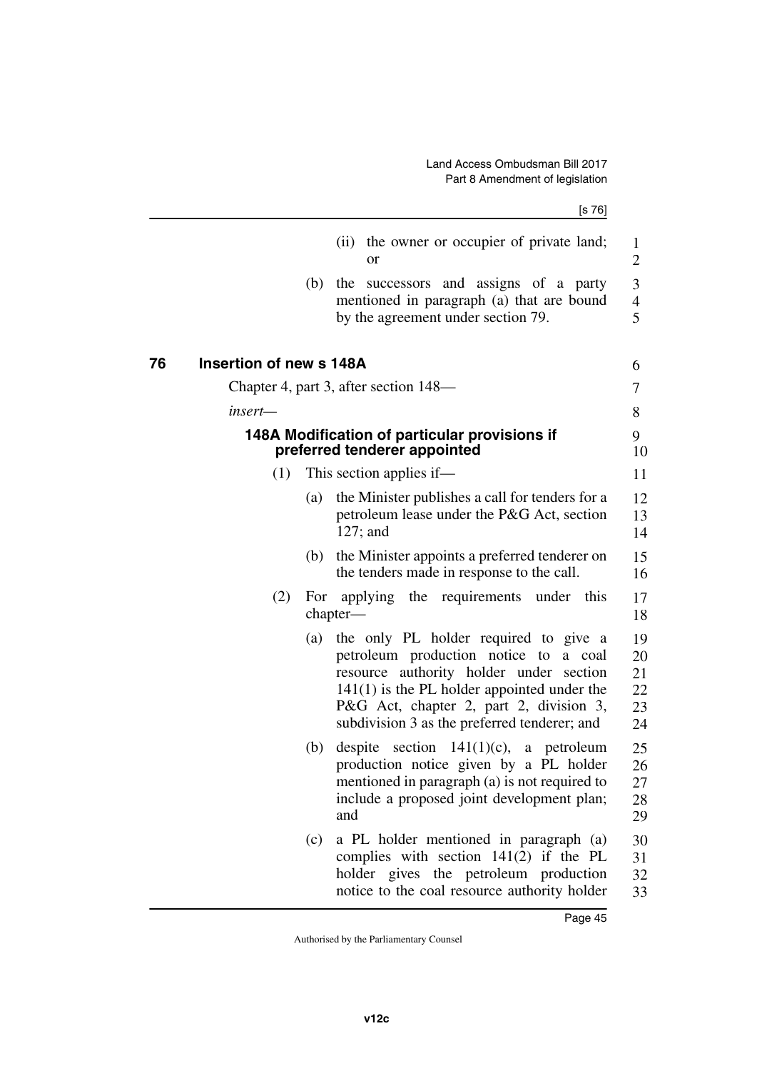(ii) the owner or occupier of private land; or

(b) the successors and assigns of a party mentioned in paragraph (a) that are bound by the agreement under section 79.

## 76 Insertion of new s 148A

Chapter 4, part 3, after section 148—

*insert—*

### 148A Modification of particular provisions if preferred tenderer appointed

(1) This section applies if—

(a) the Minister publishes a call for tenders for a petroleum lease under the P&G Act, section 127; and

(b) the Minister appoints a preferred tenderer on the tenders made in response to the call.

(2) For applying the requirements under this chapter—

(a) the only PL holder required to give a petroleum production notice to a coal resource authority holder under section 141(1) is the PL holder appointed under the P&G Act, chapter 2, part 2, division 3, subdivision 3 as the preferred tenderer; and

(b) despite section 141(1)(c), a petroleum production notice given by a PL holder mentioned in paragraph (a) is not required to include a proposed joint development plan; and

(c) a PL holder mentioned in paragraph (a) complies with section 141(2) if the PL holder gives the petroleum production notice to the coal resource authority holder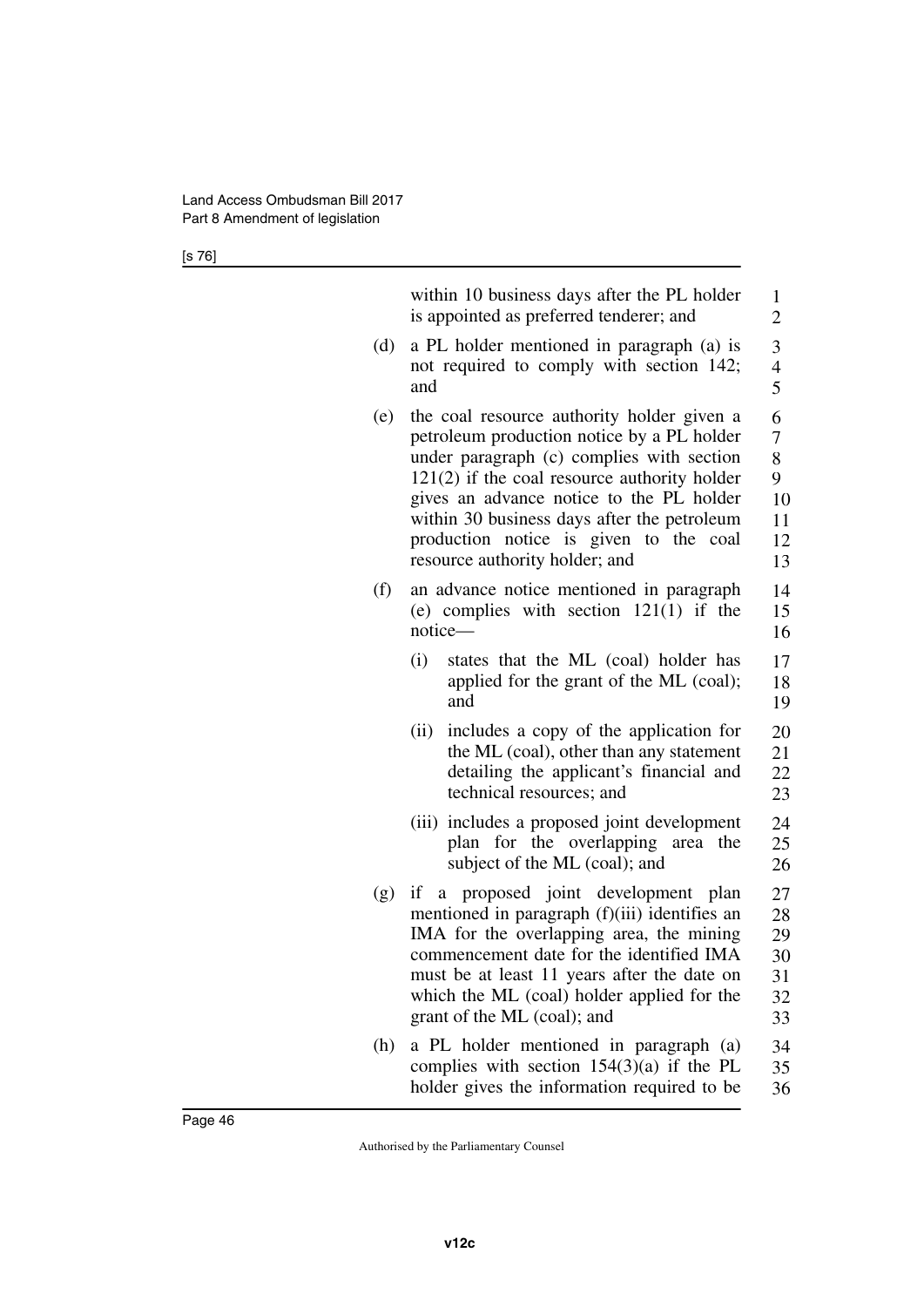within 10 business days after the PL holder is appointed as preferred tenderer; and

(d) a PL holder mentioned in paragraph (a) is not required to comply with section 142; and

(e) the coal resource authority holder given a petroleum production notice by a PL holder under paragraph (c) complies with section 121(2) if the coal resource authority holder gives an advance notice to the PL holder within 30 business days after the petroleum production notice is given to the coal resource authority holder; and

(f) an advance notice mentioned in paragraph (e) complies with section 121(1) if the notice—

   (i) states that the ML (coal) holder has applied for the grant of the ML (coal); and

   (ii) includes a copy of the application for the ML (coal), other than any statement detailing the applicant's financial and technical resources; and

   (iii) includes a proposed joint development plan for the overlapping area the subject of the ML (coal); and

(g) if a proposed joint development plan mentioned in paragraph (f)(iii) identifies an IMA for the overlapping area, the mining commencement date for the identified IMA must be at least 11 years after the date on which the ML (coal) holder applied for the grant of the ML (coal); and

(h) a PL holder mentioned in paragraph (a) complies with section 154(3)(a) if the PL holder gives the information required to be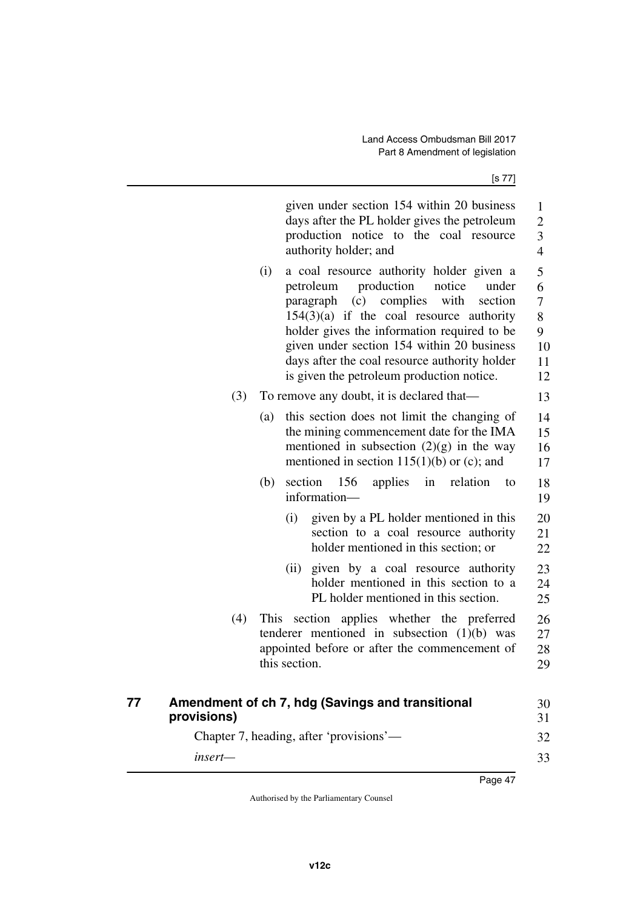given under section 154 within 20 business days after the PL holder gives the petroleum production notice to the coal resource authority holder; and

(i) a coal resource authority holder given a petroleum production notice under paragraph (c) complies with section 154(3)(a) if the coal resource authority holder gives the information required to be given under section 154 within 20 business days after the coal resource authority holder is given the petroleum production notice.

(3) To remove any doubt, it is declared that—

(a) this section does not limit the changing of the mining commencement date for the IMA mentioned in subsection (2)(g) in the way mentioned in section 115(1)(b) or (c); and

(b) section 156 applies in relation to information—

(i) given by a PL holder mentioned in this section to a coal resource authority holder mentioned in this section; or

(ii) given by a coal resource authority holder mentioned in this section to a PL holder mentioned in this section.

(4) This section applies whether the preferred tenderer mentioned in subsection (1)(b) was appointed before or after the commencement of this section.

## 77 Amendment of ch 7, hdg (Savings and transitional provisions)

Chapter 7, heading, after 'provisions'—

*insert—*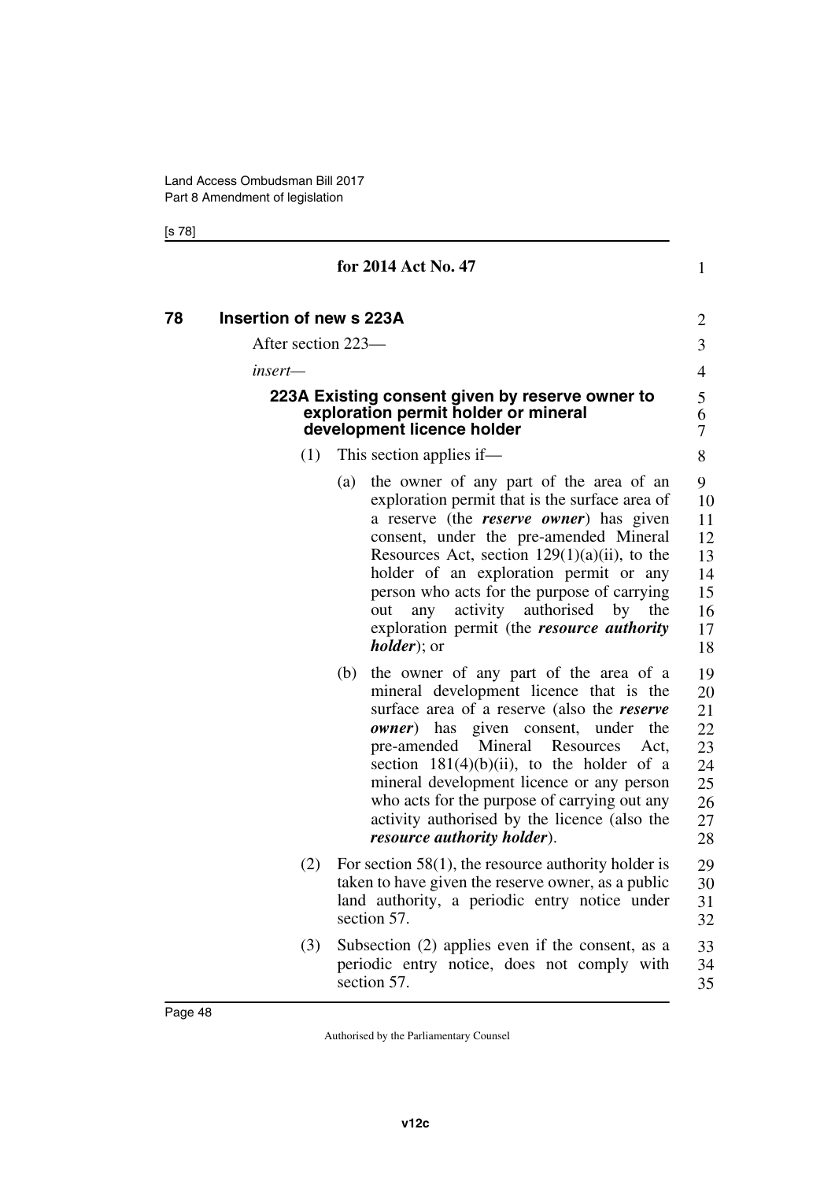for 2014 Act No. 47

## 78 Insertion of new s 223A

After section 223—

*insert*—

### 223A Existing consent given by reserve owner to exploration permit holder or mineral development licence holder

(1) This section applies if—

(a) the owner of any part of the area of an exploration permit that is the surface area of a reserve (the ***reserve owner***) has given consent, under the pre-amended Mineral Resources Act, section 129(1)(a)(ii), to the holder of an exploration permit or any person who acts for the purpose of carrying out any activity authorised by the exploration permit (the ***resource authority holder***); or

(b) the owner of any part of the area of a mineral development licence that is the surface area of a reserve (also the ***reserve owner***) has given consent, under the pre-amended Mineral Resources Act, section 181(4)(b)(ii), to the holder of a mineral development licence or any person who acts for the purpose of carrying out any activity authorised by the licence (also the ***resource authority holder***).

(2) For section 58(1), the resource authority holder is taken to have given the reserve owner, as a public land authority, a periodic entry notice under section 57.

(3) Subsection (2) applies even if the consent, as a periodic entry notice, does not comply with section 57.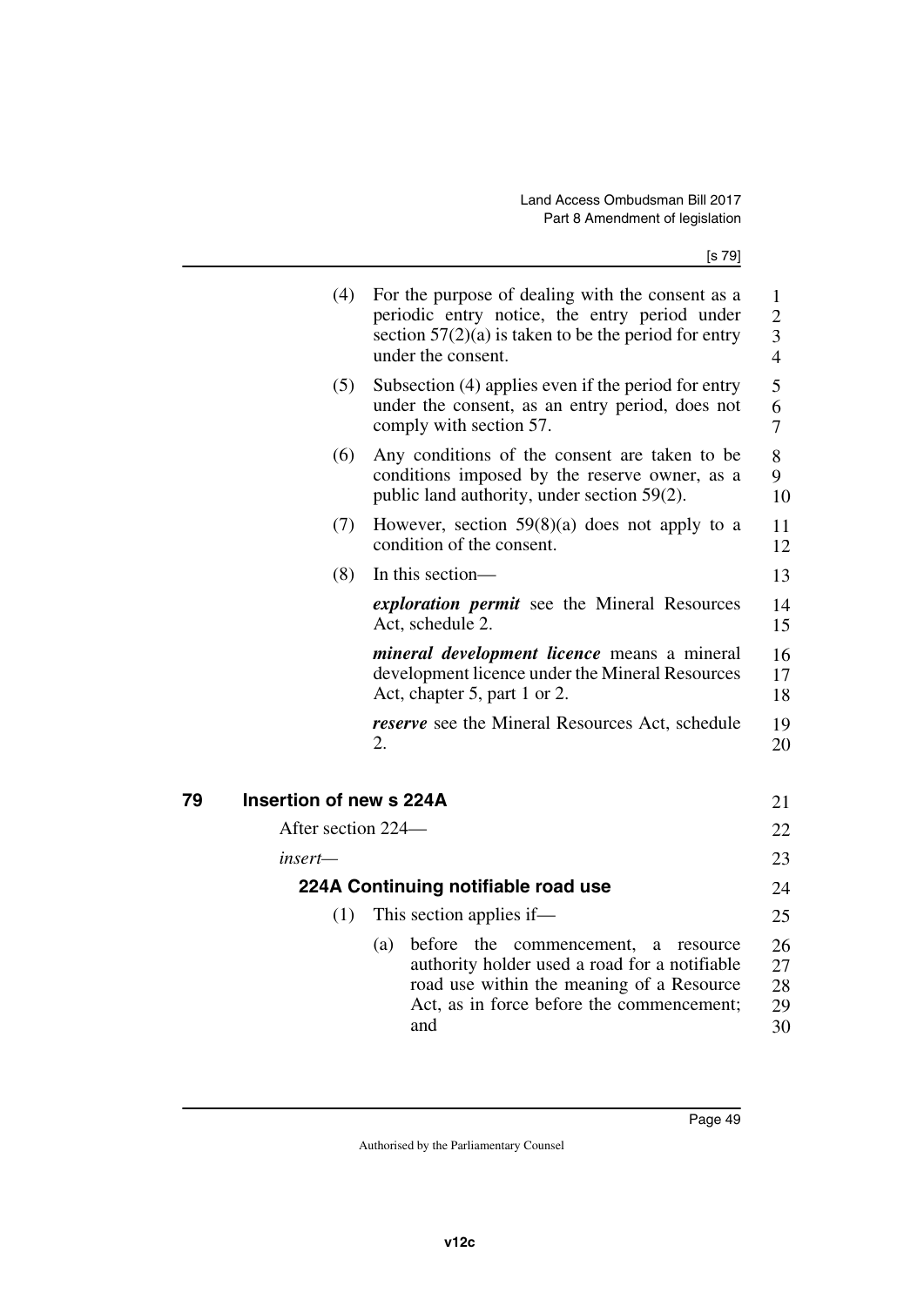(4) For the purpose of dealing with the consent as a periodic entry notice, the entry period under section 57(2)(a) is taken to be the period for entry under the consent.

(5) Subsection (4) applies even if the period for entry under the consent, as an entry period, does not comply with section 57.

(6) Any conditions of the consent are taken to be conditions imposed by the reserve owner, as a public land authority, under section 59(2).

(7) However, section 59(8)(a) does not apply to a condition of the consent.

(8) In this section—

***exploration permit*** see the Mineral Resources Act, schedule 2.

***mineral development licence*** means a mineral development licence under the Mineral Resources Act, chapter 5, part 1 or 2.

***reserve*** see the Mineral Resources Act, schedule 2.

## 79 Insertion of new s 224A

After section 224—

*insert*—

### 224A Continuing notifiable road use

(1) This section applies if—

(a) before the commencement, a resource authority holder used a road for a notifiable road use within the meaning of a Resource Act, as in force before the commencement; and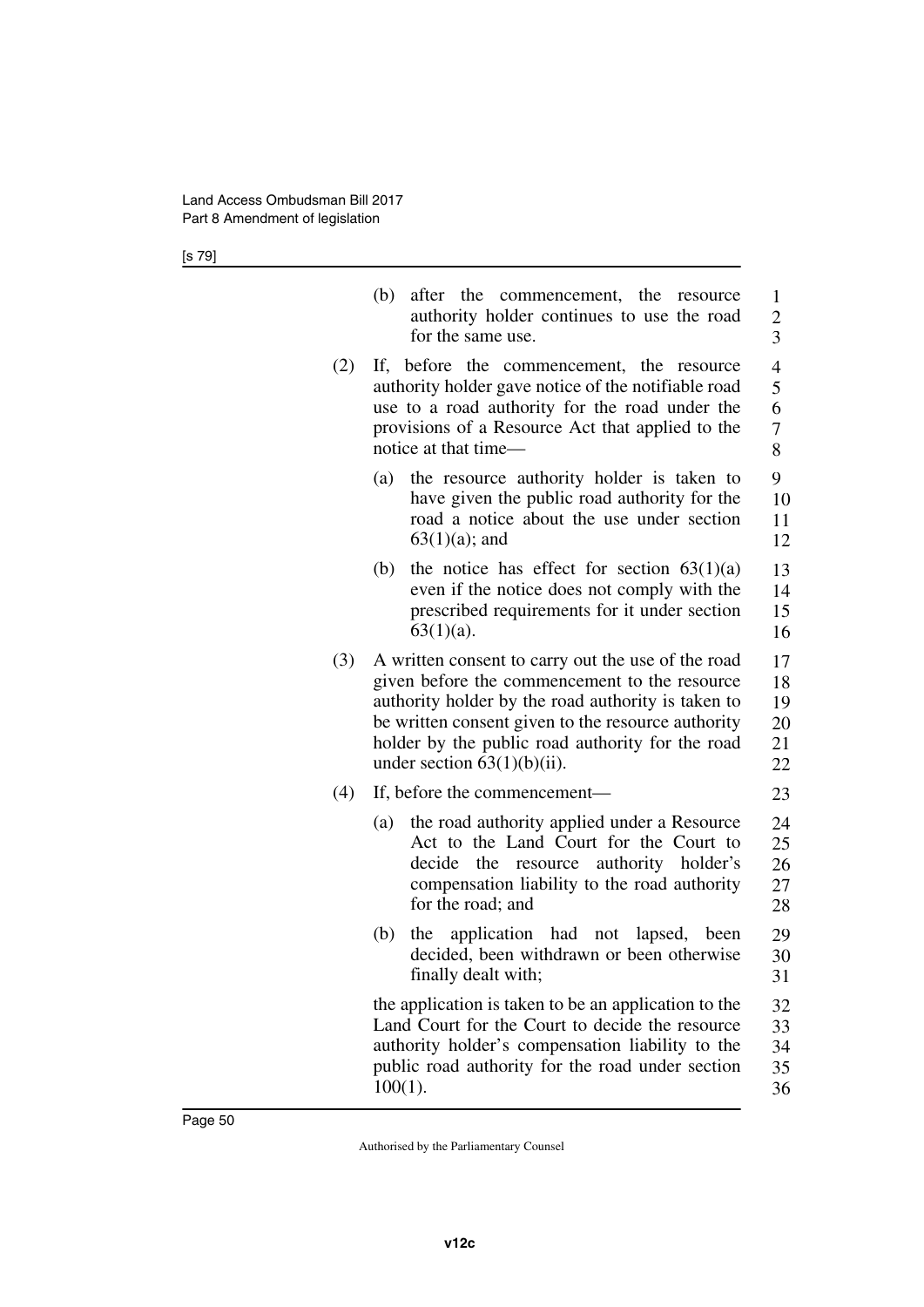(b) after the commencement, the resource authority holder continues to use the road for the same use.

(2) If, before the commencement, the resource authority holder gave notice of the notifiable road use to a road authority for the road under the provisions of a Resource Act that applied to the notice at that time—

(a) the resource authority holder is taken to have given the public road authority for the road a notice about the use under section 63(1)(a); and

(b) the notice has effect for section 63(1)(a) even if the notice does not comply with the prescribed requirements for it under section 63(1)(a).

(3) A written consent to carry out the use of the road given before the commencement to the resource authority holder by the road authority is taken to be written consent given to the resource authority holder by the public road authority for the road under section 63(1)(b)(ii).

(4) If, before the commencement—

(a) the road authority applied under a Resource Act to the Land Court for the Court to decide the resource authority holder's compensation liability to the road authority for the road; and

(b) the application had not lapsed, been decided, been withdrawn or been otherwise finally dealt with;

the application is taken to be an application to the Land Court for the Court to decide the resource authority holder's compensation liability to the public road authority for the road under section 100(1).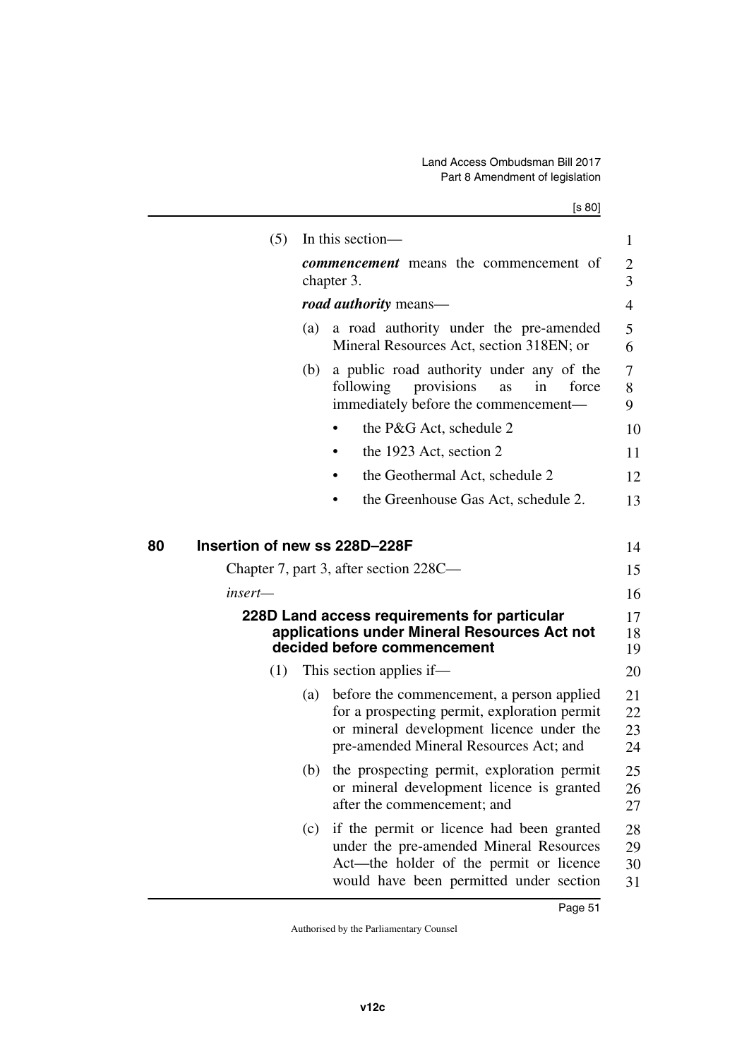(5) In this section—

***commencement*** means the commencement of chapter 3.

***road authority*** means—

(a) a road authority under the pre-amended Mineral Resources Act, section 318EN; or

(b) a public road authority under any of the following provisions as in force immediately before the commencement—

- the P&G Act, schedule 2
- the 1923 Act, section 2
- the Geothermal Act, schedule 2
- the Greenhouse Gas Act, schedule 2.

## 80 Insertion of new ss 228D–228F

Chapter 7, part 3, after section 228C—

*insert—*

### 228D Land access requirements for particular applications under Mineral Resources Act not decided before commencement

(1) This section applies if—

(a) before the commencement, a person applied for a prospecting permit, exploration permit or mineral development licence under the pre-amended Mineral Resources Act; and

(b) the prospecting permit, exploration permit or mineral development licence is granted after the commencement; and

(c) if the permit or licence had been granted under the pre-amended Mineral Resources Act—the holder of the permit or licence would have been permitted under section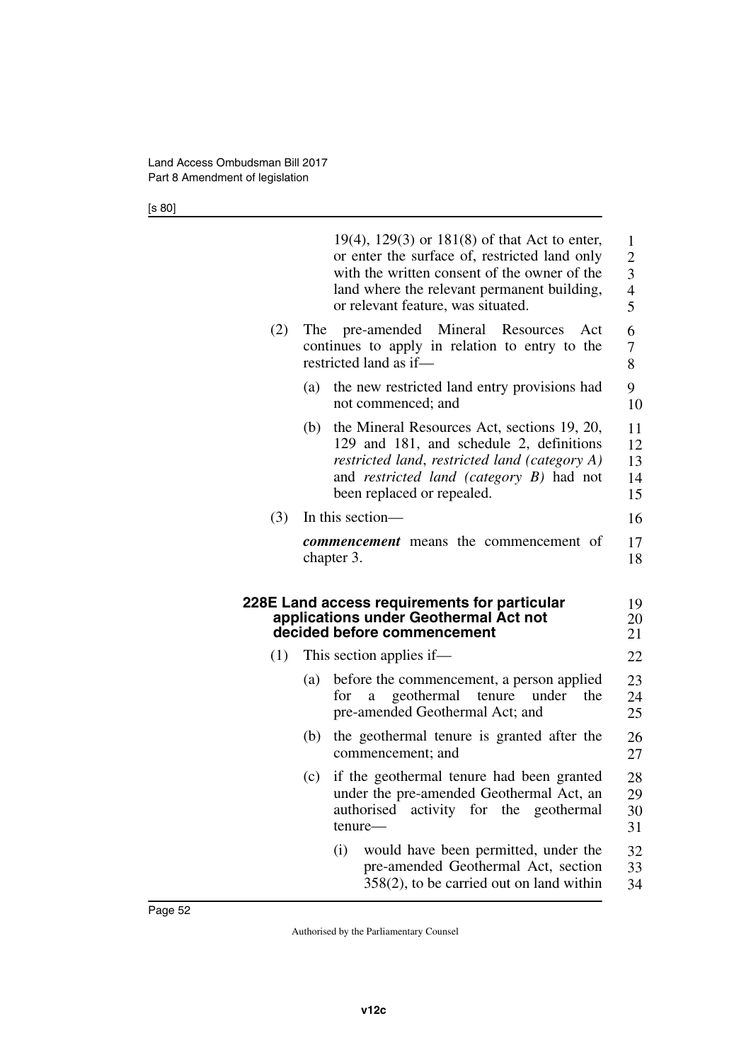19(4), 129(3) or 181(8) of that Act to enter, or enter the surface of, restricted land only with the written consent of the owner of the land where the relevant permanent building, or relevant feature, was situated.

(2) The pre-amended Mineral Resources Act continues to apply in relation to entry to the restricted land as if—

(a) the new restricted land entry provisions had not commenced; and

(b) the Mineral Resources Act, sections 19, 20, 129 and 181, and schedule 2, definitions *restricted land*, *restricted land (category A)* and *restricted land (category B)* had not been replaced or repealed.

(3) In this section—

***commencement*** means the commencement of chapter 3.

### 228E Land access requirements for particular applications under Geothermal Act not decided before commencement

(1) This section applies if—

(a) before the commencement, a person applied for a geothermal tenure under the pre-amended Geothermal Act; and

(b) the geothermal tenure is granted after the commencement; and

(c) if the geothermal tenure had been granted under the pre-amended Geothermal Act, an authorised activity for the geothermal tenure—

(i) would have been permitted, under the pre-amended Geothermal Act, section 358(2), to be carried out on land within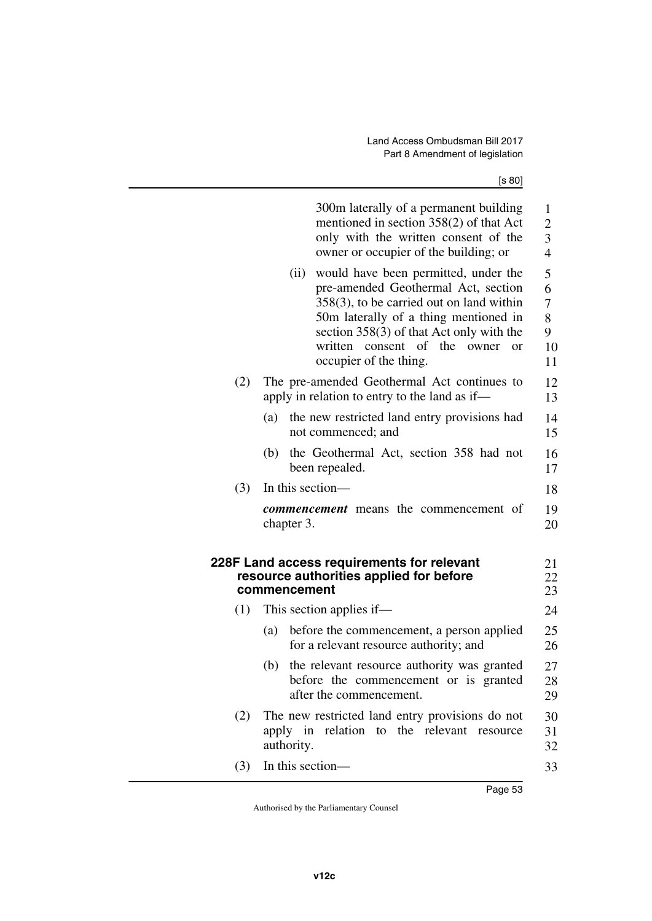300m laterally of a permanent building mentioned in section 358(2) of that Act only with the written consent of the owner or occupier of the building; or

(ii) would have been permitted, under the pre-amended Geothermal Act, section 358(3), to be carried out on land within 50m laterally of a thing mentioned in section 358(3) of that Act only with the written consent of the owner or occupier of the thing.

(2) The pre-amended Geothermal Act continues to apply in relation to entry to the land as if—

(a) the new restricted land entry provisions had not commenced; and

(b) the Geothermal Act, section 358 had not been repealed.

(3) In this section—

***commencement*** means the commencement of chapter 3.

### 228F Land access requirements for relevant resource authorities applied for before commencement

(1) This section applies if—

(a) before the commencement, a person applied for a relevant resource authority; and

(b) the relevant resource authority was granted before the commencement or is granted after the commencement.

(2) The new restricted land entry provisions do not apply in relation to the relevant resource authority.

(3) In this section—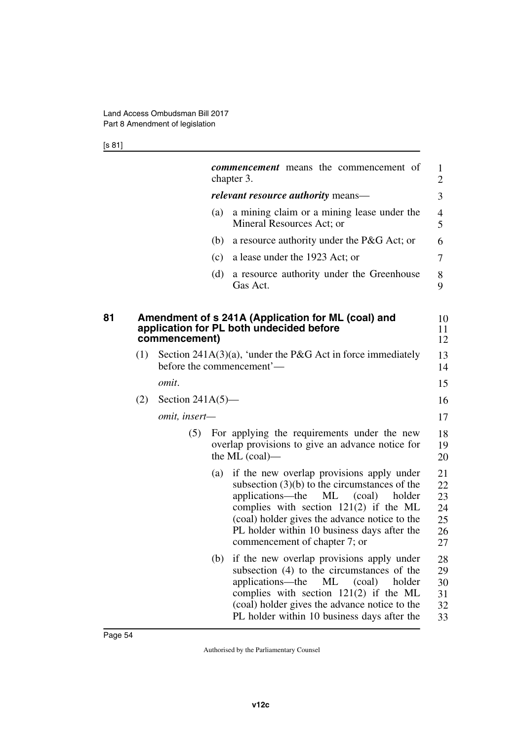***commencement*** means the commencement of chapter 3.

***relevant resource authority*** means—

(a) a mining claim or a mining lease under the Mineral Resources Act; or

(b) a resource authority under the P&G Act; or

(c) a lease under the 1923 Act; or

(d) a resource authority under the Greenhouse Gas Act.

### 81 Amendment of s 241A (Application for ML (coal) and application for PL both undecided before commencement)

(1) Section 241A(3)(a), 'under the P&G Act in force immediately before the commencement'—

*omit*.

(2) Section 241A(5)—

*omit, insert—*

(5) For applying the requirements under the new overlap provisions to give an advance notice for the ML (coal)—

(a) if the new overlap provisions apply under subsection (3)(b) to the circumstances of the applications—the ML (coal) holder complies with section 121(2) if the ML (coal) holder gives the advance notice to the PL holder within 10 business days after the commencement of chapter 7; or

(b) if the new overlap provisions apply under subsection (4) to the circumstances of the applications—the ML (coal) holder complies with section 121(2) if the ML (coal) holder gives the advance notice to the PL holder within 10 business days after the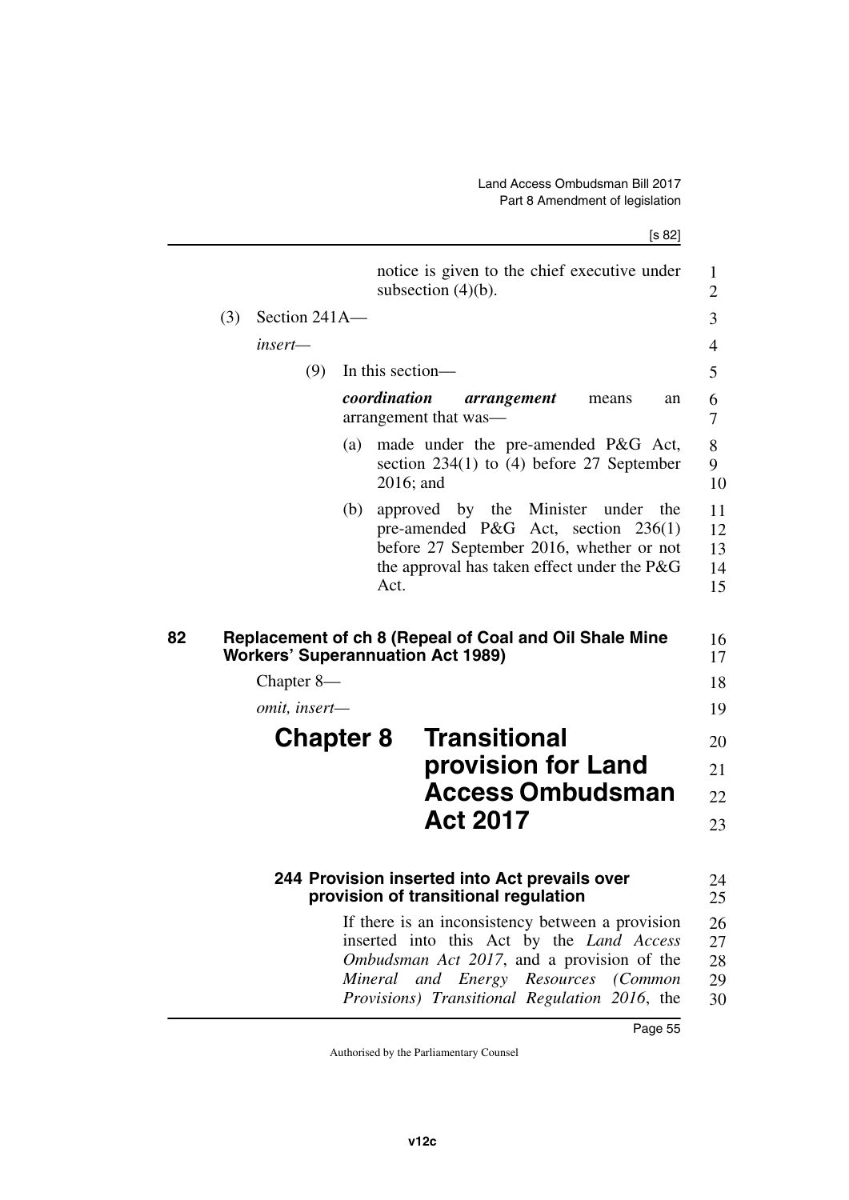notice is given to the chief executive under subsection (4)(b).

(3) Section 241A—

*insert*—

(9) In this section—

***coordination arrangement*** means an arrangement that was—

(a) made under the pre-amended P&G Act, section 234(1) to (4) before 27 September 2016; and

(b) approved by the Minister under the pre-amended P&G Act, section 236(1) before 27 September 2016, whether or not the approval has taken effect under the P&G Act.

## 82 Replacement of ch 8 (Repeal of Coal and Oil Shale Mine Workers' Superannuation Act 1989)

Chapter 8—

*omit, insert*—

# Chapter 8 Transitional provision for Land Access Ombudsman Act 2017

### 244 Provision inserted into Act prevails over provision of transitional regulation

If there is an inconsistency between a provision inserted into this Act by the *Land Access Ombudsman Act 2017*, and a provision of the *Mineral and Energy Resources (Common Provisions) Transitional Regulation 2016*, the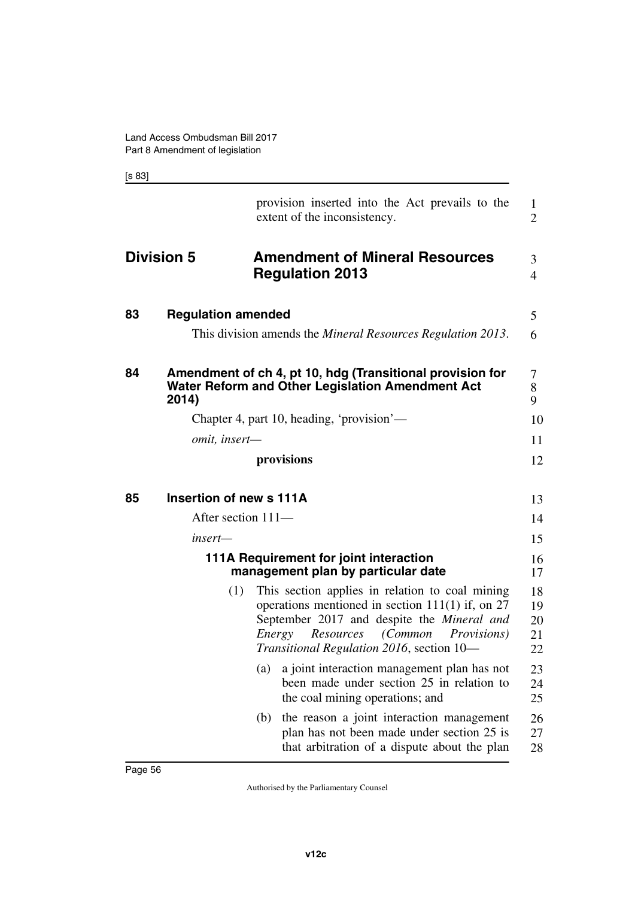provision inserted into the Act prevails to the extent of the inconsistency.

## Division 5 Amendment of Mineral Resources Regulation 2013

### 83 Regulation amended

This division amends the *Mineral Resources Regulation 2013*.

### 84 Amendment of ch 4, pt 10, hdg (Transitional provision for Water Reform and Other Legislation Amendment Act 2014)

Chapter 4, part 10, heading, 'provision'—

*omit, insert—*

**provisions**

### 85 Insertion of new s 111A

After section 111—

*insert—*

**111A Requirement for joint interaction management plan by particular date**

(1) This section applies in relation to coal mining operations mentioned in section 111(1) if, on 27 September 2017 and despite the *Mineral and Energy Resources (Common Provisions) Transitional Regulation 2016*, section 10—

(a) a joint interaction management plan has not been made under section 25 in relation to the coal mining operations; and

(b) the reason a joint interaction management plan has not been made under section 25 is that arbitration of a dispute about the plan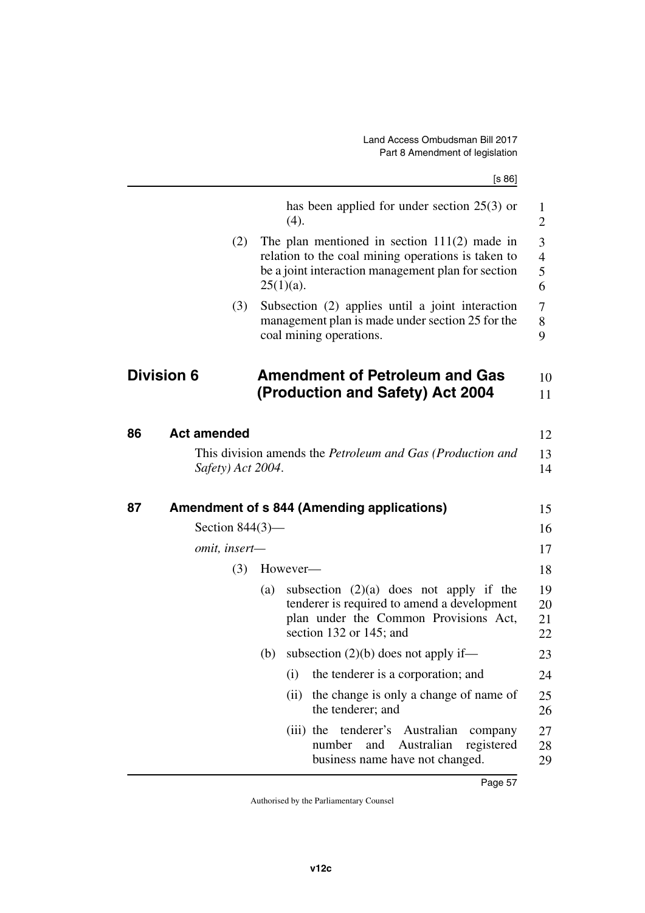has been applied for under section 25(3) or (4).

(2) The plan mentioned in section 111(2) made in relation to the coal mining operations is taken to be a joint interaction management plan for section 25(1)(a).

(3) Subsection (2) applies until a joint interaction management plan is made under section 25 for the coal mining operations.

## Division 6 Amendment of Petroleum and Gas (Production and Safety) Act 2004

### 86 Act amended

This division amends the *Petroleum and Gas (Production and Safety) Act 2004*.

### 87 Amendment of s 844 (Amending applications)

Section 844(3)—

*omit, insert—*

(3) However—

(a) subsection (2)(a) does not apply if the tenderer is required to amend a development plan under the Common Provisions Act, section 132 or 145; and

(b) subsection (2)(b) does not apply if—

(i) the tenderer is a corporation; and

(ii) the change is only a change of name of the tenderer; and

(iii) the tenderer's Australian company number and Australian registered business name have not changed.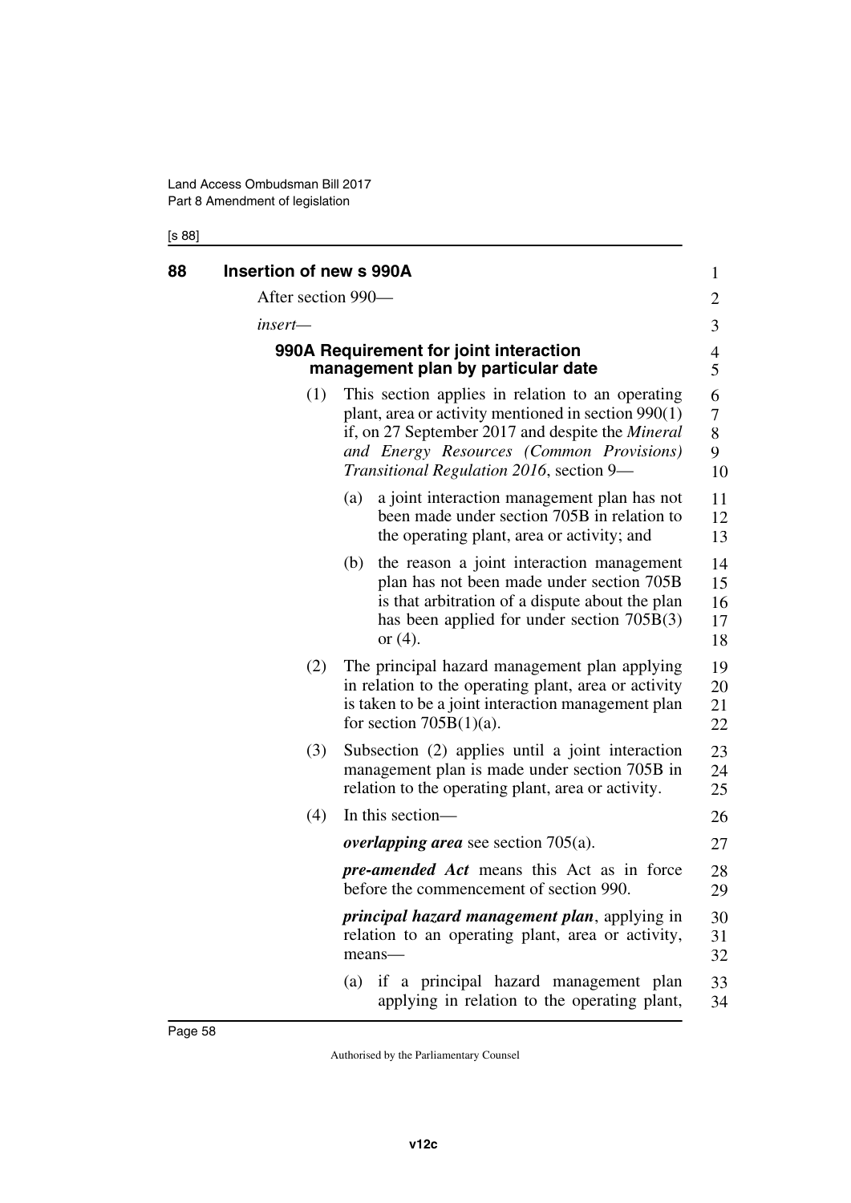## 88 Insertion of new s 990A

After section 990—

*insert*—

### 990A Requirement for joint interaction management plan by particular date

(1) This section applies in relation to an operating plant, area or activity mentioned in section 990(1) if, on 27 September 2017 and despite the *Mineral and Energy Resources (Common Provisions) Transitional Regulation 2016*, section 9—

(a) a joint interaction management plan has not been made under section 705B in relation to the operating plant, area or activity; and

(b) the reason a joint interaction management plan has not been made under section 705B is that arbitration of a dispute about the plan has been applied for under section 705B(3) or (4).

(2) The principal hazard management plan applying in relation to the operating plant, area or activity is taken to be a joint interaction management plan for section 705B(1)(a).

(3) Subsection (2) applies until a joint interaction management plan is made under section 705B in relation to the operating plant, area or activity.

(4) In this section—

***overlapping area*** see section 705(a).

***pre-amended Act*** means this Act as in force before the commencement of section 990.

***principal hazard management plan***, applying in relation to an operating plant, area or activity, means—

(a) if a principal hazard management plan applying in relation to the operating plant,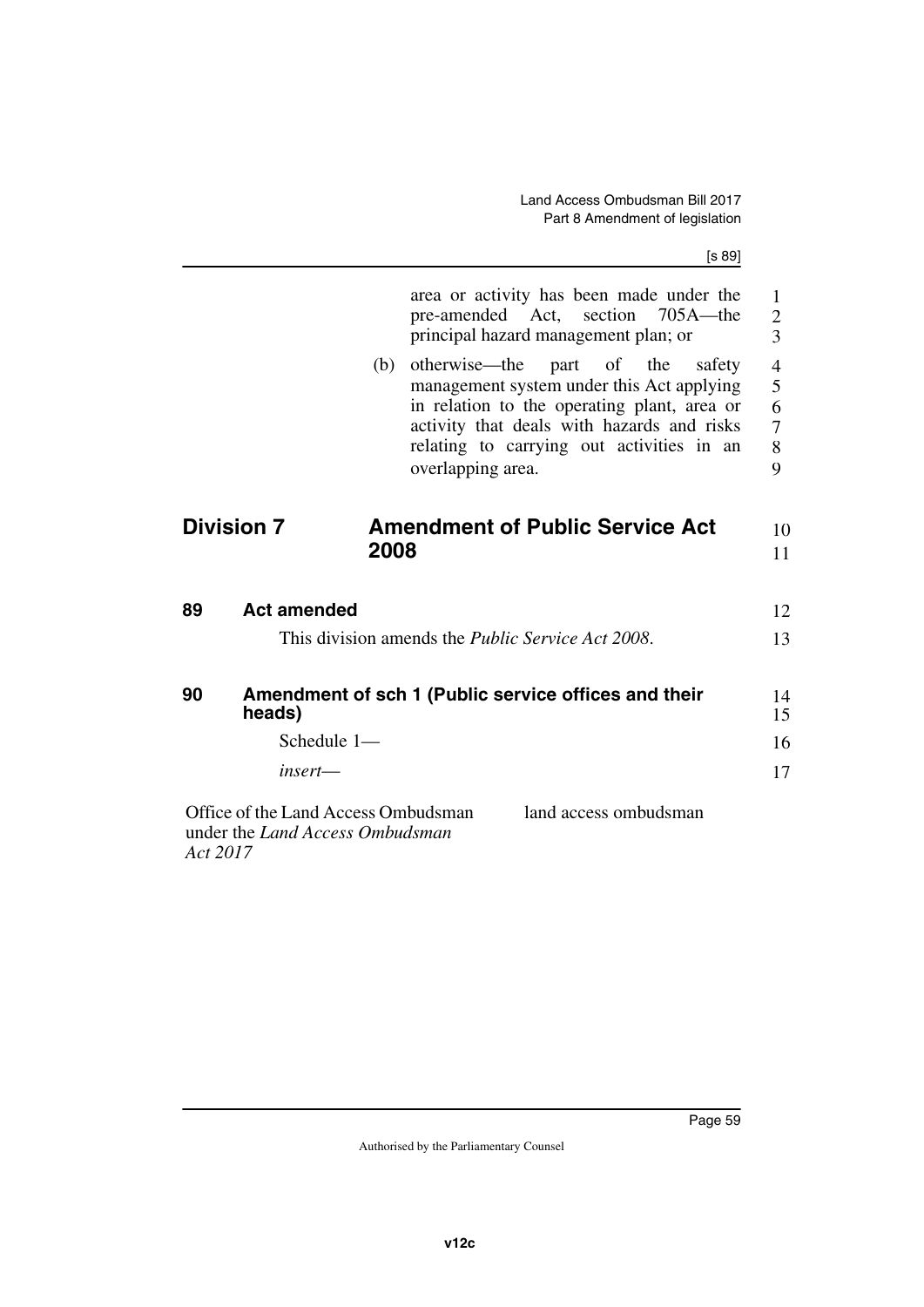area or activity has been made under the pre-amended Act, section 705A—the principal hazard management plan; or

(b) otherwise—the part of the safety management system under this Act applying in relation to the operating plant, area or activity that deals with hazards and risks relating to carrying out activities in an overlapping area.

## Division 7 Amendment of Public Service Act 2008

### 89 Act amended

This division amends the *Public Service Act 2008*.

### 90 Amendment of sch 1 (Public service offices and their heads)

Schedule 1—

*insert*—

| | |
|---|---|
| Office of the Land Access Ombudsman under the *Land Access Ombudsman Act 2017* | land access ombudsman |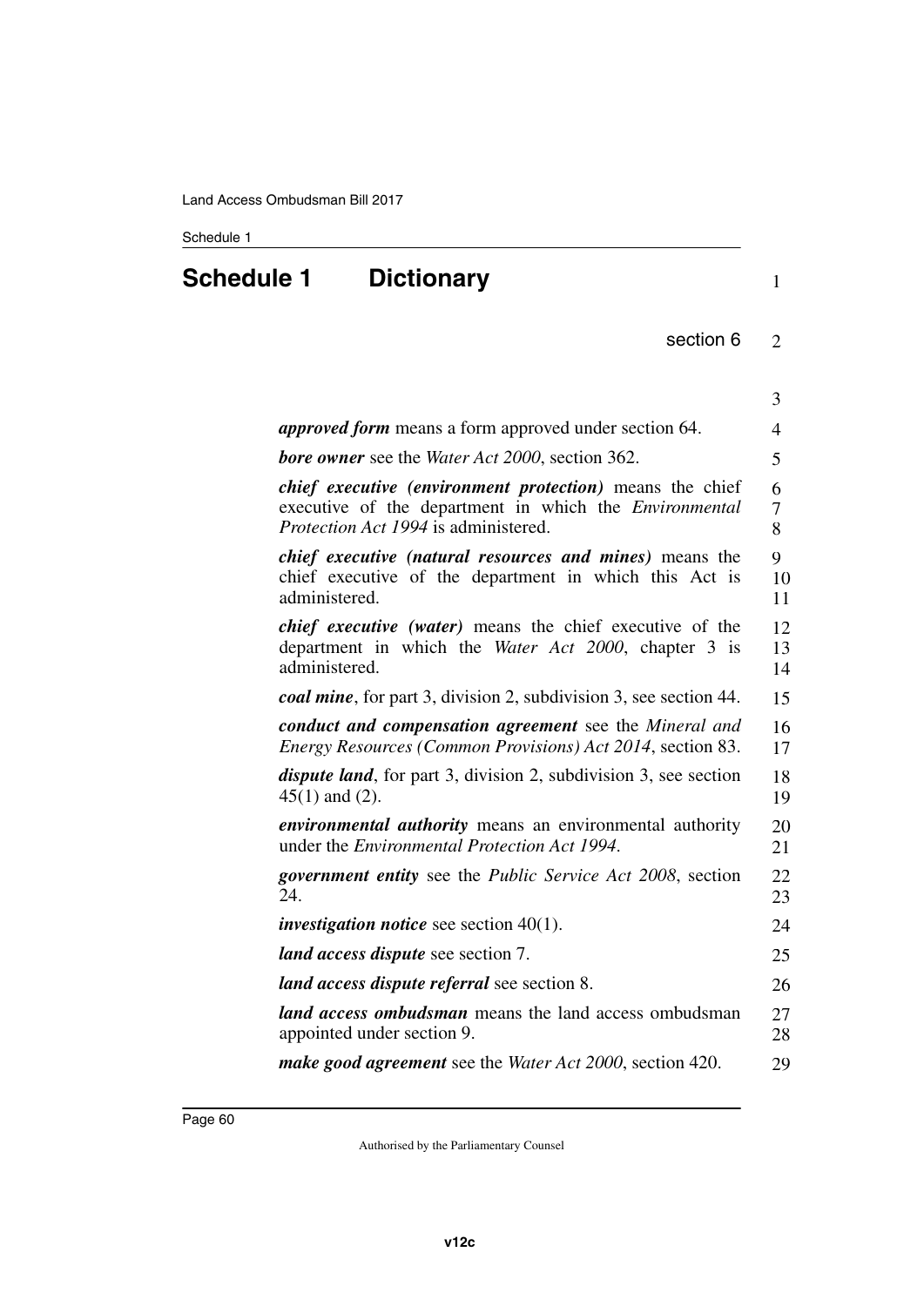# Schedule 1 Dictionary

section 6

***approved form*** means a form approved under section 64.

***bore owner*** see the *Water Act 2000*, section 362.

***chief executive (environment protection)*** means the chief executive of the department in which the *Environmental Protection Act 1994* is administered.

***chief executive (natural resources and mines)*** means the chief executive of the department in which this Act is administered.

***chief executive (water)*** means the chief executive of the department in which the *Water Act 2000*, chapter 3 is administered.

***coal mine***, for part 3, division 2, subdivision 3, see section 44.

***conduct and compensation agreement*** see the *Mineral and Energy Resources (Common Provisions) Act 2014*, section 83.

***dispute land***, for part 3, division 2, subdivision 3, see section 45(1) and (2).

***environmental authority*** means an environmental authority under the *Environmental Protection Act 1994*.

***government entity*** see the *Public Service Act 2008*, section 24.

***investigation notice*** see section 40(1).

***land access dispute*** see section 7.

***land access dispute referral*** see section 8.

***land access ombudsman*** means the land access ombudsman appointed under section 9.

***make good agreement*** see the *Water Act 2000*, section 420.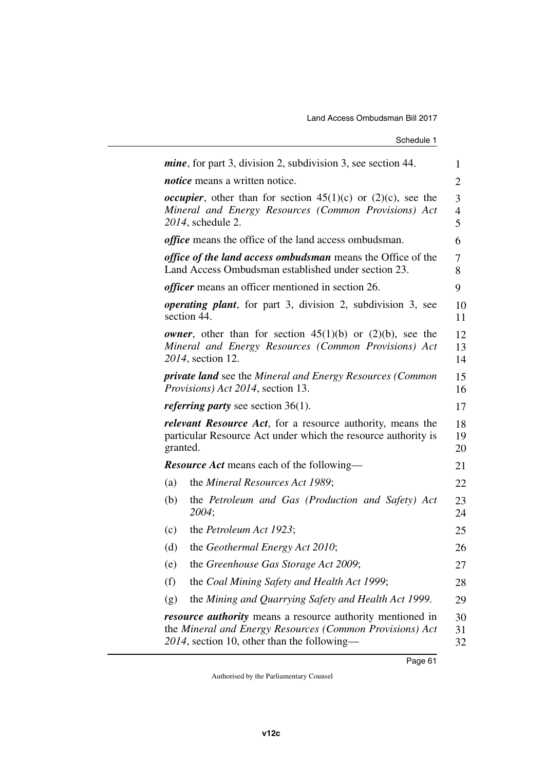***mine***, for part 3, division 2, subdivision 3, see section 44.

***notice*** means a written notice.

***occupier***, other than for section 45(1)(c) or (2)(c), see the *Mineral and Energy Resources (Common Provisions) Act 2014*, schedule 2.

***office*** means the office of the land access ombudsman.

***office of the land access ombudsman*** means the Office of the Land Access Ombudsman established under section 23.

***officer*** means an officer mentioned in section 26.

***operating plant***, for part 3, division 2, subdivision 3, see section 44.

***owner***, other than for section 45(1)(b) or (2)(b), see the *Mineral and Energy Resources (Common Provisions) Act 2014*, section 12.

***private land*** see the *Mineral and Energy Resources (Common Provisions) Act 2014*, section 13.

***referring party*** see section 36(1).

***relevant Resource Act***, for a resource authority, means the particular Resource Act under which the resource authority is granted.

***Resource Act*** means each of the following—

(a) the *Mineral Resources Act 1989*;

(b) the *Petroleum and Gas (Production and Safety) Act 2004*;

(c) the *Petroleum Act 1923*;

(d) the *Geothermal Energy Act 2010*;

(e) the *Greenhouse Gas Storage Act 2009*;

(f) the *Coal Mining Safety and Health Act 1999*;

(g) the *Mining and Quarrying Safety and Health Act 1999*.

***resource authority*** means a resource authority mentioned in the *Mineral and Energy Resources (Common Provisions) Act 2014*, section 10, other than the following—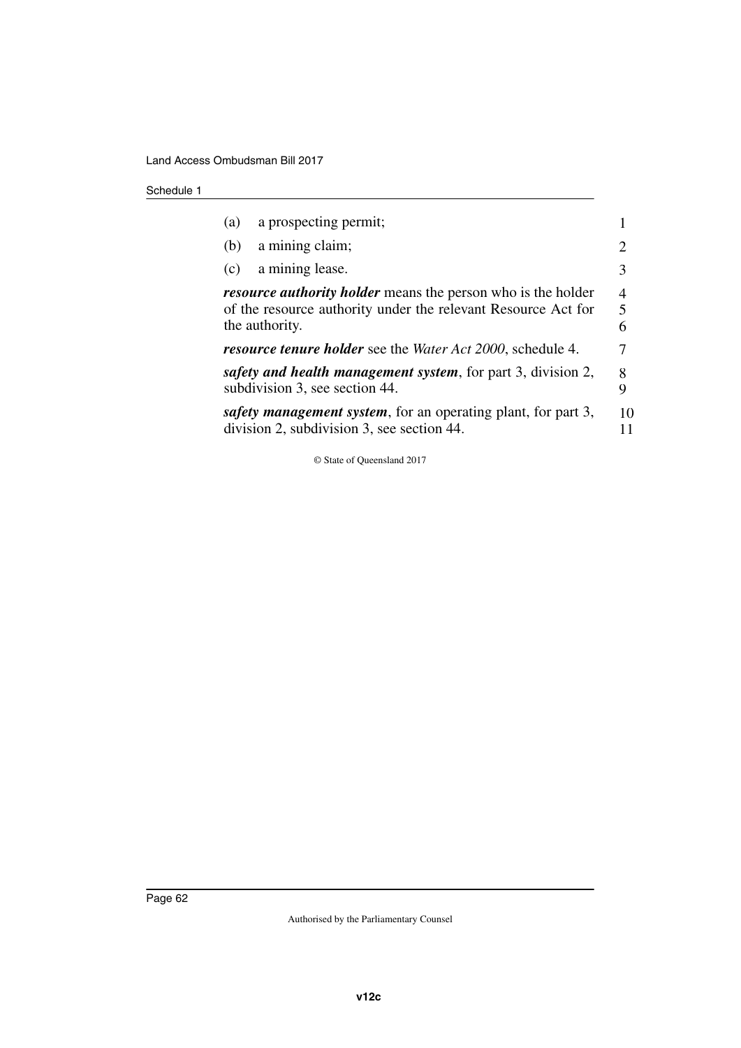(a) a prospecting permit;

(b) a mining claim;

(c) a mining lease.

***resource authority holder*** means the person who is the holder of the resource authority under the relevant Resource Act for the authority.

***resource tenure holder*** see the *Water Act 2000*, schedule 4.

***safety and health management system***, for part 3, division 2, subdivision 3, see section 44.

***safety management system***, for an operating plant, for part 3, division 2, subdivision 3, see section 44.

© State of Queensland 2017